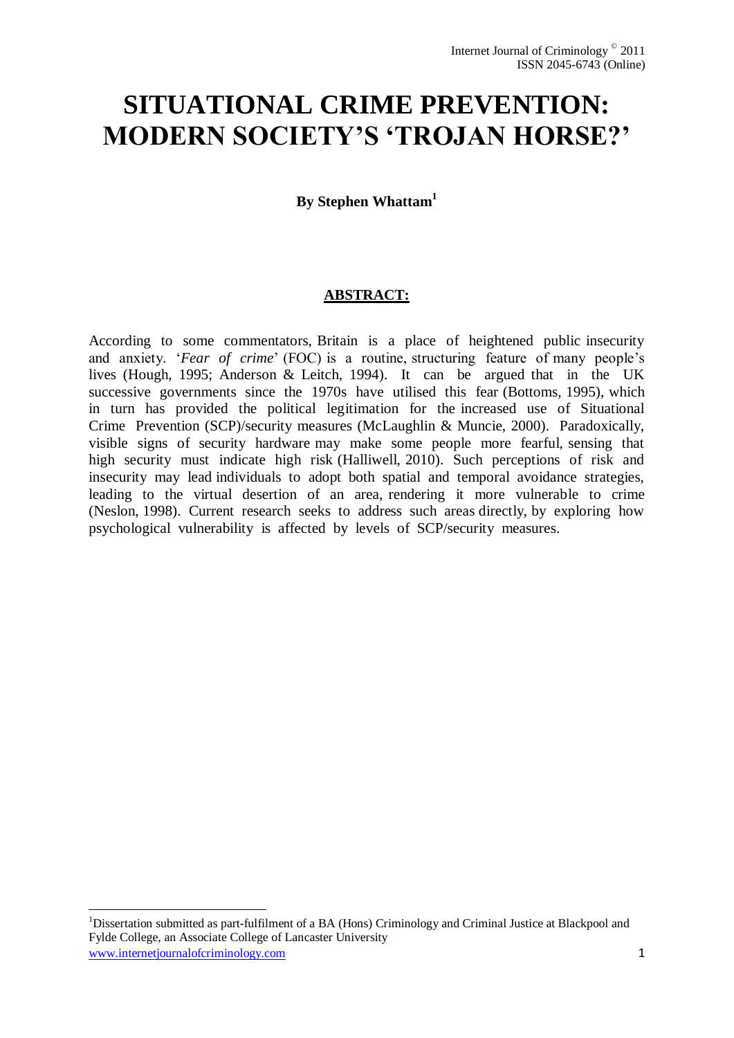# SITUATIONAL CRIME PREVENTION: MODERN SOCIETY'S 'TROJAN HORSE?'

**By Stephen Whattam[1]**

## ABSTRACT:

According to some commentators, Britain is a place of heightened public insecurity and anxiety. '*Fear of crime*' (FOC) is a routine, structuring feature of many people's lives (Hough, 1995; Anderson & Leitch, 1994). It can be argued that in the UK successive governments since the 1970s have utilised this fear (Bottoms, 1995), which in turn has provided the political legitimation for the increased use of Situational Crime Prevention (SCP)/security measures (McLaughlin & Muncie, 2000). Paradoxically, visible signs of security hardware may make some people more fearful, sensing that high security must indicate high risk (Halliwell, 2010). Such perceptions of risk and insecurity may lead individuals to adopt both spatial and temporal avoidance strategies, leading to the virtual desertion of an area, rendering it more vulnerable to crime (Neslon, 1998). Current research seeks to address such areas directly, by exploring how psychological vulnerability is affected by levels of SCP/security measures.

---

[1] Dissertation submitted as part-fulfilment of a BA (Hons) Criminology and Criminal Justice at Blackpool and Fylde College, an Associate College of Lancaster University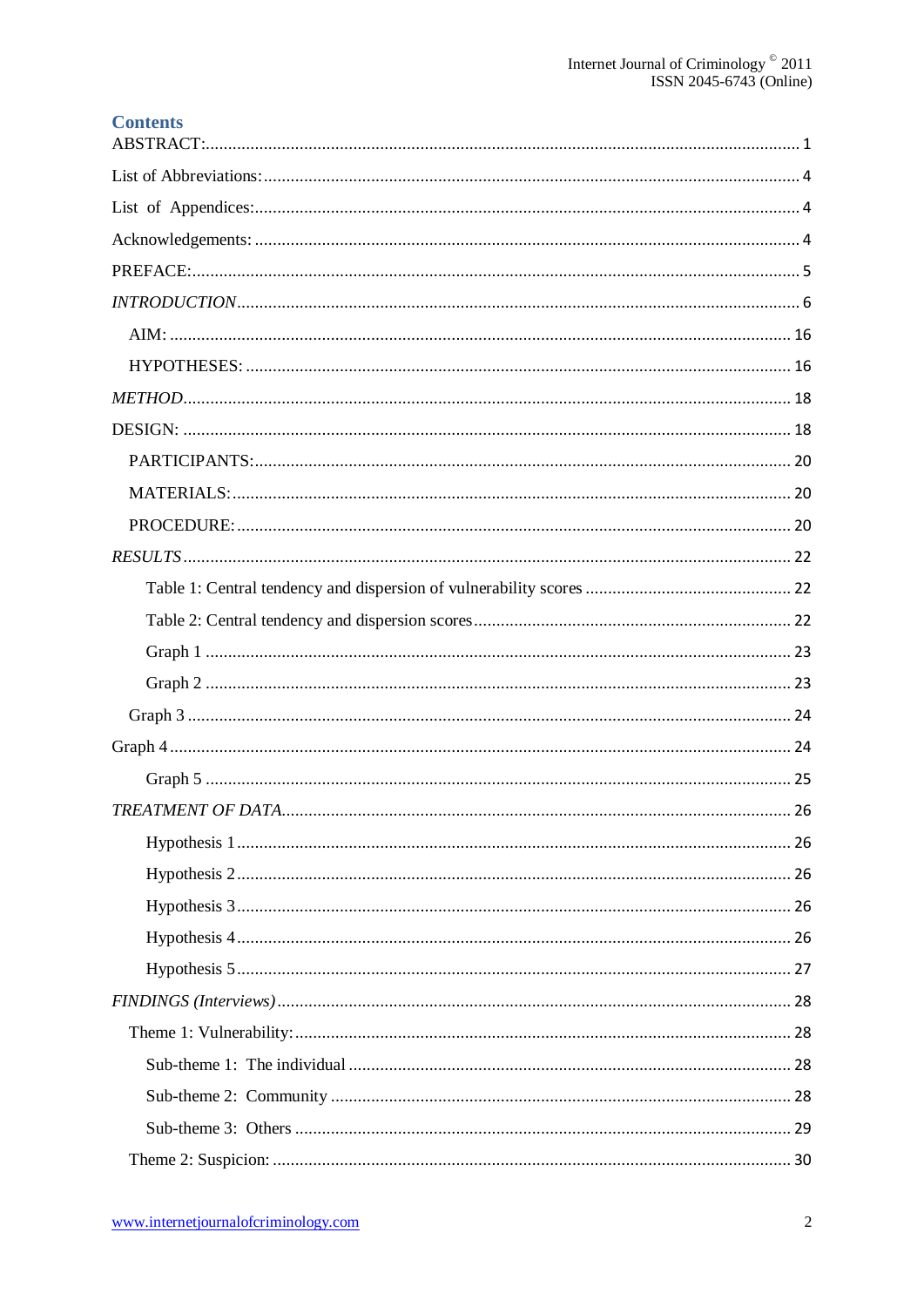## Contents

ABSTRACT: 1

List of Abbreviations: 4

List of Appendices: 4

Acknowledgements: 4

PREFACE: 5

*INTRODUCTION* 6

- AIM: 16
- HYPOTHESES: 16

*METHOD* 18

DESIGN: 18

- PARTICIPANTS: 20
- MATERIALS: 20
- PROCEDURE: 20

*RESULTS* 22

- Table 1: Central tendency and dispersion of vulnerability scores 22
- Table 2: Central tendency and dispersion scores 22
- Graph 1 23
- Graph 2 23
- Graph 3 24

Graph 4 24

- Graph 5 25

*TREATMENT OF DATA* 26

- Hypothesis 1 26
- Hypothesis 2 26
- Hypothesis 3 26
- Hypothesis 4 26
- Hypothesis 5 27

*FINDINGS (Interviews)* 28

- Theme 1: Vulnerability: 28
  - Sub-theme 1: The individual 28
  - Sub-theme 2: Community 28
  - Sub-theme 3: Others 29
- Theme 2: Suspicion: 30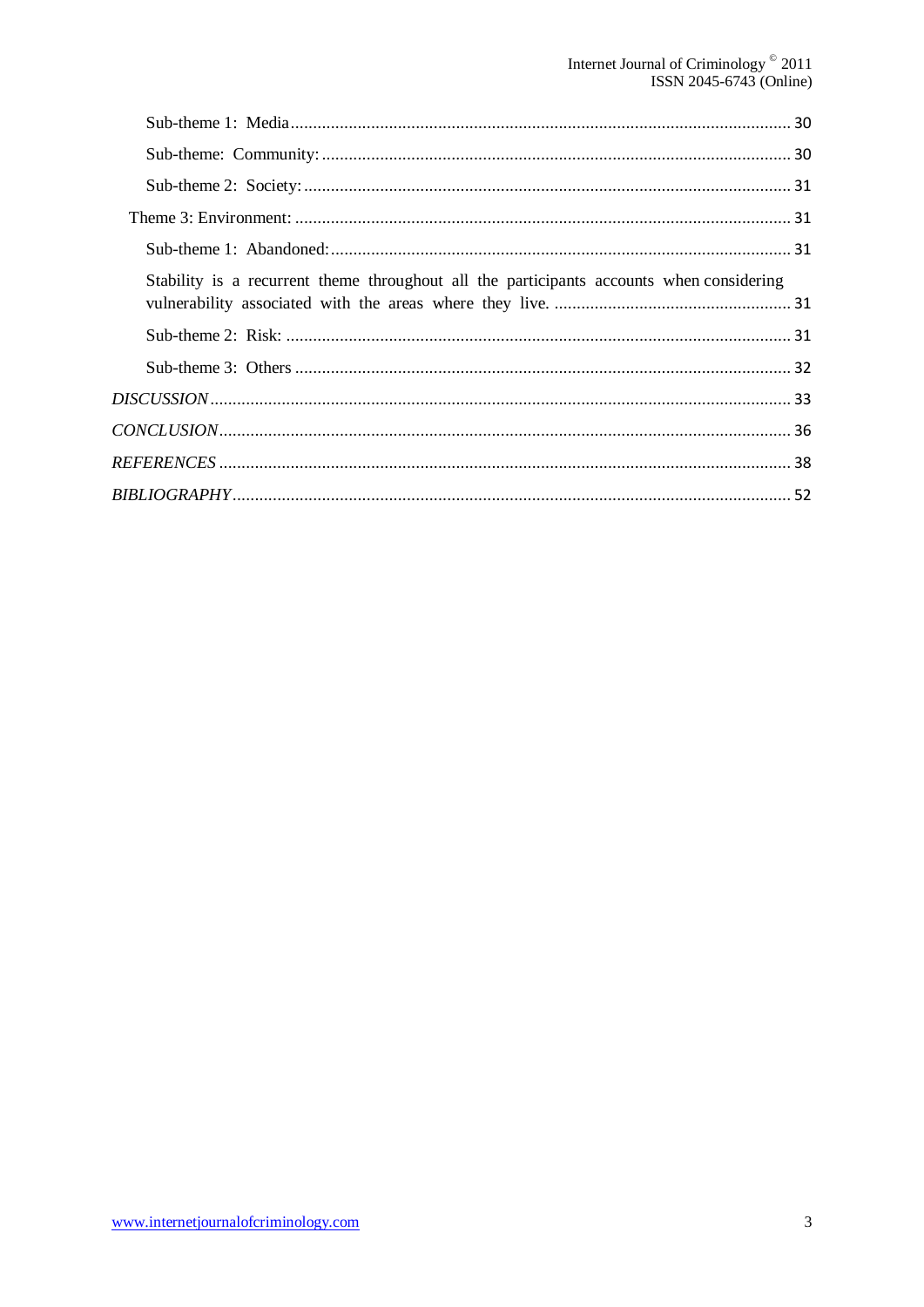Sub-theme 1: Media ........................................................ 30

Sub-theme: Community: ........................................................ 30

Sub-theme 2: Society: ........................................................ 31

Theme 3: Environment: ........................................................ 31

Sub-theme 1: Abandoned: ........................................................ 31

Stability is a recurrent theme throughout all the participants accounts when considering vulnerability associated with the areas where they live. ........................................................ 31

Sub-theme 2: Risk: ........................................................ 31

Sub-theme 3: Others ........................................................ 32

*DISCUSSION* ........................................................ 33

*CONCLUSION* ........................................................ 36

*REFERENCES* ........................................................ 38

*BIBLIOGRAPHY* ........................................................ 52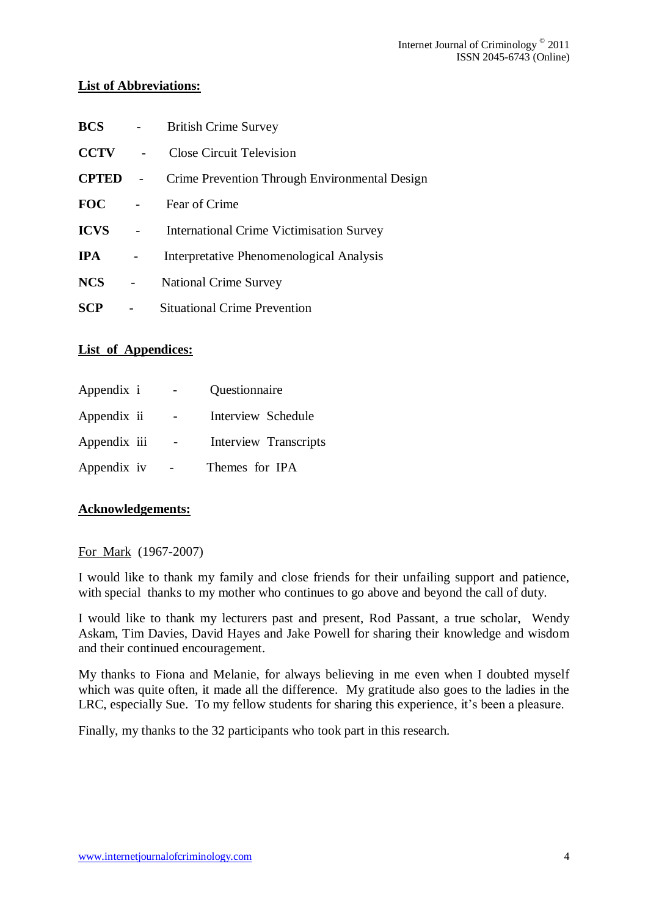## List of Abbreviations:

**BCS** - British Crime Survey

**CCTV** - Close Circuit Television

**CPTED** - Crime Prevention Through Environmental Design

**FOC** - Fear of Crime

**ICVS** - International Crime Victimisation Survey

**IPA** - Interpretative Phenomenological Analysis

**NCS** - National Crime Survey

**SCP** - Situational Crime Prevention

## List of Appendices:

Appendix i - Questionnaire

Appendix ii - Interview Schedule

Appendix iii - Interview Transcripts

Appendix iv - Themes for IPA

## Acknowledgements:

For Mark (1967-2007)

I would like to thank my family and close friends for their unfailing support and patience, with special thanks to my mother who continues to go above and beyond the call of duty.

I would like to thank my lecturers past and present, Rod Passant, a true scholar, Wendy Askam, Tim Davies, David Hayes and Jake Powell for sharing their knowledge and wisdom and their continued encouragement.

My thanks to Fiona and Melanie, for always believing in me even when I doubted myself which was quite often, it made all the difference. My gratitude also goes to the ladies in the LRC, especially Sue. To my fellow students for sharing this experience, it's been a pleasure.

Finally, my thanks to the 32 participants who took part in this research.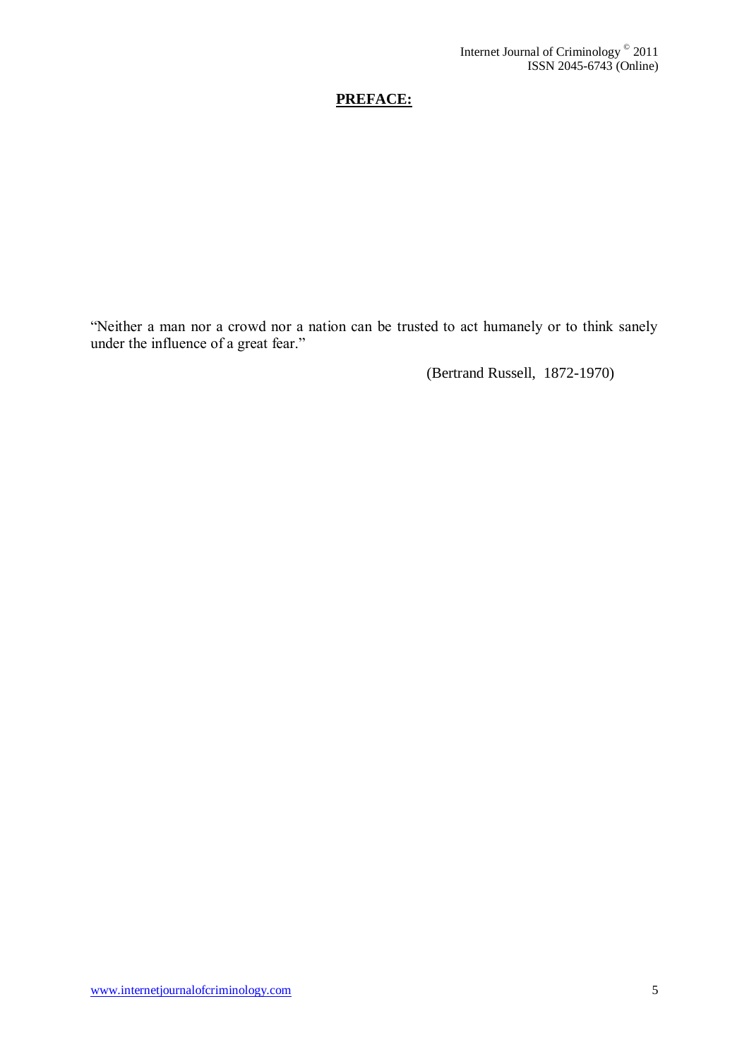## PREFACE:

"Neither a man nor a crowd nor a nation can be trusted to act humanely or to think sanely under the influence of a great fear."

(Bertrand Russell, 1872-1970)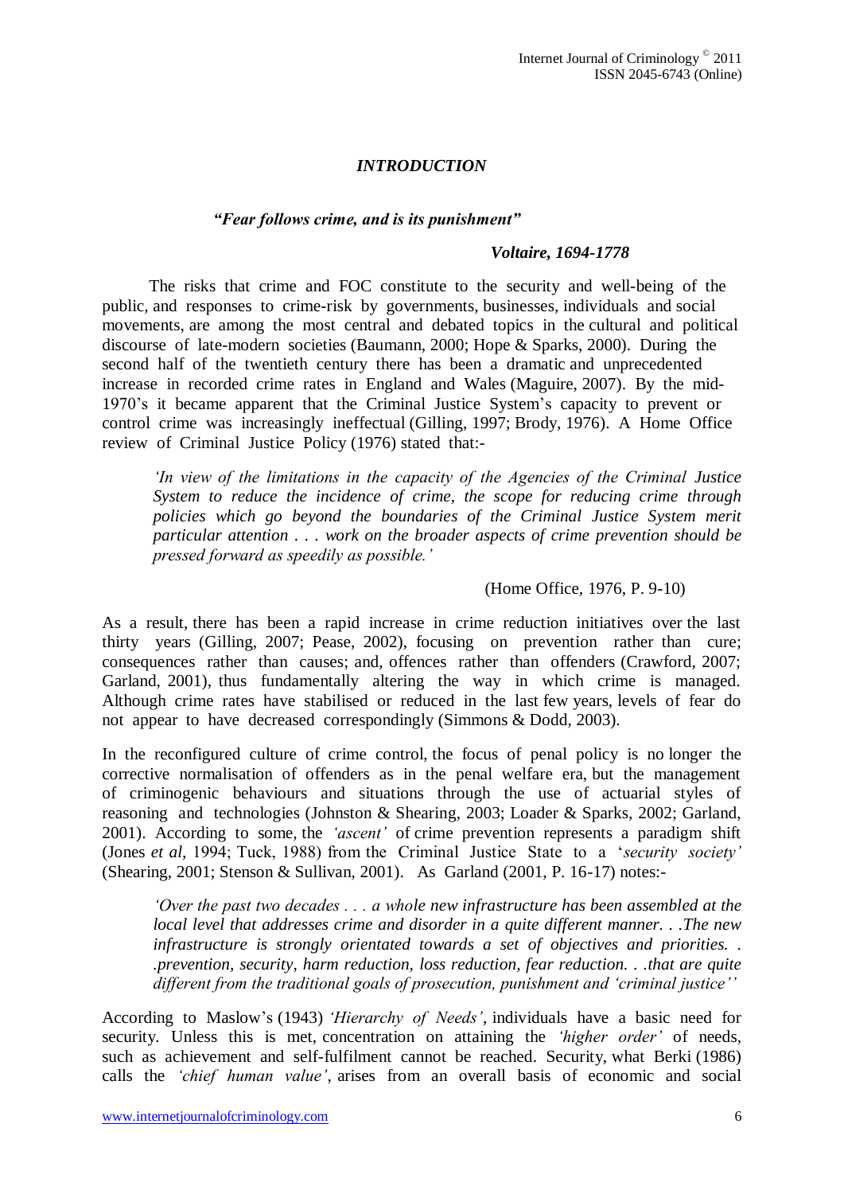## *INTRODUCTION*

***"Fear follows crime, and is its punishment"***

***Voltaire, 1694-1778***

The risks that crime and FOC constitute to the security and well-being of the public, and responses to crime-risk by governments, businesses, individuals and social movements, are among the most central and debated topics in the cultural and political discourse of late-modern societies (Baumann, 2000; Hope & Sparks, 2000). During the second half of the twentieth century there has been a dramatic and unprecedented increase in recorded crime rates in England and Wales (Maguire, 2007). By the mid-1970's it became apparent that the Criminal Justice System's capacity to prevent or control crime was increasingly ineffectual (Gilling, 1997; Brody, 1976). A Home Office review of Criminal Justice Policy (1976) stated that:-

> *'In view of the limitations in the capacity of the Agencies of the Criminal Justice System to reduce the incidence of crime, the scope for reducing crime through policies which go beyond the boundaries of the Criminal Justice System merit particular attention . . . work on the broader aspects of crime prevention should be pressed forward as speedily as possible.'*
>
> (Home Office, 1976, P. 9-10)

As a result, there has been a rapid increase in crime reduction initiatives over the last thirty years (Gilling, 2007; Pease, 2002), focusing on prevention rather than cure; consequences rather than causes; and, offences rather than offenders (Crawford, 2007; Garland, 2001), thus fundamentally altering the way in which crime is managed. Although crime rates have stabilised or reduced in the last few years, levels of fear do not appear to have decreased correspondingly (Simmons & Dodd, 2003).

In the reconfigured culture of crime control, the focus of penal policy is no longer the corrective normalisation of offenders as in the penal welfare era, but the management of criminogenic behaviours and situations through the use of actuarial styles of reasoning and technologies (Johnston & Shearing, 2003; Loader & Sparks, 2002; Garland, 2001). According to some, the *'ascent'* of crime prevention represents a paradigm shift (Jones *et al*, 1994; Tuck, 1988) from the Criminal Justice State to a '*security society'* (Shearing, 2001; Stenson & Sullivan, 2001). As Garland (2001, P. 16-17) notes:-

> *'Over the past two decades . . . a whole new infrastructure has been assembled at the local level that addresses crime and disorder in a quite different manner. . .The new infrastructure is strongly orientated towards a set of objectives and priorities. . .prevention, security, harm reduction, loss reduction, fear reduction. . .that are quite different from the traditional goals of prosecution, punishment and 'criminal justice''*

According to Maslow's (1943) *'Hierarchy of Needs'*, individuals have a basic need for security. Unless this is met, concentration on attaining the *'higher order'* of needs, such as achievement and self-fulfilment cannot be reached. Security, what Berki (1986) calls the *'chief human value'*, arises from an overall basis of economic and social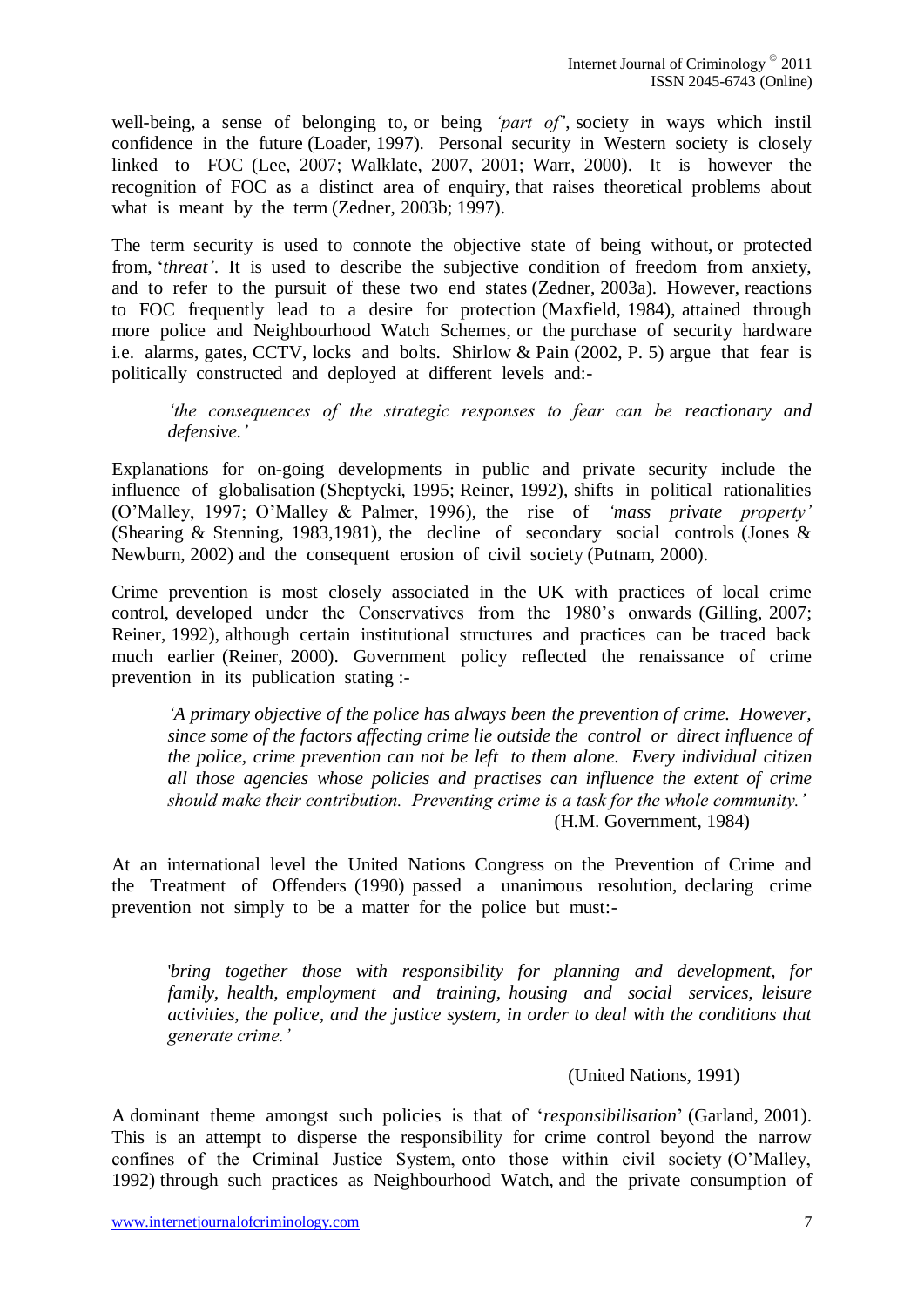well-being, a sense of belonging to, or being *'part of'*, society in ways which instil confidence in the future (Loader, 1997). Personal security in Western society is closely linked to FOC (Lee, 2007; Walklate, 2007, 2001; Warr, 2000). It is however the recognition of FOC as a distinct area of enquiry, that raises theoretical problems about what is meant by the term (Zedner, 2003b; 1997).

The term security is used to connote the objective state of being without, or protected from, '*threat'*. It is used to describe the subjective condition of freedom from anxiety, and to refer to the pursuit of these two end states (Zedner, 2003a). However, reactions to FOC frequently lead to a desire for protection (Maxfield, 1984), attained through more police and Neighbourhood Watch Schemes, or the purchase of security hardware i.e. alarms, gates, CCTV, locks and bolts. Shirlow & Pain (2002, P. 5) argue that fear is politically constructed and deployed at different levels and:-

> *'the consequences of the strategic responses to fear can be reactionary and defensive.'*

Explanations for on-going developments in public and private security include the influence of globalisation (Sheptycki, 1995; Reiner, 1992), shifts in political rationalities (O'Malley, 1997; O'Malley & Palmer, 1996), the rise of *'mass private property'* (Shearing & Stenning, 1983,1981), the decline of secondary social controls (Jones & Newburn, 2002) and the consequent erosion of civil society (Putnam, 2000).

Crime prevention is most closely associated in the UK with practices of local crime control, developed under the Conservatives from the 1980's onwards (Gilling, 2007; Reiner, 1992), although certain institutional structures and practices can be traced back much earlier (Reiner, 2000). Government policy reflected the renaissance of crime prevention in its publication stating :-

> *'A primary objective of the police has always been the prevention of crime. However, since some of the factors affecting crime lie outside the control or direct influence of the police, crime prevention can not be left to them alone. Every individual citizen all those agencies whose policies and practises can influence the extent of crime should make their contribution. Preventing crime is a task for the whole community.'*
>
> (H.M. Government, 1984)

At an international level the United Nations Congress on the Prevention of Crime and the Treatment of Offenders (1990) passed a unanimous resolution, declaring crime prevention not simply to be a matter for the police but must:-

> *'bring together those with responsibility for planning and development, for family, health, employment and training, housing and social services, leisure activities, the police, and the justice system, in order to deal with the conditions that generate crime.'*
>
> (United Nations, 1991)

A dominant theme amongst such policies is that of '*responsibilisation*' (Garland, 2001). This is an attempt to disperse the responsibility for crime control beyond the narrow confines of the Criminal Justice System, onto those within civil society (O'Malley, 1992) through such practices as Neighbourhood Watch, and the private consumption of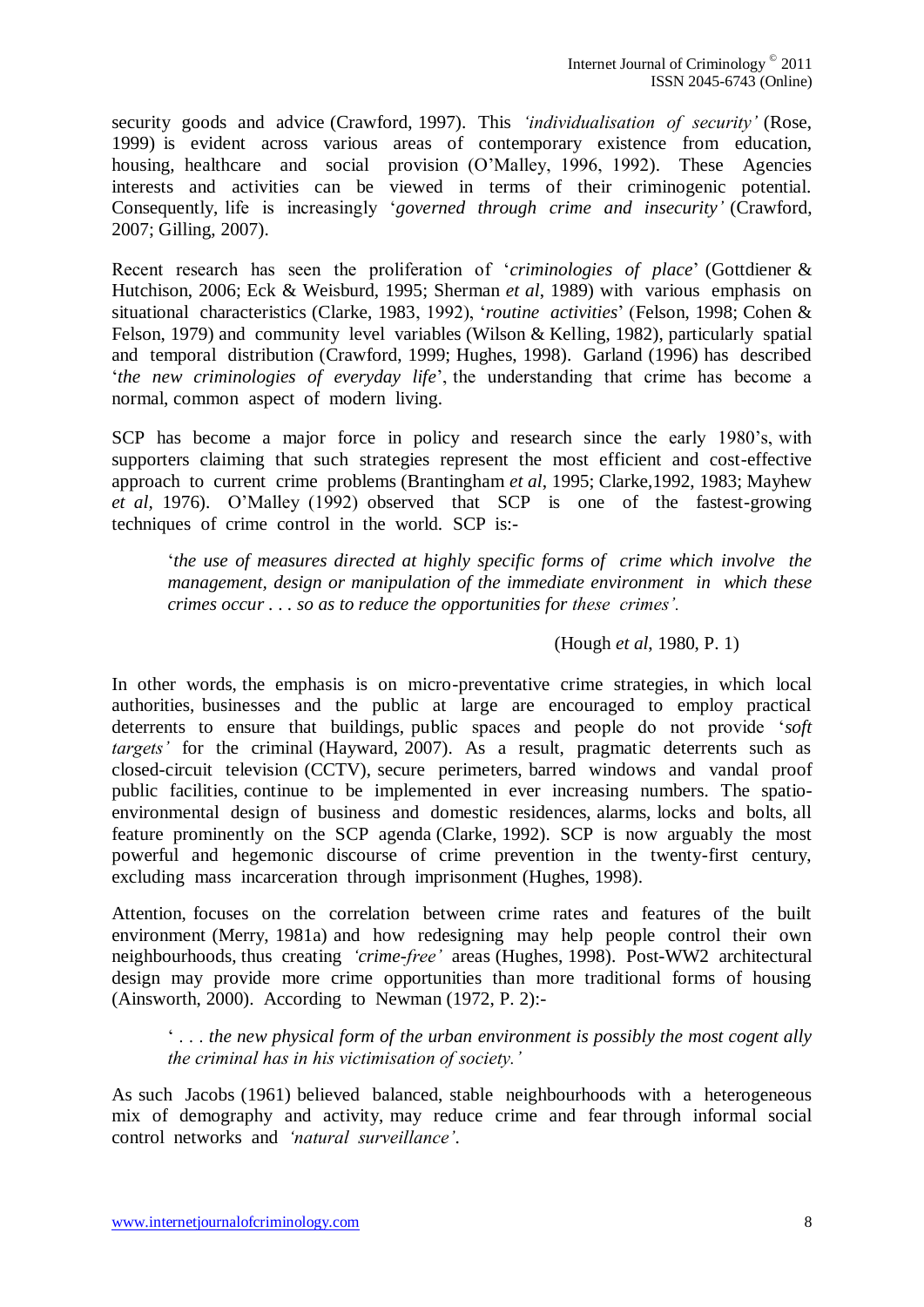security goods and advice (Crawford, 1997). This *'individualisation of security'* (Rose, 1999) is evident across various areas of contemporary existence from education, housing, healthcare and social provision (O'Malley, 1996, 1992). These Agencies interests and activities can be viewed in terms of their criminogenic potential. Consequently, life is increasingly '*governed through crime and insecurity'* (Crawford, 2007; Gilling, 2007).

Recent research has seen the proliferation of '*criminologies of place*' (Gottdiener & Hutchison, 2006; Eck & Weisburd, 1995; Sherman *et al*, 1989) with various emphasis on situational characteristics (Clarke, 1983, 1992), '*routine activities*' (Felson, 1998; Cohen & Felson, 1979) and community level variables (Wilson & Kelling, 1982), particularly spatial and temporal distribution (Crawford, 1999; Hughes, 1998). Garland (1996) has described '*the new criminologies of everyday life*', the understanding that crime has become a normal, common aspect of modern living.

SCP has become a major force in policy and research since the early 1980's, with supporters claiming that such strategies represent the most efficient and cost-effective approach to current crime problems (Brantingham *et al*, 1995; Clarke,1992, 1983; Mayhew *et al*, 1976). O'Malley (1992) observed that SCP is one of the fastest-growing techniques of crime control in the world. SCP is:-

> '*the use of measures directed at highly specific forms of crime which involve the management, design or manipulation of the immediate environment in which these crimes occur . . . so as to reduce the opportunities for these crimes'.*
>
> (Hough *et al*, 1980, P. 1)

In other words, the emphasis is on micro-preventative crime strategies, in which local authorities, businesses and the public at large are encouraged to employ practical deterrents to ensure that buildings, public spaces and people do not provide '*soft targets'* for the criminal (Hayward, 2007). As a result, pragmatic deterrents such as closed-circuit television (CCTV), secure perimeters, barred windows and vandal proof public facilities, continue to be implemented in ever increasing numbers. The spatio-environmental design of business and domestic residences, alarms, locks and bolts, all feature prominently on the SCP agenda (Clarke, 1992). SCP is now arguably the most powerful and hegemonic discourse of crime prevention in the twenty-first century, excluding mass incarceration through imprisonment (Hughes, 1998).

Attention, focuses on the correlation between crime rates and features of the built environment (Merry, 1981a) and how redesigning may help people control their own neighbourhoods, thus creating *'crime-free'* areas (Hughes, 1998). Post-WW2 architectural design may provide more crime opportunities than more traditional forms of housing (Ainsworth, 2000). According to Newman (1972, P. 2):-

> ' . . . *the new physical form of the urban environment is possibly the most cogent ally the criminal has in his victimisation of society.'*

As such Jacobs (1961) believed balanced, stable neighbourhoods with a heterogeneous mix of demography and activity, may reduce crime and fear through informal social control networks and *'natural surveillance'*.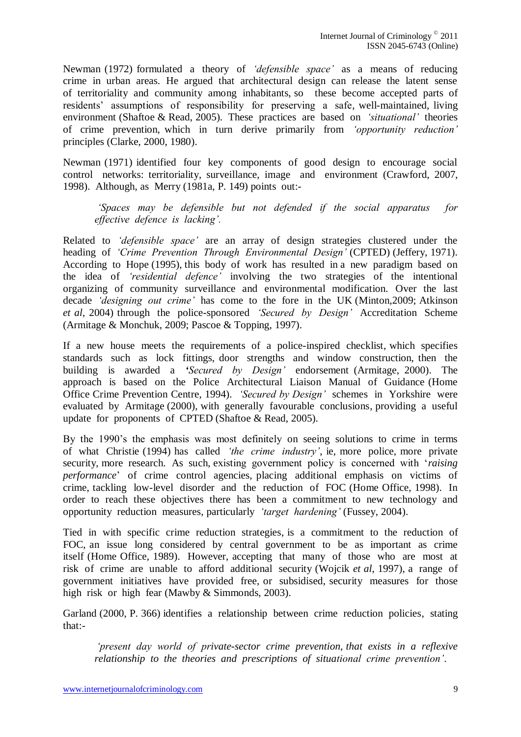Newman (1972) formulated a theory of *'defensible space'* as a means of reducing crime in urban areas. He argued that architectural design can release the latent sense of territoriality and community among inhabitants, so these become accepted parts of residents' assumptions of responsibility for preserving a safe, well-maintained, living environment (Shaftoe & Read, 2005). These practices are based on *'situational'* theories of crime prevention, which in turn derive primarily from *'opportunity reduction'* principles (Clarke, 2000, 1980).

Newman (1971) identified four key components of good design to encourage social control networks: territoriality, surveillance, image and environment (Crawford, 2007, 1998). Although, as Merry (1981a, P. 149) points out:-

> *'Spaces may be defensible but not defended if the social apparatus for effective defence is lacking'.*

Related to *'defensible space'* are an array of design strategies clustered under the heading of *'Crime Prevention Through Environmental Design'* (CPTED) (Jeffery, 1971). According to Hope (1995), this body of work has resulted in a new paradigm based on the idea of *'residential defence'* involving the two strategies of the intentional organizing of community surveillance and environmental modification. Over the last decade *'designing out crime'* has come to the fore in the UK (Minton,2009; Atkinson *et al*, 2004) through the police-sponsored *'Secured by Design'* Accreditation Scheme (Armitage & Monchuk, 2009; Pascoe & Topping, 1997).

If a new house meets the requirements of a police-inspired checklist, which specifies standards such as lock fittings, door strengths and window construction, then the building is awarded a *'Secured by Design'* endorsement (Armitage, 2000). The approach is based on the Police Architectural Liaison Manual of Guidance (Home Office Crime Prevention Centre, 1994). *'Secured by Design'* schemes in Yorkshire were evaluated by Armitage (2000), with generally favourable conclusions, providing a useful update for proponents of CPTED (Shaftoe & Read, 2005).

By the 1990's the emphasis was most definitely on seeing solutions to crime in terms of what Christie (1994) has called *'the crime industry'*, ie, more police, more private security, more research. As such, existing government policy is concerned with '*raising performance*' of crime control agencies, placing additional emphasis on victims of crime, tackling low-level disorder and the reduction of FOC (Home Office, 1998). In order to reach these objectives there has been a commitment to new technology and opportunity reduction measures, particularly *'target hardening'* (Fussey, 2004).

Tied in with specific crime reduction strategies, is a commitment to the reduction of FOC, an issue long considered by central government to be as important as crime itself (Home Office, 1989). However, accepting that many of those who are most at risk of crime are unable to afford additional security (Wojcik *et al*, 1997), a range of government initiatives have provided free, or subsidised, security measures for those high risk or high fear (Mawby & Simmonds, 2003).

Garland (2000, P. 366) identifies a relationship between crime reduction policies, stating that:-

> *'present day world of private-sector crime prevention, that exists in a reflexive relationship to the theories and prescriptions of situational crime prevention'.*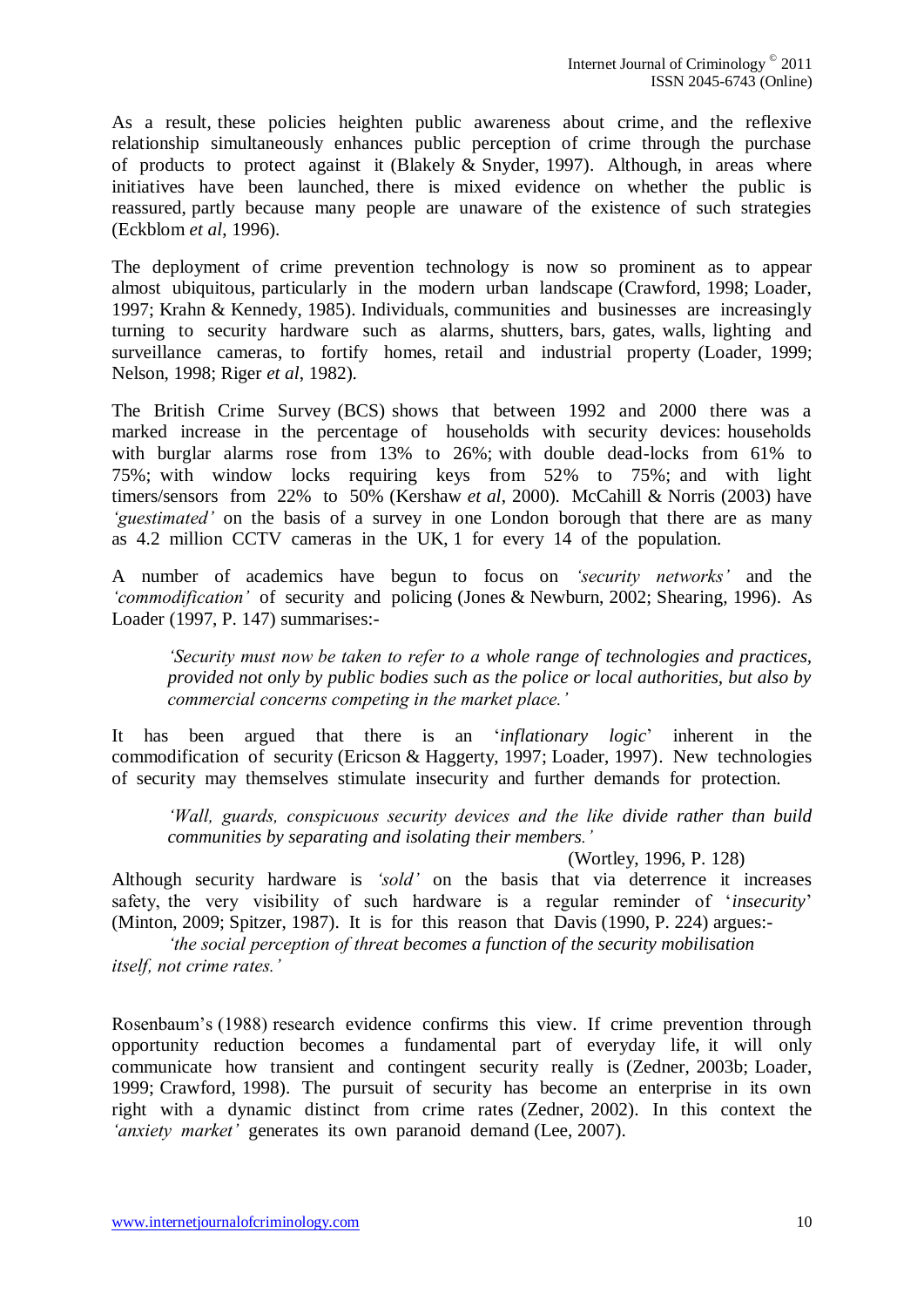As a result, these policies heighten public awareness about crime, and the reflexive relationship simultaneously enhances public perception of crime through the purchase of products to protect against it (Blakely & Snyder, 1997). Although, in areas where initiatives have been launched, there is mixed evidence on whether the public is reassured, partly because many people are unaware of the existence of such strategies (Eckblom *et al*, 1996).

The deployment of crime prevention technology is now so prominent as to appear almost ubiquitous, particularly in the modern urban landscape (Crawford, 1998; Loader, 1997; Krahn & Kennedy, 1985). Individuals, communities and businesses are increasingly turning to security hardware such as alarms, shutters, bars, gates, walls, lighting and surveillance cameras, to fortify homes, retail and industrial property (Loader, 1999; Nelson, 1998; Riger *et al*, 1982).

The British Crime Survey (BCS) shows that between 1992 and 2000 there was a marked increase in the percentage of households with security devices: households with burglar alarms rose from 13% to 26%; with double dead-locks from 61% to 75%; with window locks requiring keys from 52% to 75%; and with light timers/sensors from 22% to 50% (Kershaw *et al*, 2000). McCahill & Norris (2003) have *'guestimated'* on the basis of a survey in one London borough that there are as many as 4.2 million CCTV cameras in the UK, 1 for every 14 of the population.

A number of academics have begun to focus on *'security networks'* and the *'commodification'* of security and policing (Jones & Newburn, 2002; Shearing, 1996). As Loader (1997, P. 147) summarises:-

> *'Security must now be taken to refer to a whole range of technologies and practices, provided not only by public bodies such as the police or local authorities, but also by commercial concerns competing in the market place.'*

It has been argued that there is an '*inflationary logic*' inherent in the commodification of security (Ericson & Haggerty, 1997; Loader, 1997). New technologies of security may themselves stimulate insecurity and further demands for protection.

> *'Wall, guards, conspicuous security devices and the like divide rather than build communities by separating and isolating their members.'*
>
> (Wortley, 1996, P. 128)

Although security hardware is *'sold'* on the basis that via deterrence it increases safety, the very visibility of such hardware is a regular reminder of '*insecurity*' (Minton, 2009; Spitzer, 1987). It is for this reason that Davis (1990, P. 224) argues:-

> *'the social perception of threat becomes a function of the security mobilisation itself, not crime rates.'*

Rosenbaum's (1988) research evidence confirms this view. If crime prevention through opportunity reduction becomes a fundamental part of everyday life, it will only communicate how transient and contingent security really is (Zedner, 2003b; Loader, 1999; Crawford, 1998). The pursuit of security has become an enterprise in its own right with a dynamic distinct from crime rates (Zedner, 2002). In this context the *'anxiety market'* generates its own paranoid demand (Lee, 2007).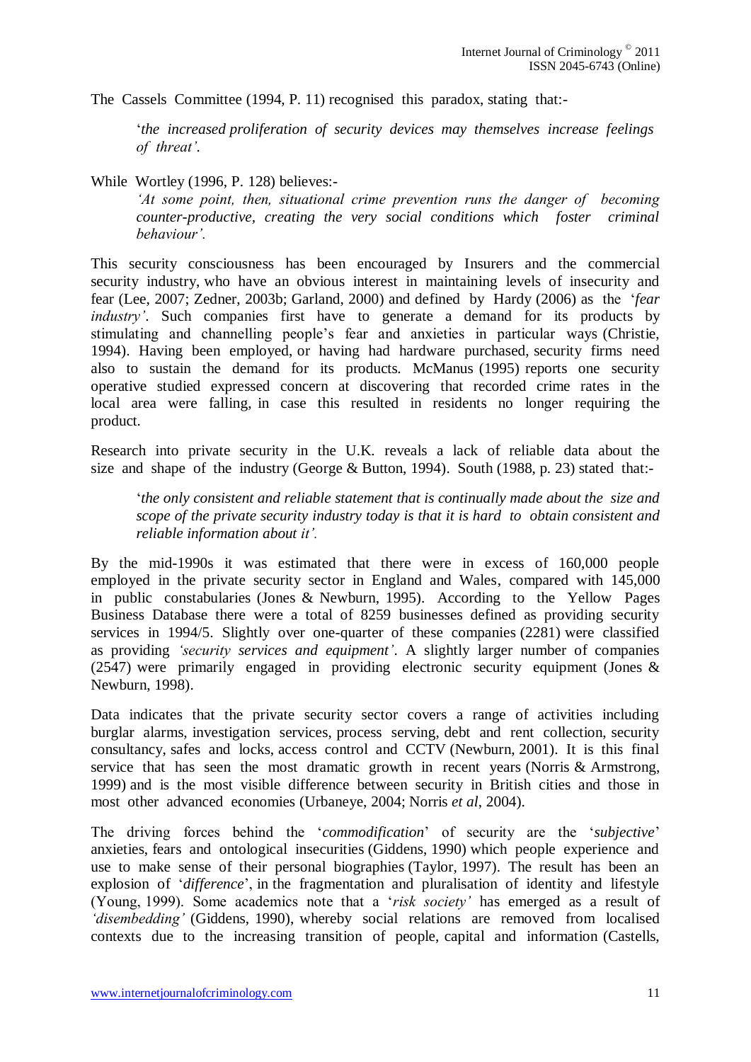The Cassels Committee (1994, P. 11) recognised this paradox, stating that:-

> '*the increased proliferation of security devices may themselves increase feelings of threat'*.

While Wortley (1996, P. 128) believes:-

> *'At some point, then, situational crime prevention runs the danger of becoming counter-productive, creating the very social conditions which foster criminal behaviour'*.

This security consciousness has been encouraged by Insurers and the commercial security industry, who have an obvious interest in maintaining levels of insecurity and fear (Lee, 2007; Zedner, 2003b; Garland, 2000) and defined by Hardy (2006) as the '*fear industry'*. Such companies first have to generate a demand for its products by stimulating and channelling people's fear and anxieties in particular ways (Christie, 1994). Having been employed, or having had hardware purchased, security firms need also to sustain the demand for its products. McManus (1995) reports one security operative studied expressed concern at discovering that recorded crime rates in the local area were falling, in case this resulted in residents no longer requiring the product.

Research into private security in the U.K. reveals a lack of reliable data about the size and shape of the industry (George & Button, 1994). South (1988, p. 23) stated that:-

> '*the only consistent and reliable statement that is continually made about the size and scope of the private security industry today is that it is hard to obtain consistent and reliable information about it'*.

By the mid-1990s it was estimated that there were in excess of 160,000 people employed in the private security sector in England and Wales, compared with 145,000 in public constabularies (Jones & Newburn, 1995). According to the Yellow Pages Business Database there were a total of 8259 businesses defined as providing security services in 1994/5. Slightly over one-quarter of these companies (2281) were classified as providing *'security services and equipment'*. A slightly larger number of companies (2547) were primarily engaged in providing electronic security equipment (Jones & Newburn, 1998).

Data indicates that the private security sector covers a range of activities including burglar alarms, investigation services, process serving, debt and rent collection, security consultancy, safes and locks, access control and CCTV (Newburn, 2001). It is this final service that has seen the most dramatic growth in recent years (Norris & Armstrong, 1999) and is the most visible difference between security in British cities and those in most other advanced economies (Urbaneye, 2004; Norris *et al*, 2004).

The driving forces behind the '*commodification*' of security are the '*subjective*' anxieties, fears and ontological insecurities (Giddens, 1990) which people experience and use to make sense of their personal biographies (Taylor, 1997). The result has been an explosion of '*difference*', in the fragmentation and pluralisation of identity and lifestyle (Young, 1999). Some academics note that a '*risk society'* has emerged as a result of *'disembedding'* (Giddens, 1990), whereby social relations are removed from localised contexts due to the increasing transition of people, capital and information (Castells,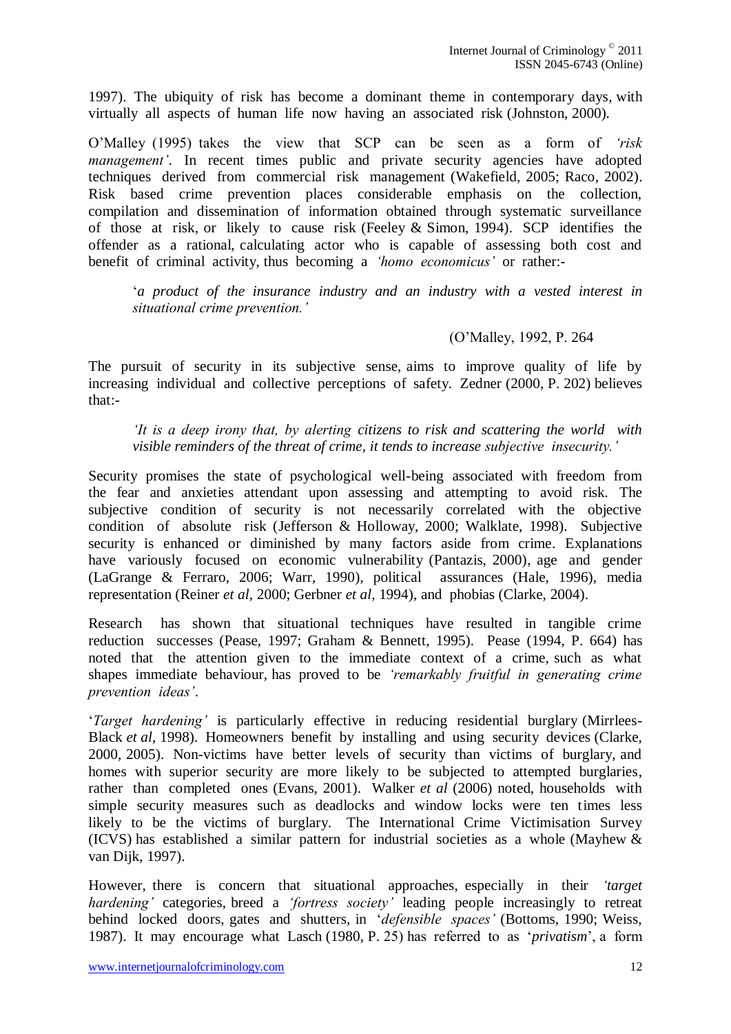1997). The ubiquity of risk has become a dominant theme in contemporary days, with virtually all aspects of human life now having an associated risk (Johnston, 2000).

O'Malley (1995) takes the view that SCP can be seen as a form of *'risk management'*. In recent times public and private security agencies have adopted techniques derived from commercial risk management (Wakefield, 2005; Raco, 2002). Risk based crime prevention places considerable emphasis on the collection, compilation and dissemination of information obtained through systematic surveillance of those at risk, or likely to cause risk (Feeley & Simon, 1994). SCP identifies the offender as a rational, calculating actor who is capable of assessing both cost and benefit of criminal activity, thus becoming a *'homo economicus'* or rather:-

> '*a product of the insurance industry and an industry with a vested interest in situational crime prevention.'*
>
> (O'Malley, 1992, P. 264

The pursuit of security in its subjective sense, aims to improve quality of life by increasing individual and collective perceptions of safety. Zedner (2000, P. 202) believes that:-

> *'It is a deep irony that, by alerting citizens to risk and scattering the world with visible reminders of the threat of crime, it tends to increase subjective insecurity.'*

Security promises the state of psychological well-being associated with freedom from the fear and anxieties attendant upon assessing and attempting to avoid risk. The subjective condition of security is not necessarily correlated with the objective condition of absolute risk (Jefferson & Holloway, 2000; Walklate, 1998). Subjective security is enhanced or diminished by many factors aside from crime. Explanations have variously focused on economic vulnerability (Pantazis, 2000), age and gender (LaGrange & Ferraro, 2006; Warr, 1990), political assurances (Hale, 1996), media representation (Reiner *et al*, 2000; Gerbner *et al*, 1994), and phobias (Clarke, 2004).

Research has shown that situational techniques have resulted in tangible crime reduction successes (Pease, 1997; Graham & Bennett, 1995). Pease (1994, P. 664) has noted that the attention given to the immediate context of a crime, such as what shapes immediate behaviour, has proved to be *'remarkably fruitful in generating crime prevention ideas'*.

'*Target hardening'* is particularly effective in reducing residential burglary (Mirrlees-Black *et al*, 1998). Homeowners benefit by installing and using security devices (Clarke, 2000, 2005). Non-victims have better levels of security than victims of burglary, and homes with superior security are more likely to be subjected to attempted burglaries, rather than completed ones (Evans, 2001). Walker *et al* (2006) noted, households with simple security measures such as deadlocks and window locks were ten times less likely to be the victims of burglary. The International Crime Victimisation Survey (ICVS) has established a similar pattern for industrial societies as a whole (Mayhew & van Dijk, 1997).

However, there is concern that situational approaches, especially in their *'target hardening'* categories, breed a *'fortress society'* leading people increasingly to retreat behind locked doors, gates and shutters, in '*defensible spaces'* (Bottoms, 1990; Weiss, 1987). It may encourage what Lasch (1980, P. 25) has referred to as '*privatism*', a form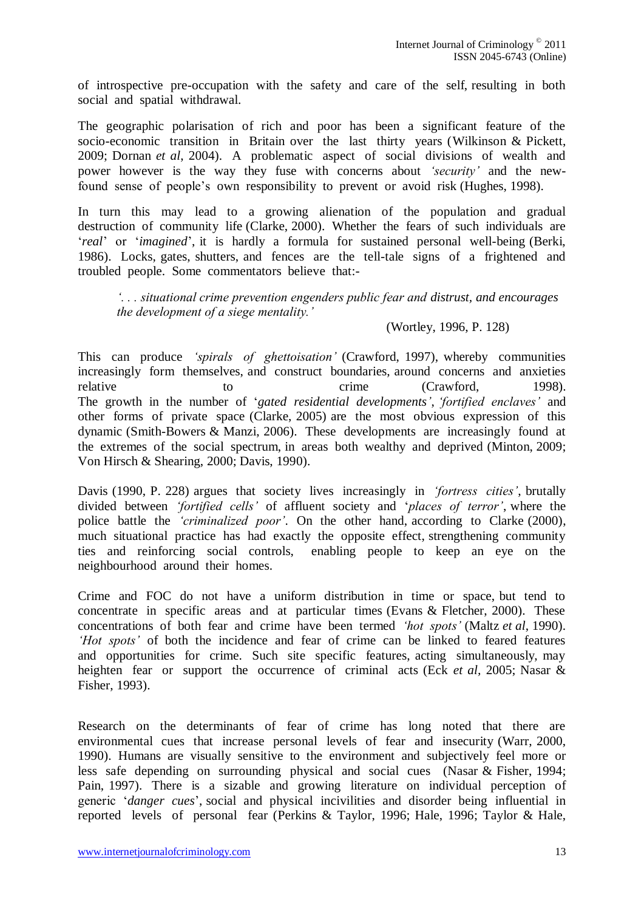of introspective pre-occupation with the safety and care of the self, resulting in both social and spatial withdrawal.

The geographic polarisation of rich and poor has been a significant feature of the socio-economic transition in Britain over the last thirty years (Wilkinson & Pickett, 2009; Dornan *et al*, 2004). A problematic aspect of social divisions of wealth and power however is the way they fuse with concerns about *'security'* and the new-found sense of people's own responsibility to prevent or avoid risk (Hughes, 1998).

In turn this may lead to a growing alienation of the population and gradual destruction of community life (Clarke, 2000). Whether the fears of such individuals are '*real*' or '*imagined*', it is hardly a formula for sustained personal well-being (Berki, 1986). Locks, gates, shutters, and fences are the tell-tale signs of a frightened and troubled people. Some commentators believe that:-

> *'. . . situational crime prevention engenders public fear and distrust, and encourages the development of a siege mentality.'*
>
> (Wortley, 1996, P. 128)

This can produce *'spirals of ghettoisation'* (Crawford, 1997), whereby communities increasingly form themselves, and construct boundaries, around concerns and anxieties relative to crime (Crawford, 1998). The growth in the number of '*gated residential developments'*, *'fortified enclaves'* and other forms of private space (Clarke, 2005) are the most obvious expression of this dynamic (Smith-Bowers & Manzi, 2006). These developments are increasingly found at the extremes of the social spectrum, in areas both wealthy and deprived (Minton, 2009; Von Hirsch & Shearing, 2000; Davis, 1990).

Davis (1990, P. 228) argues that society lives increasingly in *'fortress cities'*, brutally divided between *'fortified cells'* of affluent society and '*places of terror'*, where the police battle the *'criminalized poor'*. On the other hand, according to Clarke (2000), much situational practice has had exactly the opposite effect, strengthening community ties and reinforcing social controls, enabling people to keep an eye on the neighbourhood around their homes.

Crime and FOC do not have a uniform distribution in time or space, but tend to concentrate in specific areas and at particular times (Evans & Fletcher, 2000). These concentrations of both fear and crime have been termed *'hot spots'* (Maltz *et al*, 1990). *'Hot spots'* of both the incidence and fear of crime can be linked to feared features and opportunities for crime. Such site specific features, acting simultaneously, may heighten fear or support the occurrence of criminal acts (Eck *et al*, 2005; Nasar & Fisher, 1993).

Research on the determinants of fear of crime has long noted that there are environmental cues that increase personal levels of fear and insecurity (Warr, 2000, 1990). Humans are visually sensitive to the environment and subjectively feel more or less safe depending on surrounding physical and social cues (Nasar & Fisher, 1994; Pain, 1997). There is a sizable and growing literature on individual perception of generic '*danger cues*', social and physical incivilities and disorder being influential in reported levels of personal fear (Perkins & Taylor, 1996; Hale, 1996; Taylor & Hale,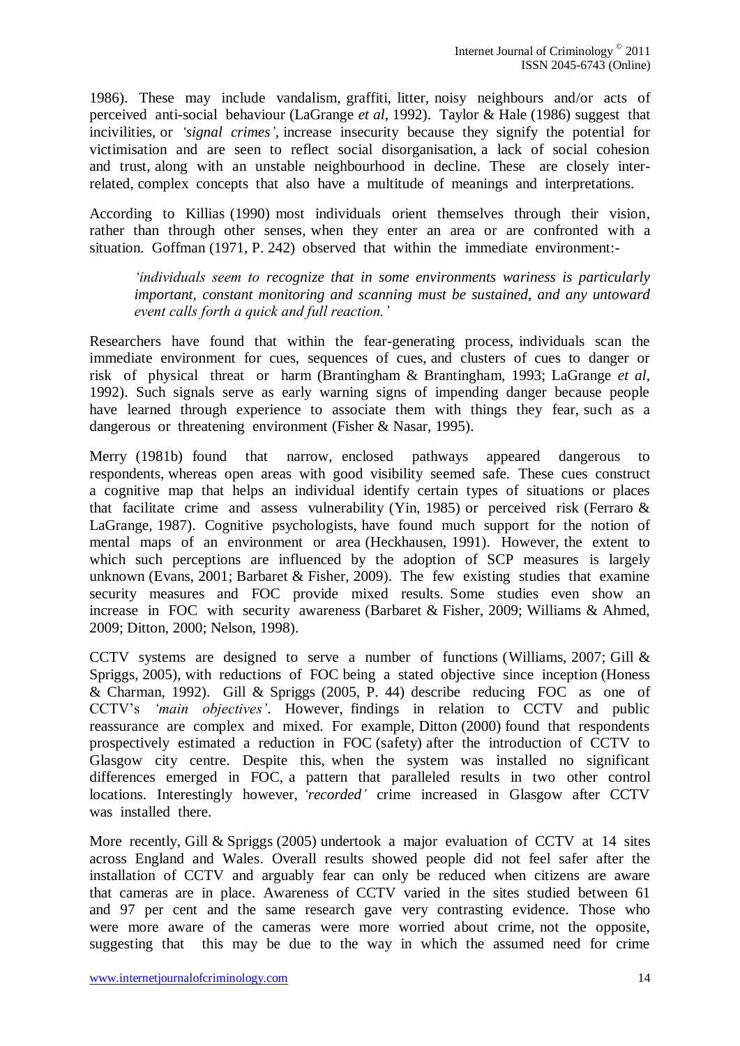1986). These may include vandalism, graffiti, litter, noisy neighbours and/or acts of perceived anti-social behaviour (LaGrange *et al*, 1992). Taylor & Hale (1986) suggest that incivilities, or *'signal crimes'*, increase insecurity because they signify the potential for victimisation and are seen to reflect social disorganisation, a lack of social cohesion and trust, along with an unstable neighbourhood in decline. These are closely inter-related, complex concepts that also have a multitude of meanings and interpretations.

According to Killias (1990) most individuals orient themselves through their vision, rather than through other senses, when they enter an area or are confronted with a situation. Goffman (1971, P. 242) observed that within the immediate environment:-

> *'individuals seem to recognize that in some environments wariness is particularly important, constant monitoring and scanning must be sustained, and any untoward event calls forth a quick and full reaction.'*

Researchers have found that within the fear-generating process, individuals scan the immediate environment for cues, sequences of cues, and clusters of cues to danger or risk of physical threat or harm (Brantingham & Brantingham, 1993; LaGrange *et al*, 1992). Such signals serve as early warning signs of impending danger because people have learned through experience to associate them with things they fear, such as a dangerous or threatening environment (Fisher & Nasar, 1995).

Merry (1981b) found that narrow, enclosed pathways appeared dangerous to respondents, whereas open areas with good visibility seemed safe. These cues construct a cognitive map that helps an individual identify certain types of situations or places that facilitate crime and assess vulnerability (Yin, 1985) or perceived risk (Ferraro & LaGrange, 1987). Cognitive psychologists, have found much support for the notion of mental maps of an environment or area (Heckhausen, 1991). However, the extent to which such perceptions are influenced by the adoption of SCP measures is largely unknown (Evans, 2001; Barbaret & Fisher, 2009). The few existing studies that examine security measures and FOC provide mixed results. Some studies even show an increase in FOC with security awareness (Barbaret & Fisher, 2009; Williams & Ahmed, 2009; Ditton, 2000; Nelson, 1998).

CCTV systems are designed to serve a number of functions (Williams, 2007; Gill & Spriggs, 2005), with reductions of FOC being a stated objective since inception (Honess & Charman, 1992). Gill & Spriggs (2005, P. 44) describe reducing FOC as one of CCTV's *'main objectives'*. However, findings in relation to CCTV and public reassurance are complex and mixed. For example, Ditton (2000) found that respondents prospectively estimated a reduction in FOC (safety) after the introduction of CCTV to Glasgow city centre. Despite this, when the system was installed no significant differences emerged in FOC, a pattern that paralleled results in two other control locations. Interestingly however, *'recorded'* crime increased in Glasgow after CCTV was installed there.

More recently, Gill & Spriggs (2005) undertook a major evaluation of CCTV at 14 sites across England and Wales. Overall results showed people did not feel safer after the installation of CCTV and arguably fear can only be reduced when citizens are aware that cameras are in place. Awareness of CCTV varied in the sites studied between 61 and 97 per cent and the same research gave very contrasting evidence. Those who were more aware of the cameras were more worried about crime, not the opposite, suggesting that this may be due to the way in which the assumed need for crime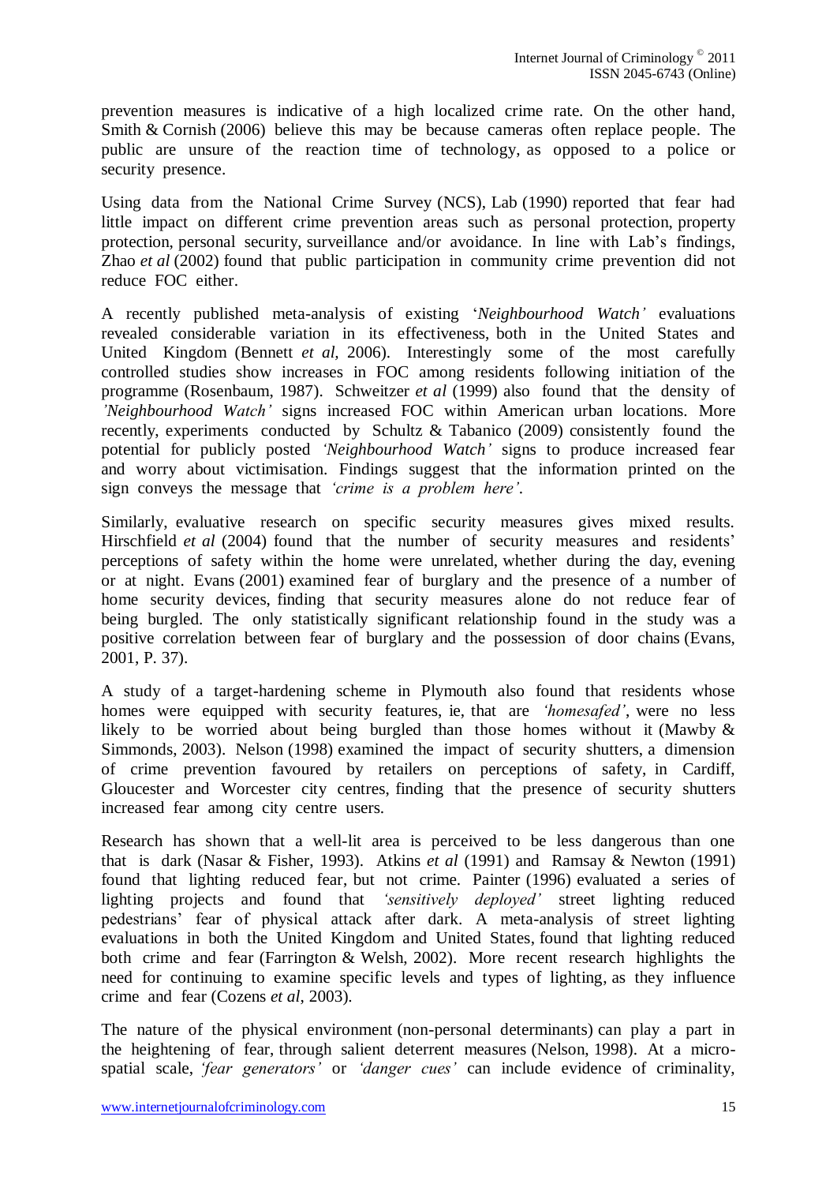prevention measures is indicative of a high localized crime rate. On the other hand, Smith & Cornish (2006) believe this may be because cameras often replace people. The public are unsure of the reaction time of technology, as opposed to a police or security presence.

Using data from the National Crime Survey (NCS), Lab (1990) reported that fear had little impact on different crime prevention areas such as personal protection, property protection, personal security, surveillance and/or avoidance. In line with Lab's findings, Zhao *et al* (2002) found that public participation in community crime prevention did not reduce FOC either.

A recently published meta-analysis of existing '*Neighbourhood Watch'* evaluations revealed considerable variation in its effectiveness, both in the United States and United Kingdom (Bennett *et al,* 2006). Interestingly some of the most carefully controlled studies show increases in FOC among residents following initiation of the programme (Rosenbaum, 1987). Schweitzer *et al* (1999) also found that the density of *'Neighbourhood Watch'* signs increased FOC within American urban locations. More recently, experiments conducted by Schultz & Tabanico (2009) consistently found the potential for publicly posted *'Neighbourhood Watch'* signs to produce increased fear and worry about victimisation. Findings suggest that the information printed on the sign conveys the message that *'crime is a problem here'*.

Similarly, evaluative research on specific security measures gives mixed results. Hirschfield *et al* (2004) found that the number of security measures and residents' perceptions of safety within the home were unrelated, whether during the day, evening or at night. Evans (2001) examined fear of burglary and the presence of a number of home security devices, finding that security measures alone do not reduce fear of being burgled. The only statistically significant relationship found in the study was a positive correlation between fear of burglary and the possession of door chains (Evans, 2001, P. 37).

A study of a target-hardening scheme in Plymouth also found that residents whose homes were equipped with security features, ie, that are *'homesafed'*, were no less likely to be worried about being burgled than those homes without it (Mawby & Simmonds, 2003). Nelson (1998) examined the impact of security shutters, a dimension of crime prevention favoured by retailers on perceptions of safety, in Cardiff, Gloucester and Worcester city centres, finding that the presence of security shutters increased fear among city centre users.

Research has shown that a well-lit area is perceived to be less dangerous than one that is dark (Nasar & Fisher, 1993). Atkins *et al* (1991) and Ramsay & Newton (1991) found that lighting reduced fear, but not crime. Painter (1996) evaluated a series of lighting projects and found that *'sensitively deployed'* street lighting reduced pedestrians' fear of physical attack after dark. A meta-analysis of street lighting evaluations in both the United Kingdom and United States, found that lighting reduced both crime and fear (Farrington & Welsh, 2002). More recent research highlights the need for continuing to examine specific levels and types of lighting, as they influence crime and fear (Cozens *et al*, 2003).

The nature of the physical environment (non-personal determinants) can play a part in the heightening of fear, through salient deterrent measures (Nelson, 1998). At a micro-spatial scale, *'fear generators'* or *'danger cues'* can include evidence of criminality,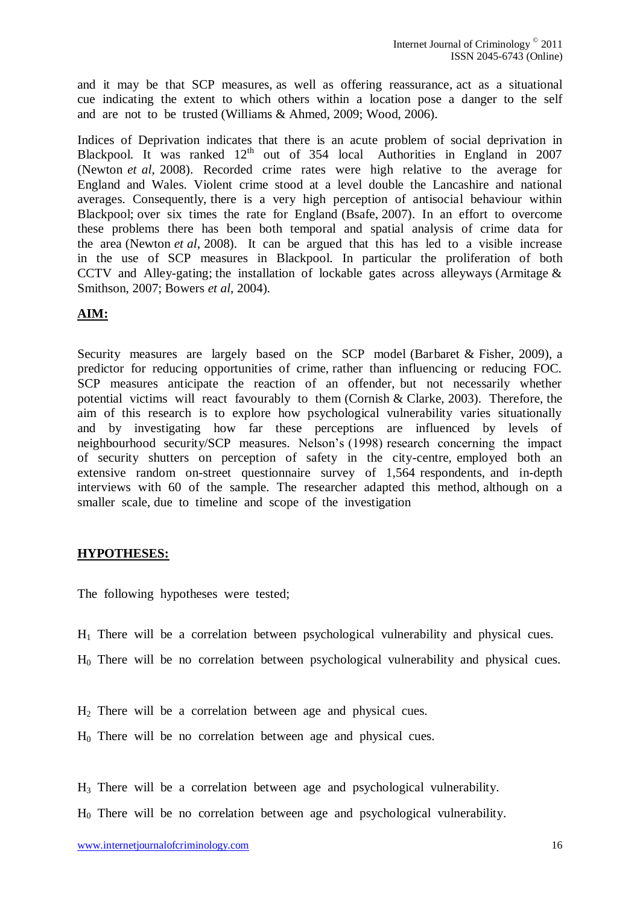and it may be that SCP measures, as well as offering reassurance, act as a situational cue indicating the extent to which others within a location pose a danger to the self and are not to be trusted (Williams & Ahmed, 2009; Wood, 2006).

Indices of Deprivation indicates that there is an acute problem of social deprivation in Blackpool. It was ranked 12th out of 354 local Authorities in England in 2007 (Newton *et al*, 2008). Recorded crime rates were high relative to the average for England and Wales. Violent crime stood at a level double the Lancashire and national averages. Consequently, there is a very high perception of antisocial behaviour within Blackpool; over six times the rate for England (Bsafe, 2007). In an effort to overcome these problems there has been both temporal and spatial analysis of crime data for the area (Newton *et al*, 2008). It can be argued that this has led to a visible increase in the use of SCP measures in Blackpool. In particular the proliferation of both CCTV and Alley-gating; the installation of lockable gates across alleyways (Armitage & Smithson, 2007; Bowers *et al*, 2004).

## AIM:

Security measures are largely based on the SCP model (Barbaret & Fisher, 2009), a predictor for reducing opportunities of crime, rather than influencing or reducing FOC. SCP measures anticipate the reaction of an offender, but not necessarily whether potential victims will react favourably to them (Cornish & Clarke, 2003). Therefore, the aim of this research is to explore how psychological vulnerability varies situationally and by investigating how far these perceptions are influenced by levels of neighbourhood security/SCP measures. Nelson's (1998) research concerning the impact of security shutters on perception of safety in the city-centre, employed both an extensive random on-street questionnaire survey of 1,564 respondents, and in-depth interviews with 60 of the sample. The researcher adapted this method, although on a smaller scale, due to timeline and scope of the investigation

## HYPOTHESES:

The following hypotheses were tested;

$H_1$ There will be a correlation between psychological vulnerability and physical cues.

$H_0$ There will be no correlation between psychological vulnerability and physical cues.

$H_2$ There will be a correlation between age and physical cues.

$H_0$ There will be no correlation between age and physical cues.

$H_3$ There will be a correlation between age and psychological vulnerability.

$H_0$ There will be no correlation between age and psychological vulnerability.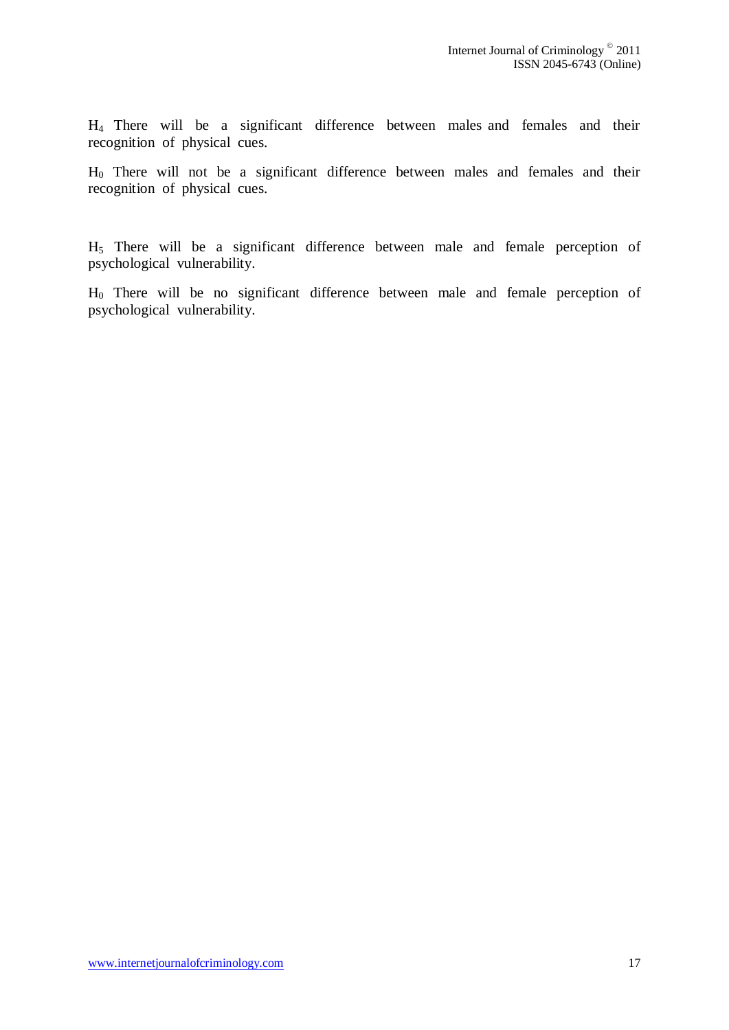$H_4$ There will be a significant difference between males and females and their recognition of physical cues.

$H_0$ There will not be a significant difference between males and females and their recognition of physical cues.

$H_5$ There will be a significant difference between male and female perception of psychological vulnerability.

$H_0$ There will be no significant difference between male and female perception of psychological vulnerability.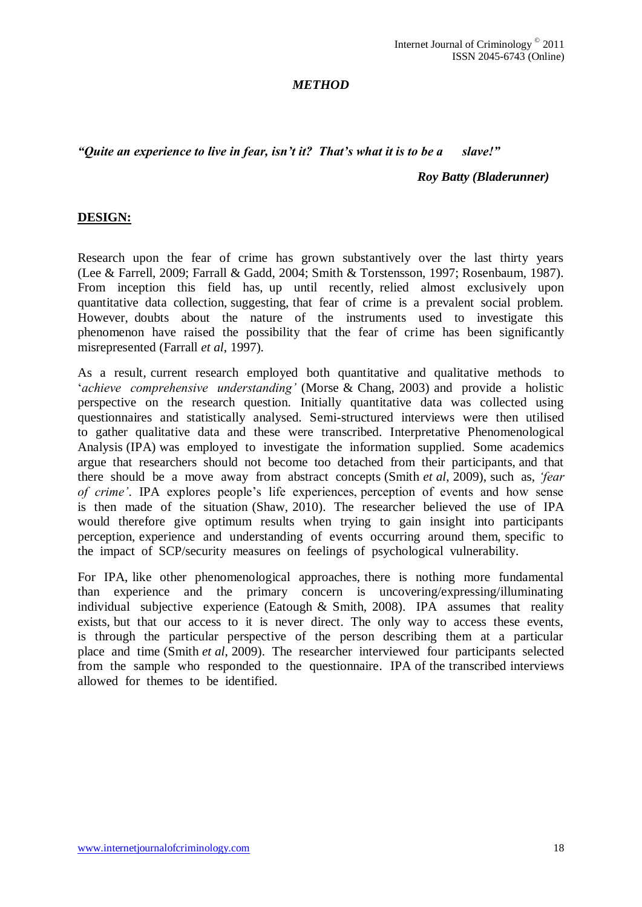## *METHOD*

***"Quite an experience to live in fear, isn't it? That's what it is to be a slave!"***

***Roy Batty (Bladerunner)***

### **DESIGN:**

Research upon the fear of crime has grown substantively over the last thirty years (Lee & Farrell, 2009; Farrall & Gadd, 2004; Smith & Torstensson, 1997; Rosenbaum, 1987). From inception this field has, up until recently, relied almost exclusively upon quantitative data collection, suggesting, that fear of crime is a prevalent social problem. However, doubts about the nature of the instruments used to investigate this phenomenon have raised the possibility that the fear of crime has been significantly misrepresented (Farrall *et al*, 1997).

As a result, current research employed both quantitative and qualitative methods to '*achieve comprehensive understanding'* (Morse & Chang, 2003) and provide a holistic perspective on the research question. Initially quantitative data was collected using questionnaires and statistically analysed. Semi-structured interviews were then utilised to gather qualitative data and these were transcribed. Interpretative Phenomenological Analysis (IPA) was employed to investigate the information supplied. Some academics argue that researchers should not become too detached from their participants, and that there should be a move away from abstract concepts (Smith *et al*, 2009), such as, *'fear of crime'*. IPA explores people's life experiences, perception of events and how sense is then made of the situation (Shaw, 2010). The researcher believed the use of IPA would therefore give optimum results when trying to gain insight into participants perception, experience and understanding of events occurring around them, specific to the impact of SCP/security measures on feelings of psychological vulnerability.

For IPA, like other phenomenological approaches, there is nothing more fundamental than experience and the primary concern is uncovering/expressing/illuminating individual subjective experience (Eatough & Smith, 2008). IPA assumes that reality exists, but that our access to it is never direct. The only way to access these events, is through the particular perspective of the person describing them at a particular place and time (Smith *et al*, 2009). The researcher interviewed four participants selected from the sample who responded to the questionnaire. IPA of the transcribed interviews allowed for themes to be identified.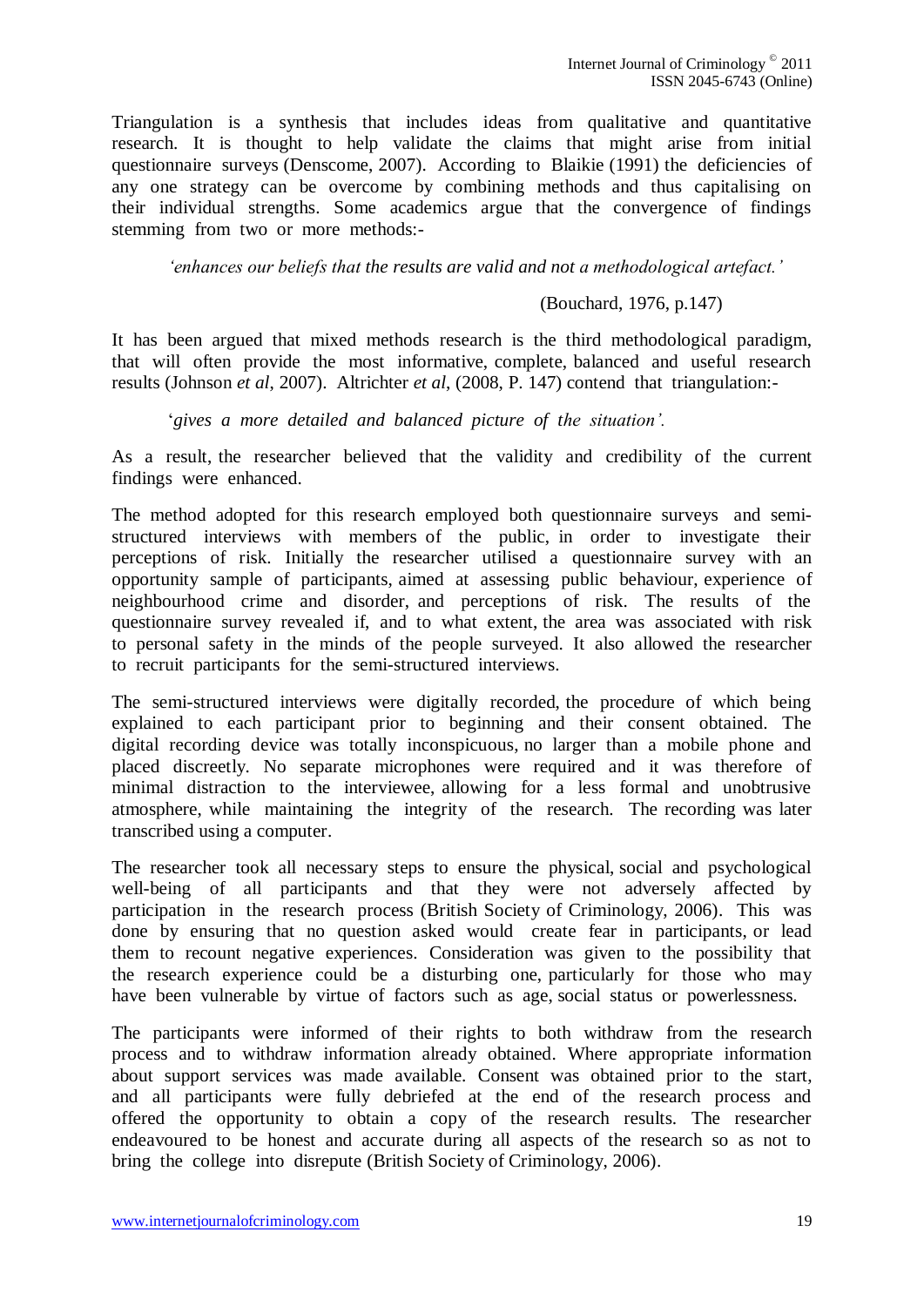Triangulation is a synthesis that includes ideas from qualitative and quantitative research. It is thought to help validate the claims that might arise from initial questionnaire surveys (Denscome, 2007). According to Blaikie (1991) the deficiencies of any one strategy can be overcome by combining methods and thus capitalising on their individual strengths. Some academics argue that the convergence of findings stemming from two or more methods:-

*'enhances our beliefs that the results are valid and not a methodological artefact.'*

(Bouchard, 1976, p.147)

It has been argued that mixed methods research is the third methodological paradigm, that will often provide the most informative, complete, balanced and useful research results (Johnson *et al*, 2007). Altrichter *et al*, (2008, P. 147) contend that triangulation:-

'*gives a more detailed and balanced picture of the situation'.*

As a result, the researcher believed that the validity and credibility of the current findings were enhanced.

The method adopted for this research employed both questionnaire surveys and semi-structured interviews with members of the public, in order to investigate their perceptions of risk. Initially the researcher utilised a questionnaire survey with an opportunity sample of participants, aimed at assessing public behaviour, experience of neighbourhood crime and disorder, and perceptions of risk. The results of the questionnaire survey revealed if, and to what extent, the area was associated with risk to personal safety in the minds of the people surveyed. It also allowed the researcher to recruit participants for the semi-structured interviews.

The semi-structured interviews were digitally recorded, the procedure of which being explained to each participant prior to beginning and their consent obtained. The digital recording device was totally inconspicuous, no larger than a mobile phone and placed discreetly. No separate microphones were required and it was therefore of minimal distraction to the interviewee, allowing for a less formal and unobtrusive atmosphere, while maintaining the integrity of the research. The recording was later transcribed using a computer.

The researcher took all necessary steps to ensure the physical, social and psychological well-being of all participants and that they were not adversely affected by participation in the research process (British Society of Criminology, 2006). This was done by ensuring that no question asked would create fear in participants, or lead them to recount negative experiences. Consideration was given to the possibility that the research experience could be a disturbing one, particularly for those who may have been vulnerable by virtue of factors such as age, social status or powerlessness.

The participants were informed of their rights to both withdraw from the research process and to withdraw information already obtained. Where appropriate information about support services was made available. Consent was obtained prior to the start, and all participants were fully debriefed at the end of the research process and offered the opportunity to obtain a copy of the research results. The researcher endeavoured to be honest and accurate during all aspects of the research so as not to bring the college into disrepute (British Society of Criminology, 2006).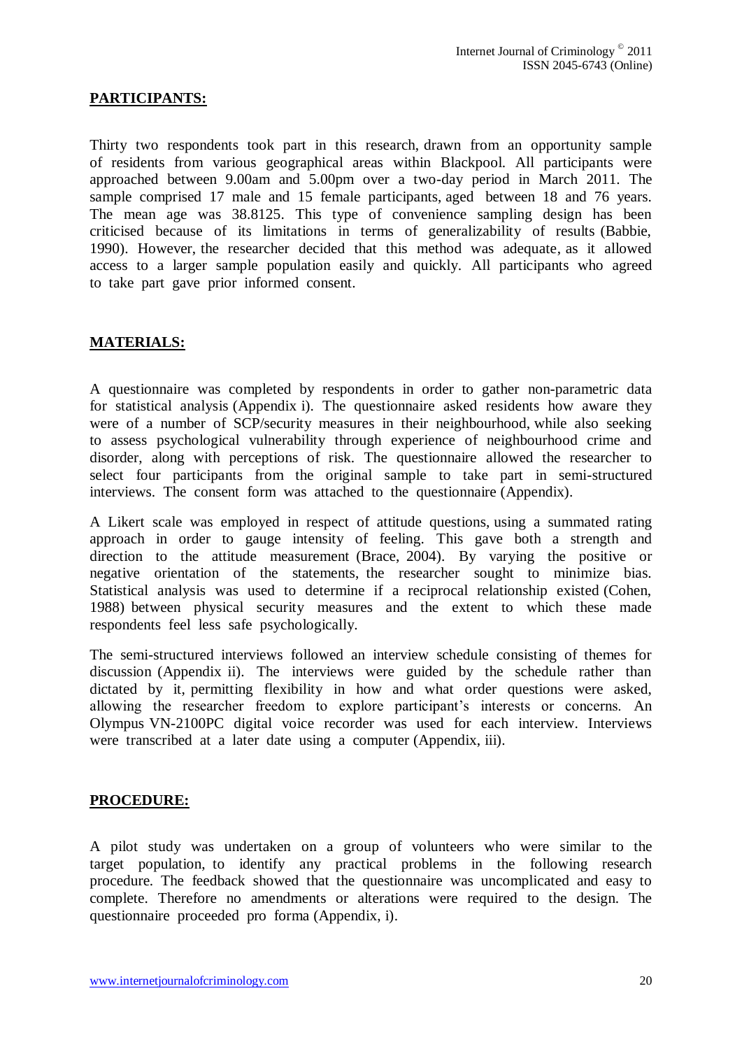**PARTICIPANTS:**

Thirty two respondents took part in this research, drawn from an opportunity sample of residents from various geographical areas within Blackpool. All participants were approached between 9.00am and 5.00pm over a two-day period in March 2011. The sample comprised 17 male and 15 female participants, aged between 18 and 76 years. The mean age was 38.8125. This type of convenience sampling design has been criticised because of its limitations in terms of generalizability of results (Babbie, 1990). However, the researcher decided that this method was adequate, as it allowed access to a larger sample population easily and quickly. All participants who agreed to take part gave prior informed consent.

**MATERIALS:**

A questionnaire was completed by respondents in order to gather non-parametric data for statistical analysis (Appendix i). The questionnaire asked residents how aware they were of a number of SCP/security measures in their neighbourhood, while also seeking to assess psychological vulnerability through experience of neighbourhood crime and disorder, along with perceptions of risk. The questionnaire allowed the researcher to select four participants from the original sample to take part in semi-structured interviews. The consent form was attached to the questionnaire (Appendix).

A Likert scale was employed in respect of attitude questions, using a summated rating approach in order to gauge intensity of feeling. This gave both a strength and direction to the attitude measurement (Brace, 2004). By varying the positive or negative orientation of the statements, the researcher sought to minimize bias. Statistical analysis was used to determine if a reciprocal relationship existed (Cohen, 1988) between physical security measures and the extent to which these made respondents feel less safe psychologically.

The semi-structured interviews followed an interview schedule consisting of themes for discussion (Appendix ii). The interviews were guided by the schedule rather than dictated by it, permitting flexibility in how and what order questions were asked, allowing the researcher freedom to explore participant's interests or concerns. An Olympus VN-2100PC digital voice recorder was used for each interview. Interviews were transcribed at a later date using a computer (Appendix, iii).

**PROCEDURE:**

A pilot study was undertaken on a group of volunteers who were similar to the target population, to identify any practical problems in the following research procedure. The feedback showed that the questionnaire was uncomplicated and easy to complete. Therefore no amendments or alterations were required to the design. The questionnaire proceeded pro forma (Appendix, i).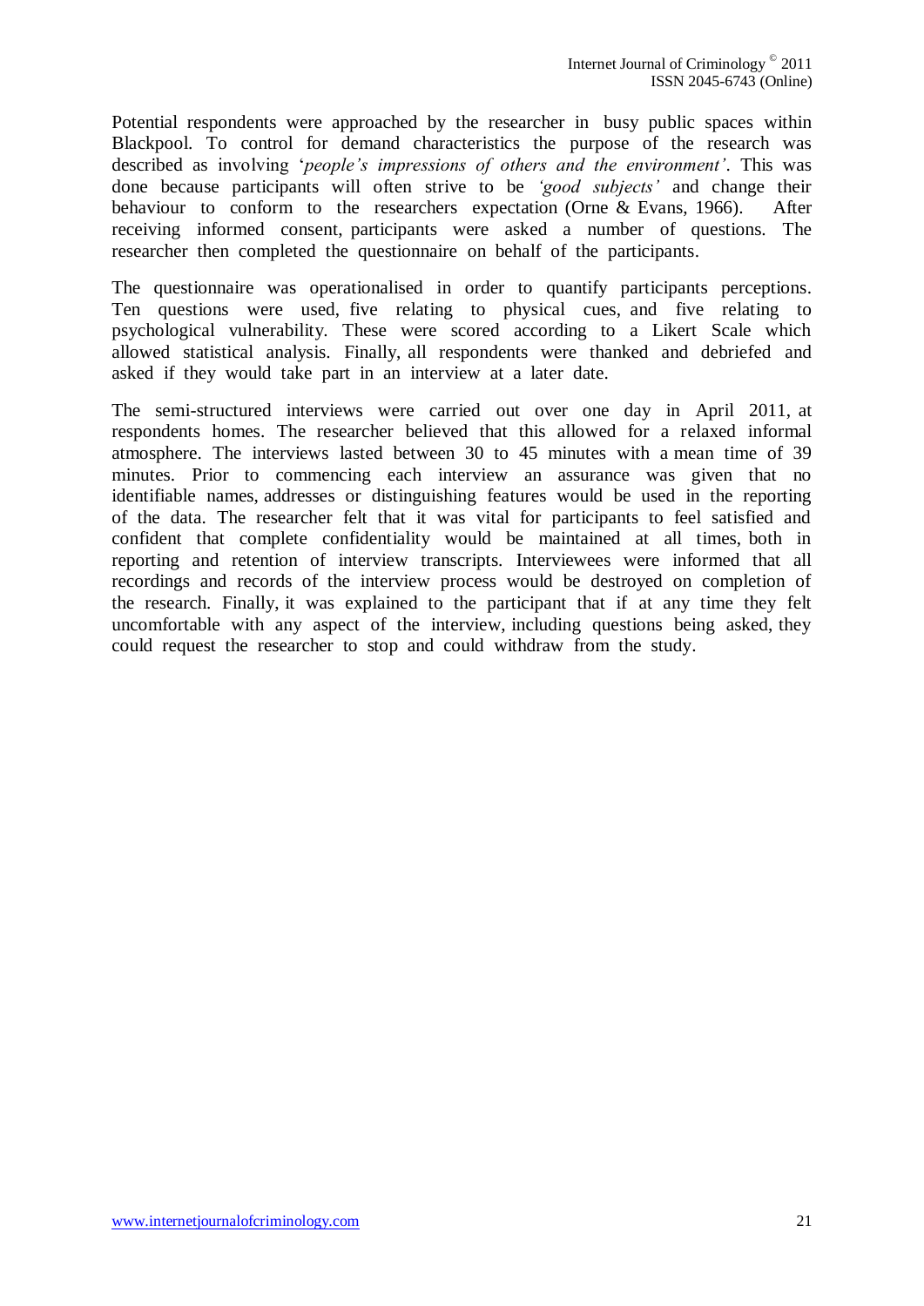Potential respondents were approached by the researcher in busy public spaces within Blackpool. To control for demand characteristics the purpose of the research was described as involving '*people's impressions of others and the environment'*. This was done because participants will often strive to be *'good subjects'* and change their behaviour to conform to the researchers expectation (Orne & Evans, 1966). After receiving informed consent, participants were asked a number of questions. The researcher then completed the questionnaire on behalf of the participants.

The questionnaire was operationalised in order to quantify participants perceptions. Ten questions were used, five relating to physical cues, and five relating to psychological vulnerability. These were scored according to a Likert Scale which allowed statistical analysis. Finally, all respondents were thanked and debriefed and asked if they would take part in an interview at a later date.

The semi-structured interviews were carried out over one day in April 2011, at respondents homes. The researcher believed that this allowed for a relaxed informal atmosphere. The interviews lasted between 30 to 45 minutes with a mean time of 39 minutes. Prior to commencing each interview an assurance was given that no identifiable names, addresses or distinguishing features would be used in the reporting of the data. The researcher felt that it was vital for participants to feel satisfied and confident that complete confidentiality would be maintained at all times, both in reporting and retention of interview transcripts. Interviewees were informed that all recordings and records of the interview process would be destroyed on completion of the research. Finally, it was explained to the participant that if at any time they felt uncomfortable with any aspect of the interview, including questions being asked, they could request the researcher to stop and could withdraw from the study.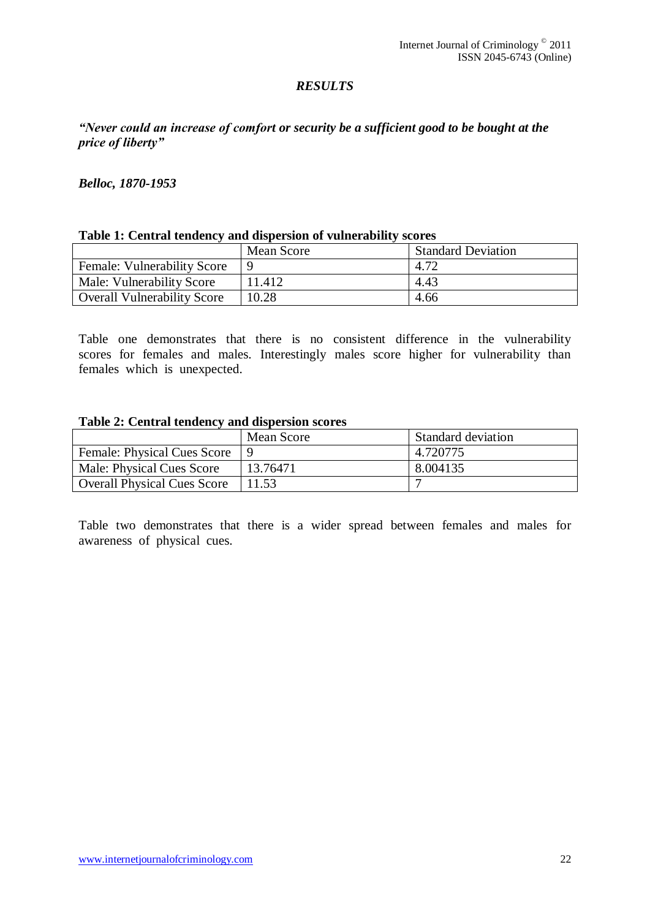## *RESULTS*

***"Never could an increase of comfort or security be a sufficient good to be bought at the price of liberty"***

***Belloc, 1870-1953***

**Table 1: Central tendency and dispersion of vulnerability scores**

| | Mean Score | Standard Deviation |
|---|---|---|
| Female: Vulnerability Score | 9 | 4.72 |
| Male: Vulnerability Score | 11.412 | 4.43 |
| Overall Vulnerability Score | 10.28 | 4.66 |

Table one demonstrates that there is no consistent difference in the vulnerability scores for females and males. Interestingly males score higher for vulnerability than females which is unexpected.

**Table 2: Central tendency and dispersion scores**

| | Mean Score | Standard deviation |
|---|---|---|
| Female: Physical Cues Score | 9 | 4.720775 |
| Male: Physical Cues Score | 13.76471 | 8.004135 |
| Overall Physical Cues Score | 11.53 | 7 |

Table two demonstrates that there is a wider spread between females and males for awareness of physical cues.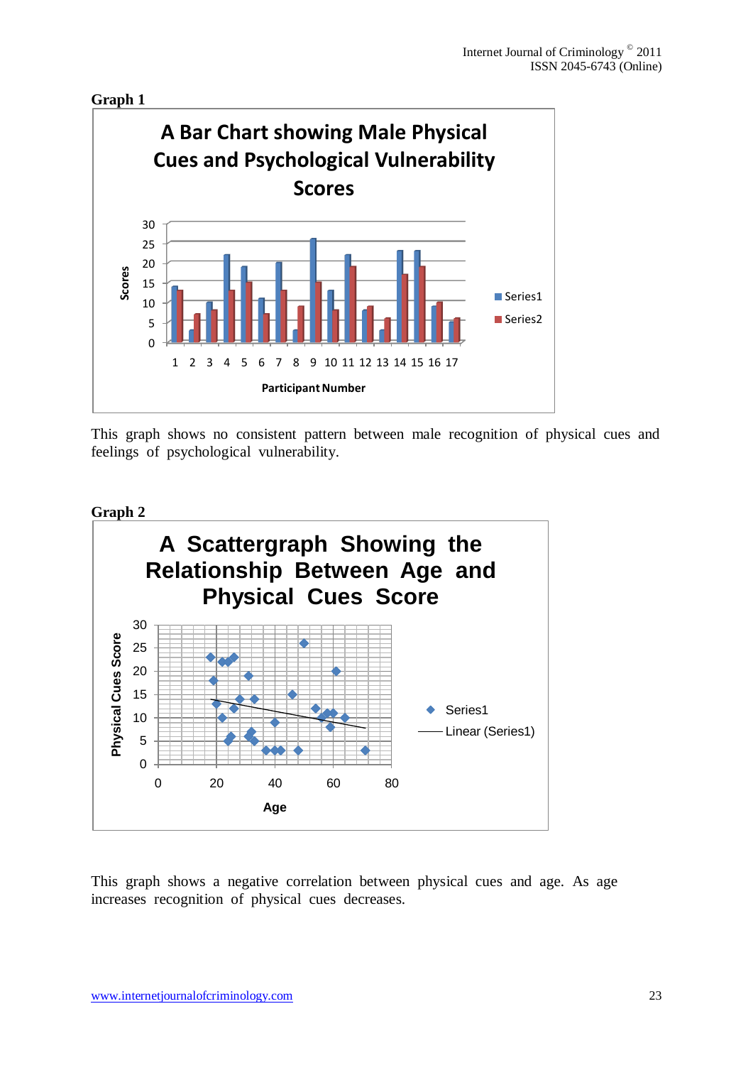**Graph 1**

**A Bar Chart showing Male Physical Cues and Psychological Vulnerability Scores**

This graph shows no consistent pattern between male recognition of physical cues and feelings of psychological vulnerability.

**Graph 2**

**A Scattergraph Showing the Relationship Between Age and Physical Cues Score**

This graph shows a negative correlation between physical cues and age. As age increases recognition of physical cues decreases.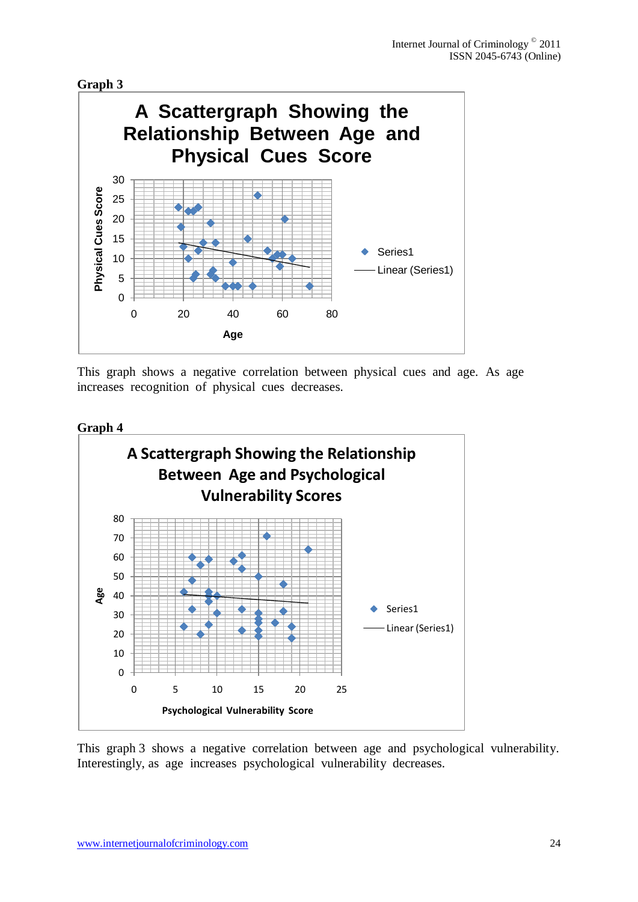**Graph 3**

This graph shows a negative correlation between physical cues and age. As age increases recognition of physical cues decreases.

**Graph 4**

This graph 3 shows a negative correlation between age and psychological vulnerability. Interestingly, as age increases psychological vulnerability decreases.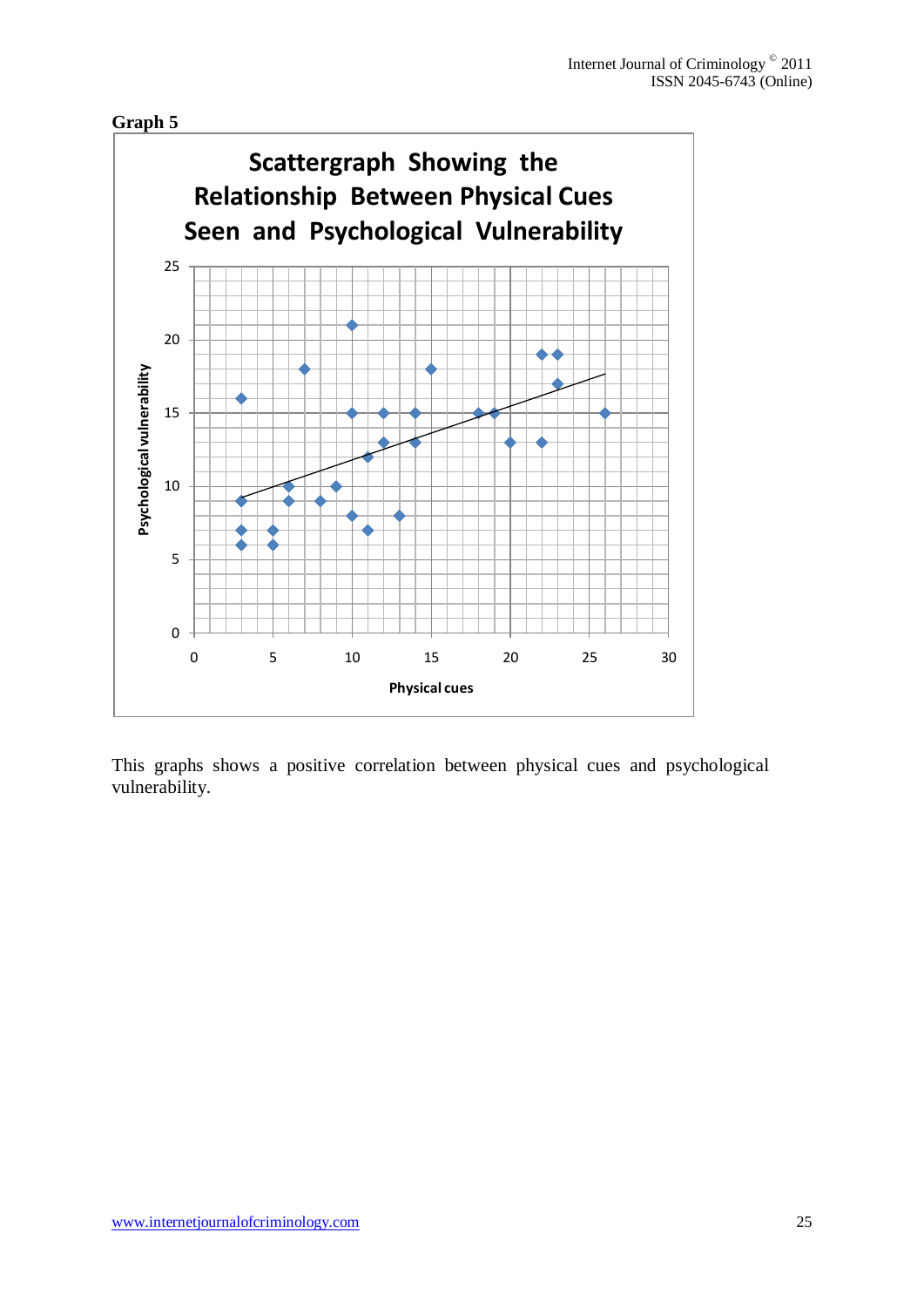**Graph 5**

**Scattergraph Showing the Relationship Between Physical Cues Seen and Psychological Vulnerability**

This graphs shows a positive correlation between physical cues and psychological vulnerability.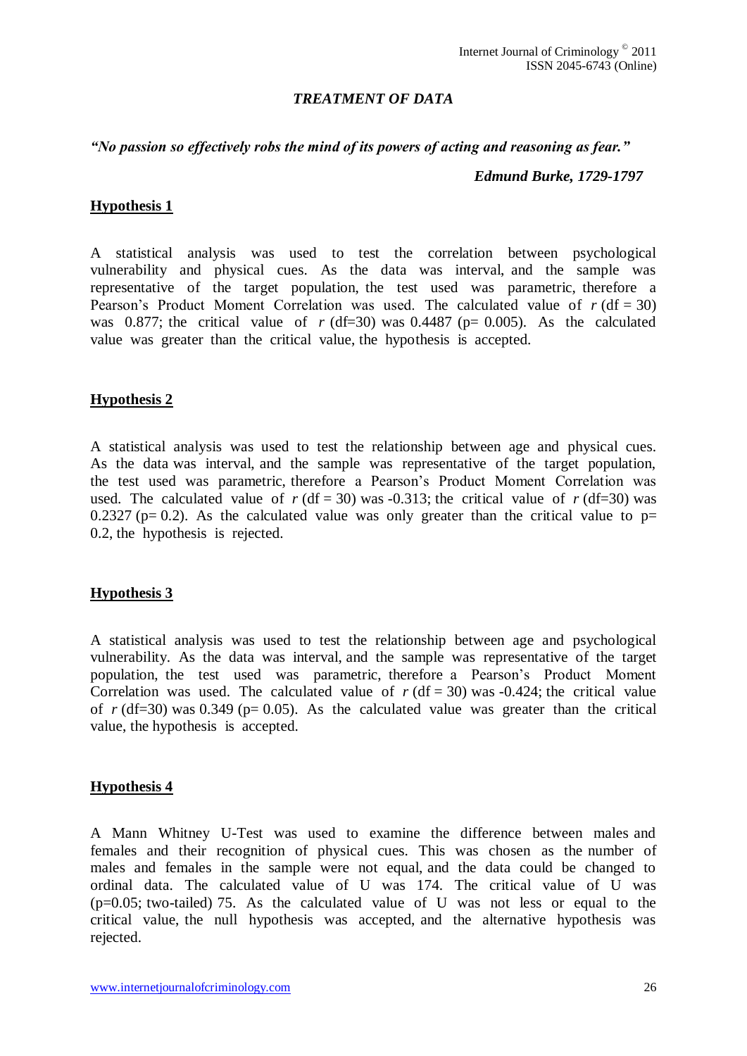## *TREATMENT OF DATA*

***"No passion so effectively robs the mind of its powers of acting and reasoning as fear."***

***Edmund Burke, 1729-1797***

### Hypothesis 1

A statistical analysis was used to test the correlation between psychological vulnerability and physical cues. As the data was interval, and the sample was representative of the target population, the test used was parametric, therefore a Pearson's Product Moment Correlation was used. The calculated value of $r$ (df = 30) was 0.877; the critical value of $r$ (df=30) was 0.4487 (p= 0.005). As the calculated value was greater than the critical value, the hypothesis is accepted.

### Hypothesis 2

A statistical analysis was used to test the relationship between age and physical cues. As the data was interval, and the sample was representative of the target population, the test used was parametric, therefore a Pearson's Product Moment Correlation was used. The calculated value of $r$ (df = 30) was -0.313; the critical value of $r$ (df=30) was 0.2327 (p= 0.2). As the calculated value was only greater than the critical value to p= 0.2, the hypothesis is rejected.

### Hypothesis 3

A statistical analysis was used to test the relationship between age and psychological vulnerability. As the data was interval, and the sample was representative of the target population, the test used was parametric, therefore a Pearson's Product Moment Correlation was used. The calculated value of $r$ (df = 30) was -0.424; the critical value of $r$ (df=30) was 0.349 (p= 0.05). As the calculated value was greater than the critical value, the hypothesis is accepted.

### Hypothesis 4

A Mann Whitney U-Test was used to examine the difference between males and females and their recognition of physical cues. This was chosen as the number of males and females in the sample were not equal, and the data could be changed to ordinal data. The calculated value of U was 174. The critical value of U was (p=0.05; two-tailed) 75. As the calculated value of U was not less or equal to the critical value, the null hypothesis was accepted, and the alternative hypothesis was rejected.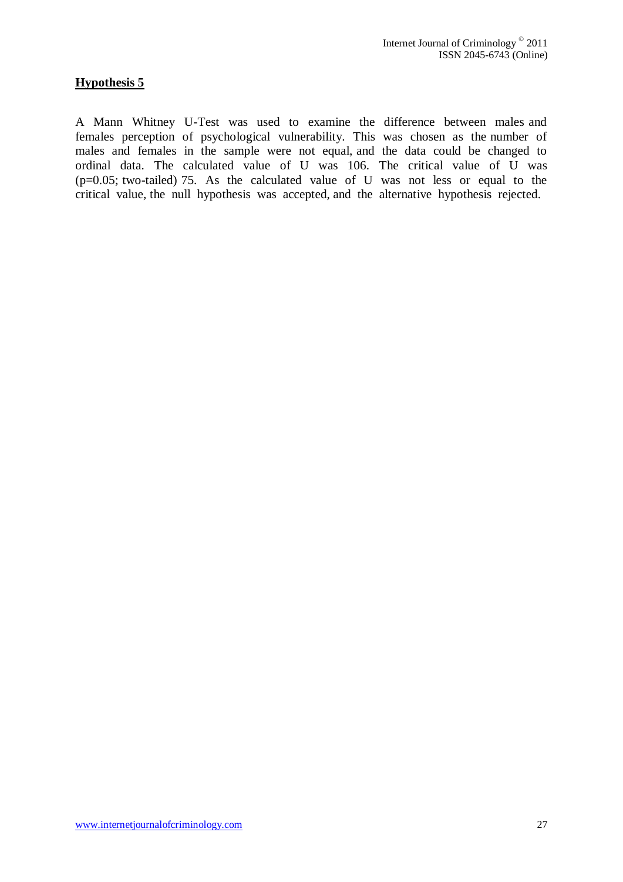**Hypothesis 5**

A Mann Whitney U-Test was used to examine the difference between males and females perception of psychological vulnerability. This was chosen as the number of males and females in the sample were not equal, and the data could be changed to ordinal data. The calculated value of U was 106. The critical value of U was ($p=0.05$; two-tailed) 75. As the calculated value of U was not less or equal to the critical value, the null hypothesis was accepted, and the alternative hypothesis rejected.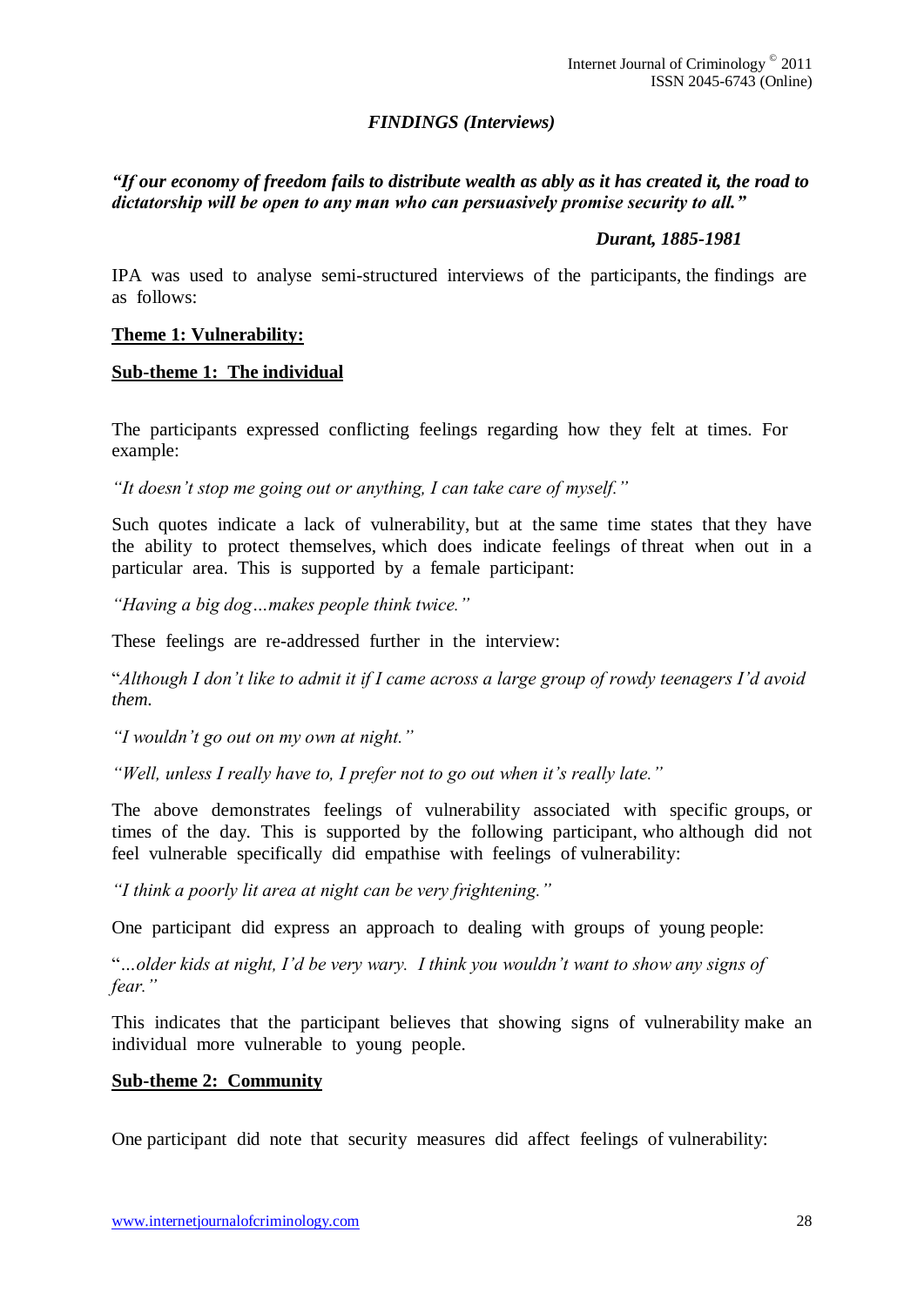## *FINDINGS (Interviews)*

***"If our economy of freedom fails to distribute wealth as ably as it has created it, the road to dictatorship will be open to any man who can persuasively promise security to all."***

***Durant, 1885-1981***

IPA was used to analyse semi-structured interviews of the participants, the findings are as follows:

### **Theme 1: Vulnerability:**

#### **Sub-theme 1: The individual**

The participants expressed conflicting feelings regarding how they felt at times. For example:

*"It doesn't stop me going out or anything, I can take care of myself."*

Such quotes indicate a lack of vulnerability, but at the same time states that they have the ability to protect themselves, which does indicate feelings of threat when out in a particular area. This is supported by a female participant:

*"Having a big dog…makes people think twice."*

These feelings are re-addressed further in the interview:

"*Although I don't like to admit it if I came across a large group of rowdy teenagers I'd avoid them.*

*"I wouldn't go out on my own at night."*

*"Well, unless I really have to, I prefer not to go out when it's really late."*

The above demonstrates feelings of vulnerability associated with specific groups, or times of the day. This is supported by the following participant, who although did not feel vulnerable specifically did empathise with feelings of vulnerability:

*"I think a poorly lit area at night can be very frightening."*

One participant did express an approach to dealing with groups of young people:

"*…older kids at night, I'd be very wary. I think you wouldn't want to show any signs of fear."*

This indicates that the participant believes that showing signs of vulnerability make an individual more vulnerable to young people.

#### **Sub-theme 2: Community**

One participant did note that security measures did affect feelings of vulnerability: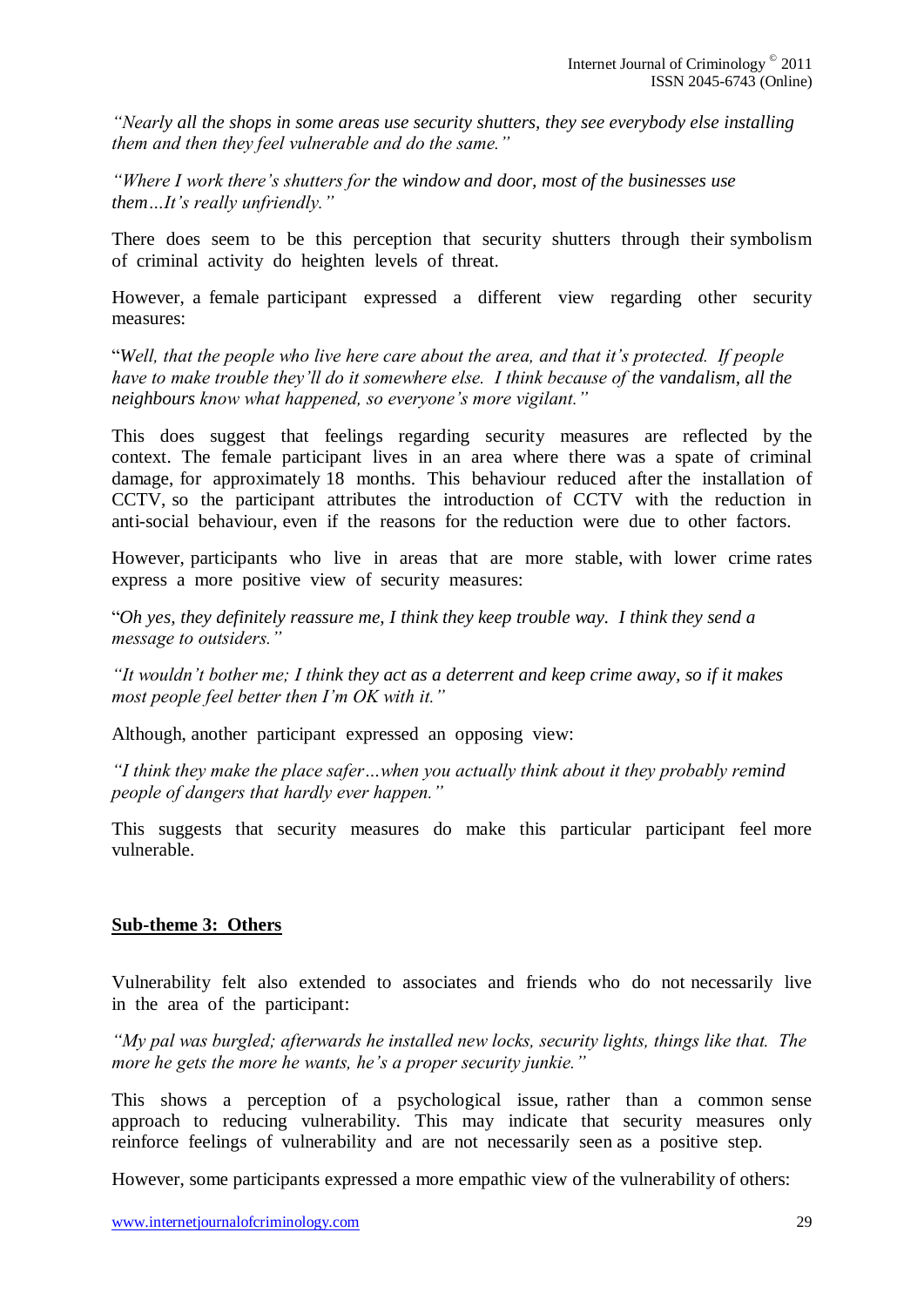*"Nearly all the shops in some areas use security shutters, they see everybody else installing them and then they feel vulnerable and do the same."*

*"Where I work there's shutters for the window and door, most of the businesses use them…It's really unfriendly."*

There does seem to be this perception that security shutters through their symbolism of criminal activity do heighten levels of threat.

However, a female participant expressed a different view regarding other security measures:

"*Well, that the people who live here care about the area, and that it's protected. If people have to make trouble they'll do it somewhere else. I think because of the vandalism, all the neighbours know what happened, so everyone's more vigilant."*

This does suggest that feelings regarding security measures are reflected by the context. The female participant lives in an area where there was a spate of criminal damage, for approximately 18 months. This behaviour reduced after the installation of CCTV, so the participant attributes the introduction of CCTV with the reduction in anti-social behaviour, even if the reasons for the reduction were due to other factors.

However, participants who live in areas that are more stable, with lower crime rates express a more positive view of security measures:

"*Oh yes, they definitely reassure me, I think they keep trouble way. I think they send a message to outsiders."*

*"It wouldn't bother me; I think they act as a deterrent and keep crime away, so if it makes most people feel better then I'm OK with it."*

Although, another participant expressed an opposing view:

*"I think they make the place safer…when you actually think about it they probably remind people of dangers that hardly ever happen."*

This suggests that security measures do make this particular participant feel more vulnerable.

## Sub-theme 3: Others

Vulnerability felt also extended to associates and friends who do not necessarily live in the area of the participant:

*"My pal was burgled; afterwards he installed new locks, security lights, things like that. The more he gets the more he wants, he's a proper security junkie."*

This shows a perception of a psychological issue, rather than a common sense approach to reducing vulnerability. This may indicate that security measures only reinforce feelings of vulnerability and are not necessarily seen as a positive step.

However, some participants expressed a more empathic view of the vulnerability of others: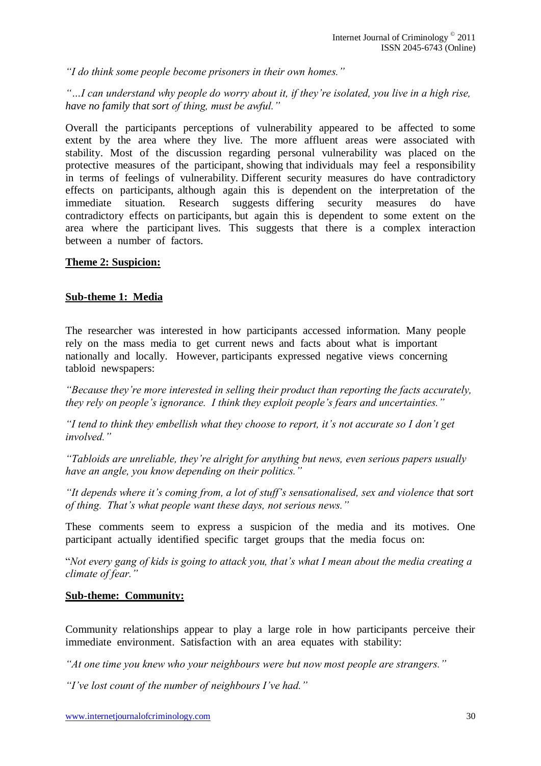*"I do think some people become prisoners in their own homes."*

*"…I can understand why people do worry about it, if they're isolated, you live in a high rise, have no family that sort of thing, must be awful."*

Overall the participants perceptions of vulnerability appeared to be affected to some extent by the area where they live. The more affluent areas were associated with stability. Most of the discussion regarding personal vulnerability was placed on the protective measures of the participant, showing that individuals may feel a responsibility in terms of feelings of vulnerability. Different security measures do have contradictory effects on participants, although again this is dependent on the interpretation of the immediate situation. Research suggests differing security measures do have contradictory effects on participants, but again this is dependent to some extent on the area where the participant lives. This suggests that there is a complex interaction between a number of factors.

**Theme 2: Suspicion:**

**Sub-theme 1: Media**

The researcher was interested in how participants accessed information. Many people rely on the mass media to get current news and facts about what is important nationally and locally. However, participants expressed negative views concerning tabloid newspapers:

*"Because they're more interested in selling their product than reporting the facts accurately, they rely on people's ignorance. I think they exploit people's fears and uncertainties."*

*"I tend to think they embellish what they choose to report, it's not accurate so I don't get involved."*

*"Tabloids are unreliable, they're alright for anything but news, even serious papers usually have an angle, you know depending on their politics."*

*"It depends where it's coming from, a lot of stuff's sensationalised, sex and violence that sort of thing. That's what people want these days, not serious news."*

These comments seem to express a suspicion of the media and its motives. One participant actually identified specific target groups that the media focus on:

*"Not every gang of kids is going to attack you, that's what I mean about the media creating a climate of fear."*

**Sub-theme: Community:**

Community relationships appear to play a large role in how participants perceive their immediate environment. Satisfaction with an area equates with stability:

*"At one time you knew who your neighbours were but now most people are strangers."*

*"I've lost count of the number of neighbours I've had."*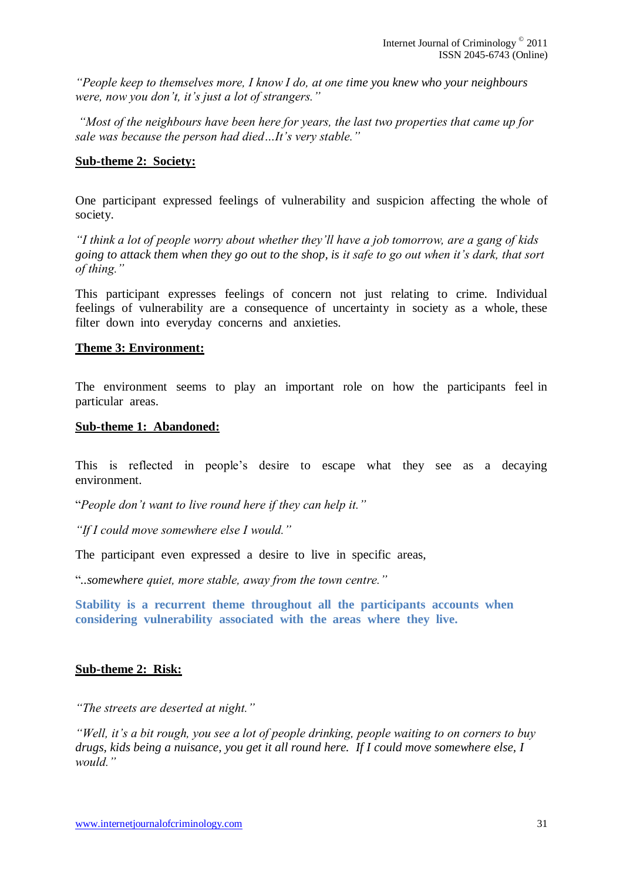*"People keep to themselves more, I know I do, at one time you knew who your neighbours were, now you don't, it's just a lot of strangers."*

*"Most of the neighbours have been here for years, the last two properties that came up for sale was because the person had died…It's very stable."*

**Sub-theme 2: Society:**

One participant expressed feelings of vulnerability and suspicion affecting the whole of society.

*"I think a lot of people worry about whether they'll have a job tomorrow, are a gang of kids going to attack them when they go out to the shop, is it safe to go out when it's dark, that sort of thing."*

This participant expresses feelings of concern not just relating to crime. Individual feelings of vulnerability are a consequence of uncertainty in society as a whole, these filter down into everyday concerns and anxieties.

**Theme 3: Environment:**

The environment seems to play an important role on how the participants feel in particular areas.

**Sub-theme 1: Abandoned:**

This is reflected in people's desire to escape what they see as a decaying environment.

"*People don't want to live round here if they can help it."*

*"If I could move somewhere else I would."*

The participant even expressed a desire to live in specific areas,

"*..somewhere quiet, more stable, away from the town centre."*

**Stability is a recurrent theme throughout all the participants accounts when considering vulnerability associated with the areas where they live.**

**Sub-theme 2: Risk:**

*"The streets are deserted at night."*

*"Well, it's a bit rough, you see a lot of people drinking, people waiting to on corners to buy drugs, kids being a nuisance, you get it all round here. If I could move somewhere else, I would."*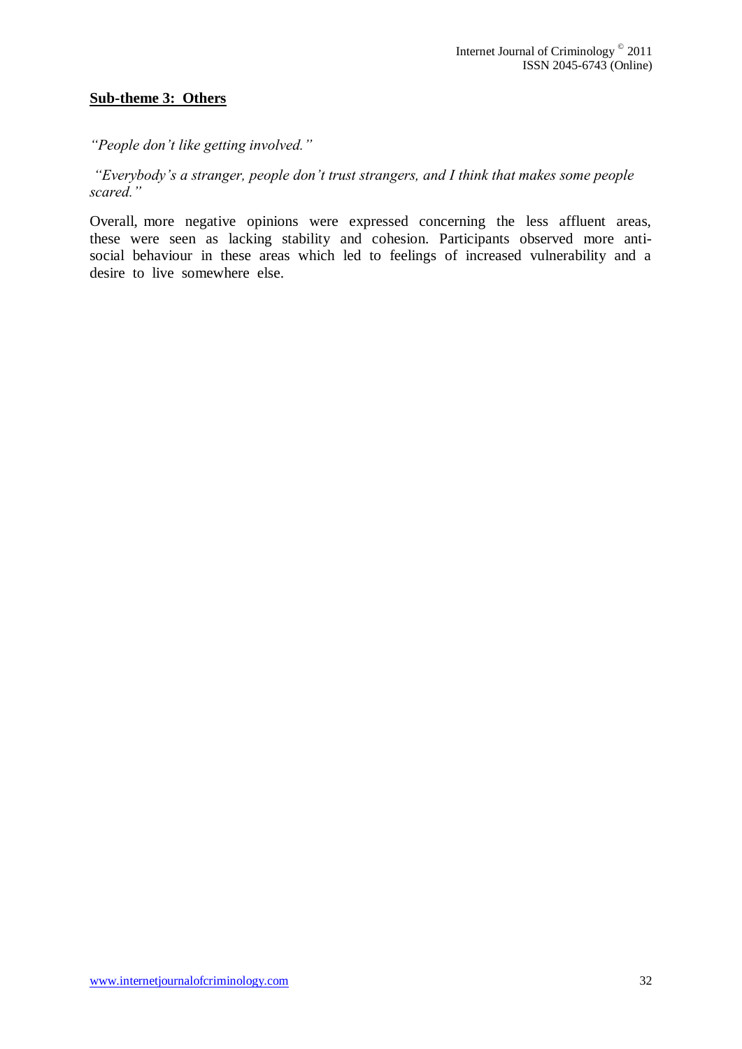**Sub-theme 3: Others**

*"People don't like getting involved."*

*"Everybody's a stranger, people don't trust strangers, and I think that makes some people scared."*

Overall, more negative opinions were expressed concerning the less affluent areas, these were seen as lacking stability and cohesion. Participants observed more anti-social behaviour in these areas which led to feelings of increased vulnerability and a desire to live somewhere else.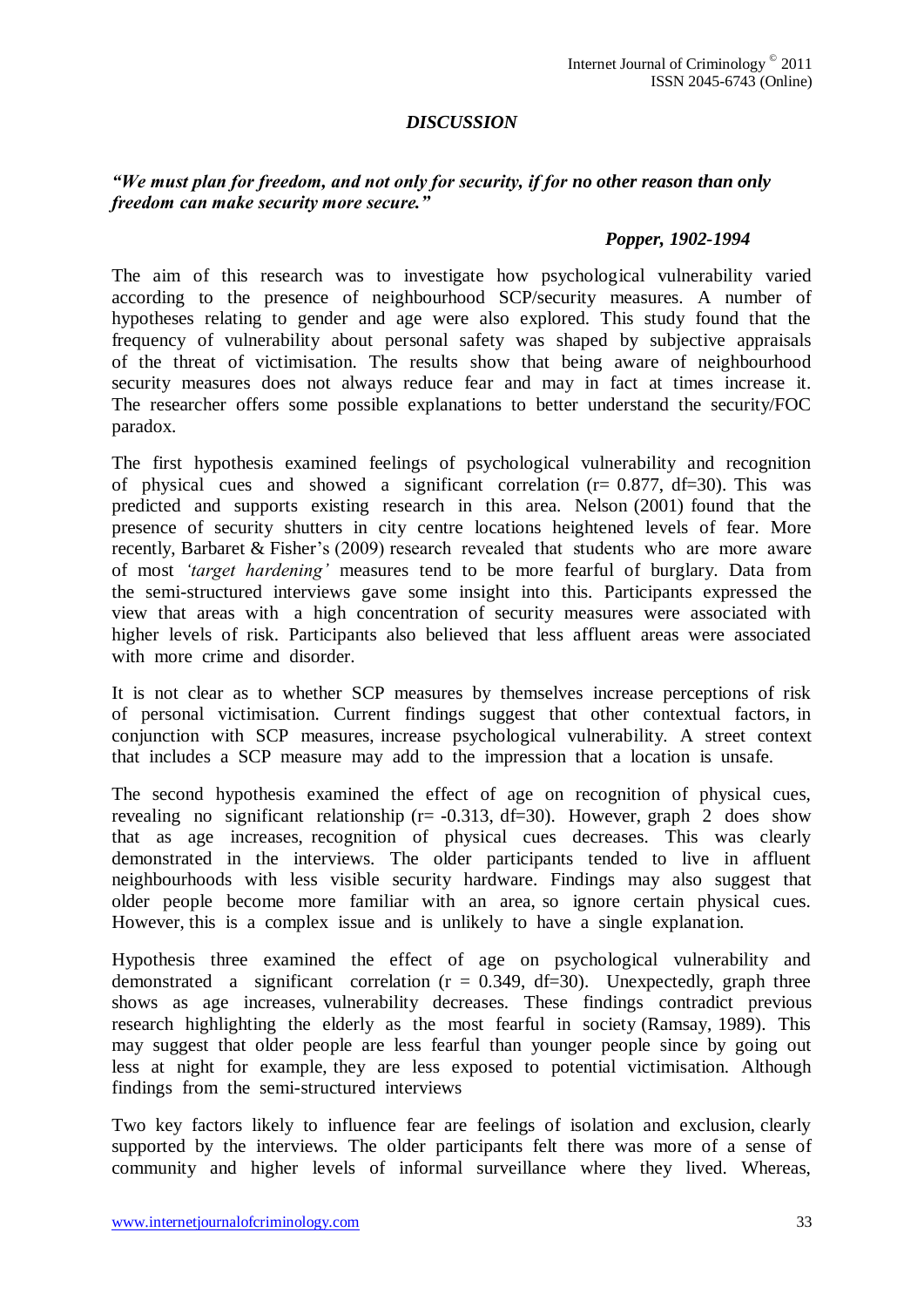## *DISCUSSION*

***"We must plan for freedom, and not only for security, if for no other reason than only freedom can make security more secure."***

***Popper, 1902-1994***

The aim of this research was to investigate how psychological vulnerability varied according to the presence of neighbourhood SCP/security measures. A number of hypotheses relating to gender and age were also explored. This study found that the frequency of vulnerability about personal safety was shaped by subjective appraisals of the threat of victimisation. The results show that being aware of neighbourhood security measures does not always reduce fear and may in fact at times increase it. The researcher offers some possible explanations to better understand the security/FOC paradox.

The first hypothesis examined feelings of psychological vulnerability and recognition of physical cues and showed a significant correlation ($r = 0.877$, df=30). This was predicted and supports existing research in this area. Nelson (2001) found that the presence of security shutters in city centre locations heightened levels of fear. More recently, Barbaret & Fisher's (2009) research revealed that students who are more aware of most *'target hardening'* measures tend to be more fearful of burglary. Data from the semi-structured interviews gave some insight into this. Participants expressed the view that areas with a high concentration of security measures were associated with higher levels of risk. Participants also believed that less affluent areas were associated with more crime and disorder.

It is not clear as to whether SCP measures by themselves increase perceptions of risk of personal victimisation. Current findings suggest that other contextual factors, in conjunction with SCP measures, increase psychological vulnerability. A street context that includes a SCP measure may add to the impression that a location is unsafe.

The second hypothesis examined the effect of age on recognition of physical cues, revealing no significant relationship ($r = -0.313$, df=30). However, graph 2 does show that as age increases, recognition of physical cues decreases. This was clearly demonstrated in the interviews. The older participants tended to live in affluent neighbourhoods with less visible security hardware. Findings may also suggest that older people become more familiar with an area, so ignore certain physical cues. However, this is a complex issue and is unlikely to have a single explanation.

Hypothesis three examined the effect of age on psychological vulnerability and demonstrated a significant correlation ($r = 0.349$, df=30). Unexpectedly, graph three shows as age increases, vulnerability decreases. These findings contradict previous research highlighting the elderly as the most fearful in society (Ramsay, 1989). This may suggest that older people are less fearful than younger people since by going out less at night for example, they are less exposed to potential victimisation. Although findings from the semi-structured interviews

Two key factors likely to influence fear are feelings of isolation and exclusion, clearly supported by the interviews. The older participants felt there was more of a sense of community and higher levels of informal surveillance where they lived. Whereas,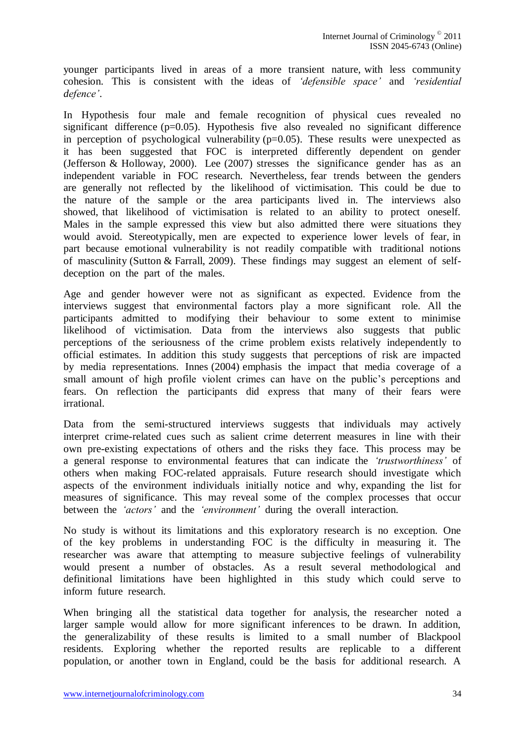younger participants lived in areas of a more transient nature, with less community cohesion. This is consistent with the ideas of *'defensible space'* and *'residential defence'*.

In Hypothesis four male and female recognition of physical cues revealed no significant difference ($p=0.05$). Hypothesis five also revealed no significant difference in perception of psychological vulnerability ($p=0.05$). These results were unexpected as it has been suggested that FOC is interpreted differently dependent on gender (Jefferson & Holloway, 2000). Lee (2007) stresses the significance gender has as an independent variable in FOC research. Nevertheless, fear trends between the genders are generally not reflected by the likelihood of victimisation. This could be due to the nature of the sample or the area participants lived in. The interviews also showed, that likelihood of victimisation is related to an ability to protect oneself. Males in the sample expressed this view but also admitted there were situations they would avoid. Stereotypically, men are expected to experience lower levels of fear, in part because emotional vulnerability is not readily compatible with traditional notions of masculinity (Sutton & Farrall, 2009). These findings may suggest an element of self-deception on the part of the males.

Age and gender however were not as significant as expected. Evidence from the interviews suggest that environmental factors play a more significant role. All the participants admitted to modifying their behaviour to some extent to minimise likelihood of victimisation. Data from the interviews also suggests that public perceptions of the seriousness of the crime problem exists relatively independently to official estimates. In addition this study suggests that perceptions of risk are impacted by media representations. Innes (2004) emphasis the impact that media coverage of a small amount of high profile violent crimes can have on the public's perceptions and fears. On reflection the participants did express that many of their fears were irrational.

Data from the semi-structured interviews suggests that individuals may actively interpret crime-related cues such as salient crime deterrent measures in line with their own pre-existing expectations of others and the risks they face. This process may be a general response to environmental features that can indicate the *'trustworthiness'* of others when making FOC-related appraisals. Future research should investigate which aspects of the environment individuals initially notice and why, expanding the list for measures of significance. This may reveal some of the complex processes that occur between the *'actors'* and the *'environment'* during the overall interaction.

No study is without its limitations and this exploratory research is no exception. One of the key problems in understanding FOC is the difficulty in measuring it. The researcher was aware that attempting to measure subjective feelings of vulnerability would present a number of obstacles. As a result several methodological and definitional limitations have been highlighted in this study which could serve to inform future research.

When bringing all the statistical data together for analysis, the researcher noted a larger sample would allow for more significant inferences to be drawn. In addition, the generalizability of these results is limited to a small number of Blackpool residents. Exploring whether the reported results are replicable to a different population, or another town in England, could be the basis for additional research. A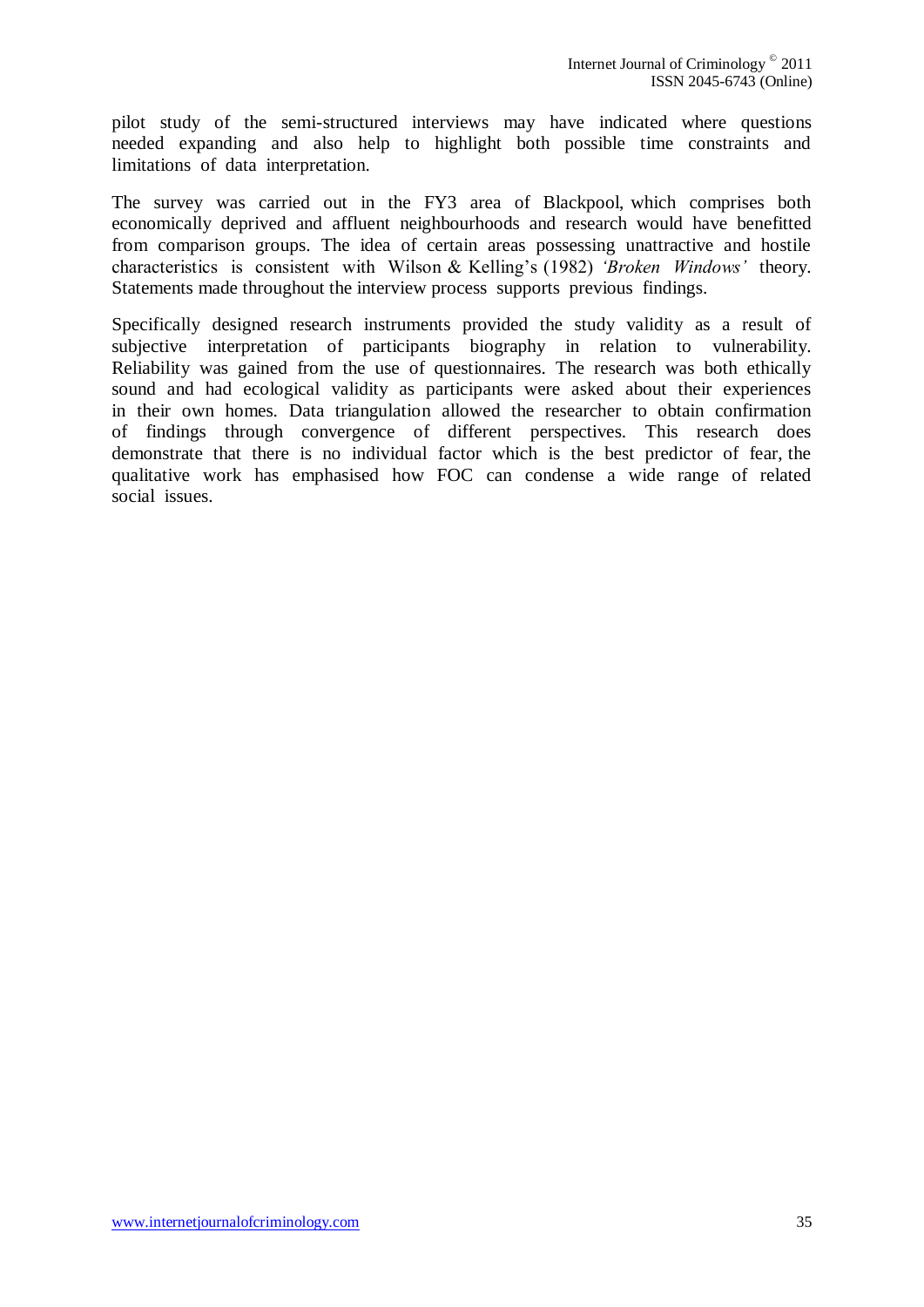pilot study of the semi-structured interviews may have indicated where questions needed expanding and also help to highlight both possible time constraints and limitations of data interpretation.

The survey was carried out in the FY3 area of Blackpool, which comprises both economically deprived and affluent neighbourhoods and research would have benefitted from comparison groups. The idea of certain areas possessing unattractive and hostile characteristics is consistent with Wilson & Kelling's (1982) *'Broken Windows'* theory. Statements made throughout the interview process supports previous findings.

Specifically designed research instruments provided the study validity as a result of subjective interpretation of participants biography in relation to vulnerability. Reliability was gained from the use of questionnaires. The research was both ethically sound and had ecological validity as participants were asked about their experiences in their own homes. Data triangulation allowed the researcher to obtain confirmation of findings through convergence of different perspectives. This research does demonstrate that there is no individual factor which is the best predictor of fear, the qualitative work has emphasised how FOC can condense a wide range of related social issues.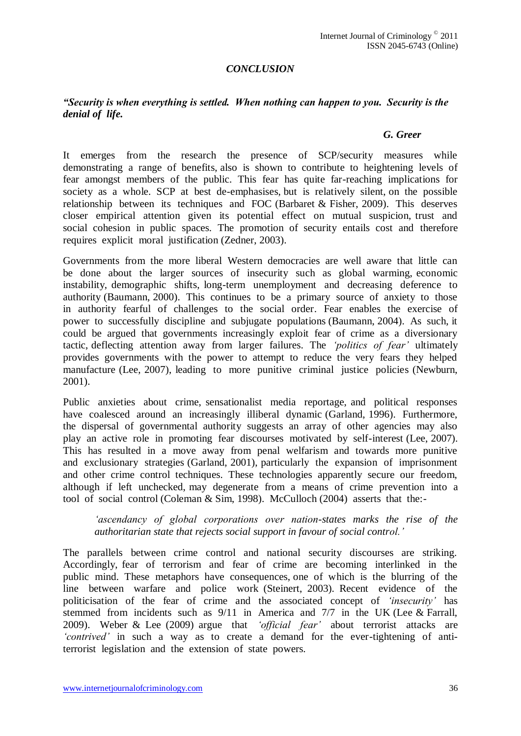## *CONCLUSION*

***"Security is when everything is settled. When nothing can happen to you. Security is the denial of life.***

***G. Greer***

It emerges from the research the presence of SCP/security measures while demonstrating a range of benefits, also is shown to contribute to heightening levels of fear amongst members of the public. This fear has quite far-reaching implications for society as a whole. SCP at best de-emphasises, but is relatively silent, on the possible relationship between its techniques and FOC (Barbaret & Fisher, 2009). This deserves closer empirical attention given its potential effect on mutual suspicion, trust and social cohesion in public spaces. The promotion of security entails cost and therefore requires explicit moral justification (Zedner, 2003).

Governments from the more liberal Western democracies are well aware that little can be done about the larger sources of insecurity such as global warming, economic instability, demographic shifts, long-term unemployment and decreasing deference to authority (Baumann, 2000). This continues to be a primary source of anxiety to those in authority fearful of challenges to the social order. Fear enables the exercise of power to successfully discipline and subjugate populations (Baumann, 2004). As such, it could be argued that governments increasingly exploit fear of crime as a diversionary tactic, deflecting attention away from larger failures. The *'politics of fear'* ultimately provides governments with the power to attempt to reduce the very fears they helped manufacture (Lee, 2007), leading to more punitive criminal justice policies (Newburn, 2001).

Public anxieties about crime, sensationalist media reportage, and political responses have coalesced around an increasingly illiberal dynamic (Garland, 1996). Furthermore, the dispersal of governmental authority suggests an array of other agencies may also play an active role in promoting fear discourses motivated by self-interest (Lee, 2007). This has resulted in a move away from penal welfarism and towards more punitive and exclusionary strategies (Garland, 2001), particularly the expansion of imprisonment and other crime control techniques. These technologies apparently secure our freedom, although if left unchecked, may degenerate from a means of crime prevention into a tool of social control (Coleman & Sim, 1998). McCulloch (2004) asserts that the:-

> *'ascendancy of global corporations over nation-states marks the rise of the authoritarian state that rejects social support in favour of social control.'*

The parallels between crime control and national security discourses are striking. Accordingly, fear of terrorism and fear of crime are becoming interlinked in the public mind. These metaphors have consequences, one of which is the blurring of the line between warfare and police work (Steinert, 2003). Recent evidence of the politicisation of the fear of crime and the associated concept of *'insecurity'* has stemmed from incidents such as 9/11 in America and 7/7 in the UK (Lee & Farrall, 2009). Weber & Lee (2009) argue that *'official fear'* about terrorist attacks are *'contrived'* in such a way as to create a demand for the ever-tightening of anti-terrorist legislation and the extension of state powers.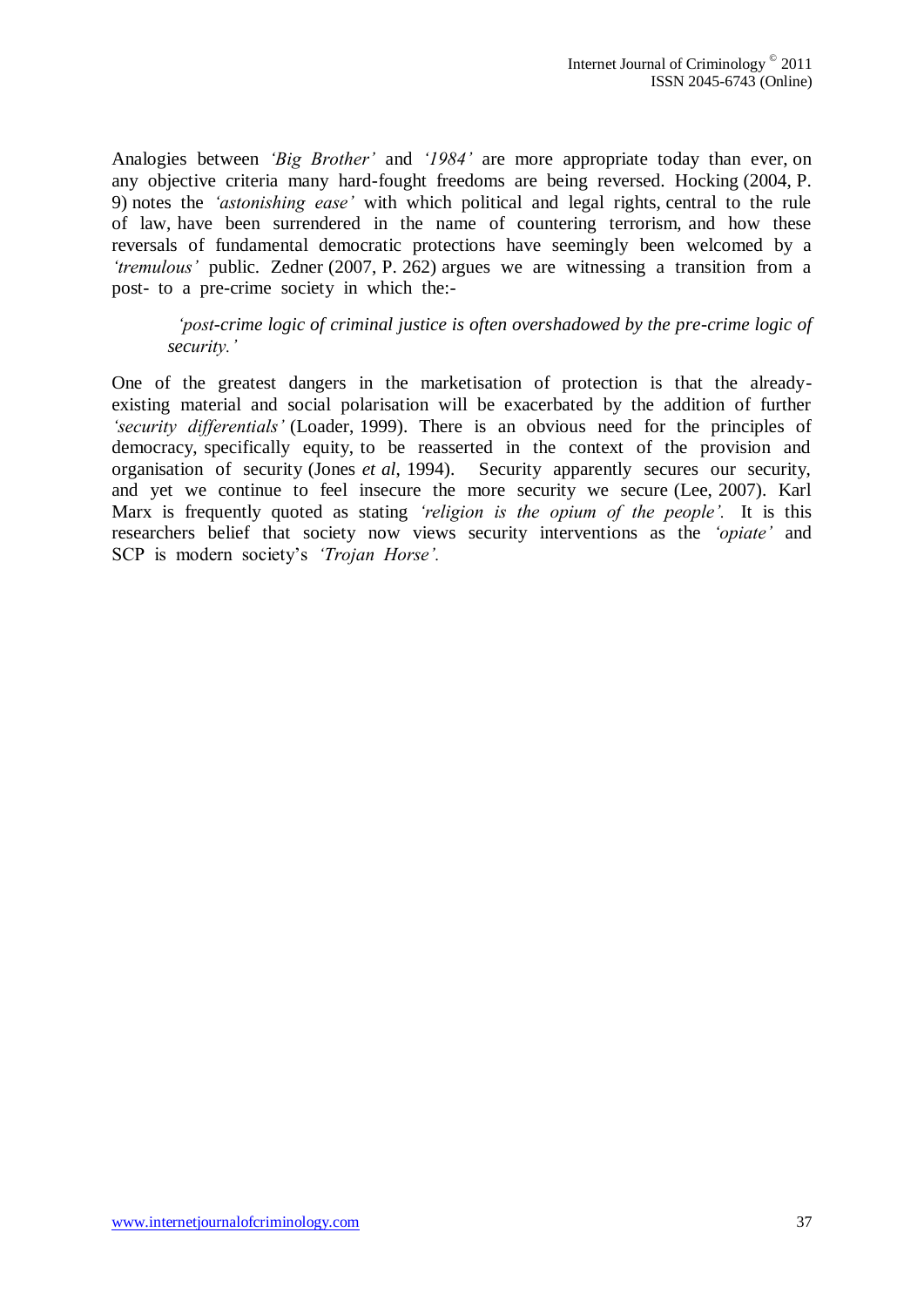Analogies between *'Big Brother'* and *'1984'* are more appropriate today than ever, on any objective criteria many hard-fought freedoms are being reversed. Hocking (2004, P. 9) notes the *'astonishing ease'* with which political and legal rights, central to the rule of law, have been surrendered in the name of countering terrorism, and how these reversals of fundamental democratic protections have seemingly been welcomed by a *'tremulous'* public. Zedner (2007, P. 262) argues we are witnessing a transition from a post- to a pre-crime society in which the:-

> *'post-crime logic of criminal justice is often overshadowed by the pre-crime logic of security.'*

One of the greatest dangers in the marketisation of protection is that the already-existing material and social polarisation will be exacerbated by the addition of further *'security differentials'* (Loader, 1999). There is an obvious need for the principles of democracy, specifically equity, to be reasserted in the context of the provision and organisation of security (Jones *et al*, 1994). Security apparently secures our security, and yet we continue to feel insecure the more security we secure (Lee, 2007). Karl Marx is frequently quoted as stating *'religion is the opium of the people'.* It is this researchers belief that society now views security interventions as the *'opiate'* and SCP is modern society's *'Trojan Horse'.*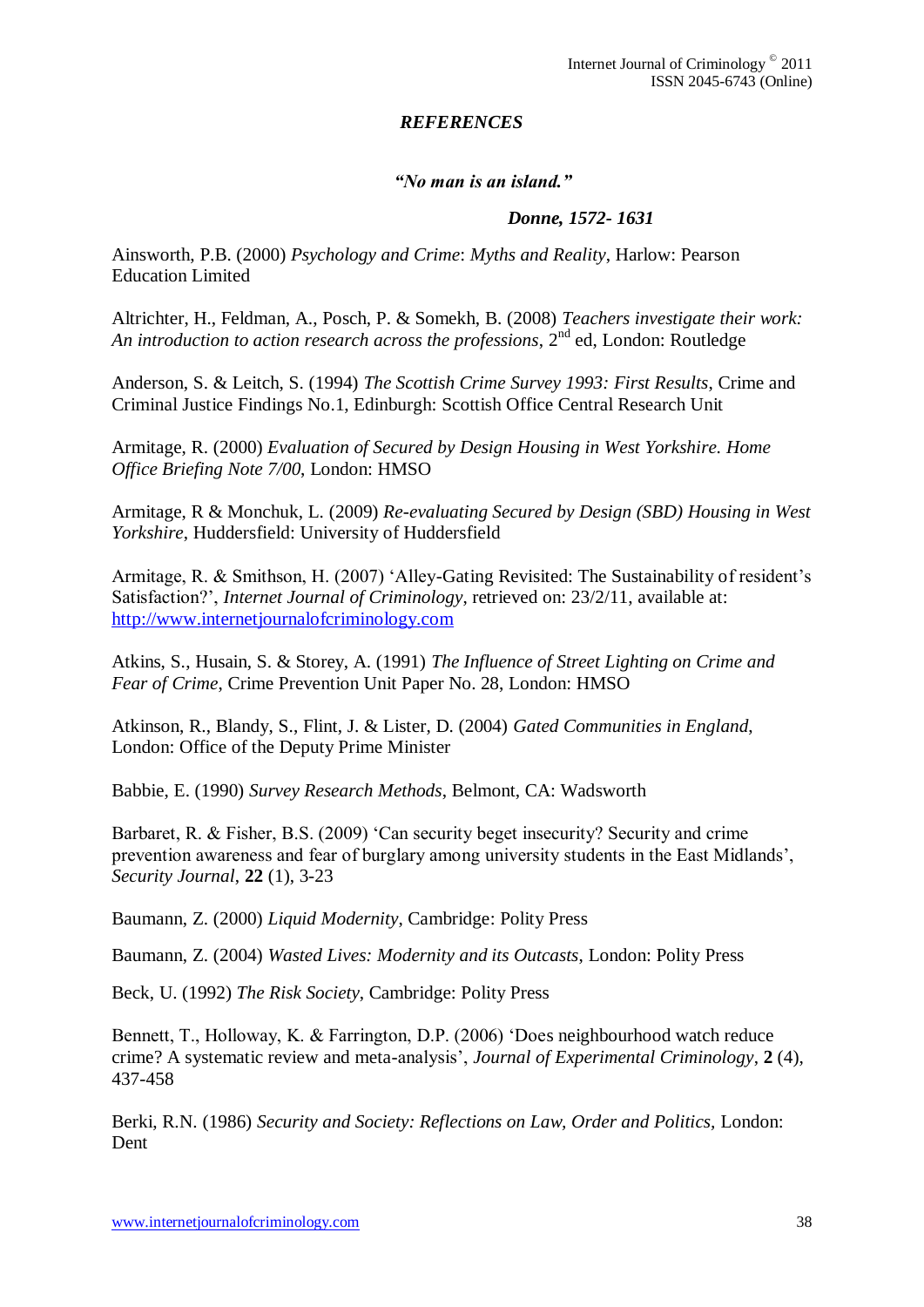## *REFERENCES*

***"No man is an island."***

***Donne, 1572- 1631***

Ainsworth, P.B. (2000) *Psychology and Crime*: *Myths and Reality*, Harlow: Pearson Education Limited

Altrichter, H., Feldman, A., Posch, P. & Somekh, B. (2008) *Teachers investigate their work: An introduction to action research across the professions*, 2nd ed, London: Routledge

Anderson, S. & Leitch, S. (1994) *The Scottish Crime Survey 1993: First Results*, Crime and Criminal Justice Findings No.1, Edinburgh: Scottish Office Central Research Unit

Armitage, R. (2000) *Evaluation of Secured by Design Housing in West Yorkshire. Home Office Briefing Note 7/00*, London: HMSO

Armitage, R & Monchuk, L. (2009) *Re-evaluating Secured by Design (SBD) Housing in West Yorkshire*, Huddersfield: University of Huddersfield

Armitage, R. & Smithson, H. (2007) 'Alley-Gating Revisited: The Sustainability of resident's Satisfaction?', *Internet Journal of Criminology*, retrieved on: 23/2/11, available at: http://www.internetjournalofcriminology.com

Atkins, S., Husain, S. & Storey, A. (1991) *The Influence of Street Lighting on Crime and Fear of Crime*, Crime Prevention Unit Paper No. 28, London: HMSO

Atkinson, R., Blandy, S., Flint, J. & Lister, D. (2004) *Gated Communities in England,* London: Office of the Deputy Prime Minister

Babbie, E. (1990) *Survey Research Methods*, Belmont, CA: Wadsworth

Barbaret, R. & Fisher, B.S. (2009) 'Can security beget insecurity? Security and crime prevention awareness and fear of burglary among university students in the East Midlands', *Security Journal*, **22** (1), 3-23

Baumann, Z. (2000) *Liquid Modernity*, Cambridge: Polity Press

Baumann, Z. (2004) *Wasted Lives: Modernity and its Outcasts*, London: Polity Press

Beck, U. (1992) *The Risk Society*, Cambridge: Polity Press

Bennett, T., Holloway, K. & Farrington, D.P. (2006) 'Does neighbourhood watch reduce crime? A systematic review and meta-analysis', *Journal of Experimental Criminology*, **2** (4), 437-458

Berki, R.N. (1986) *Security and Society: Reflections on Law, Order and Politics,* London: Dent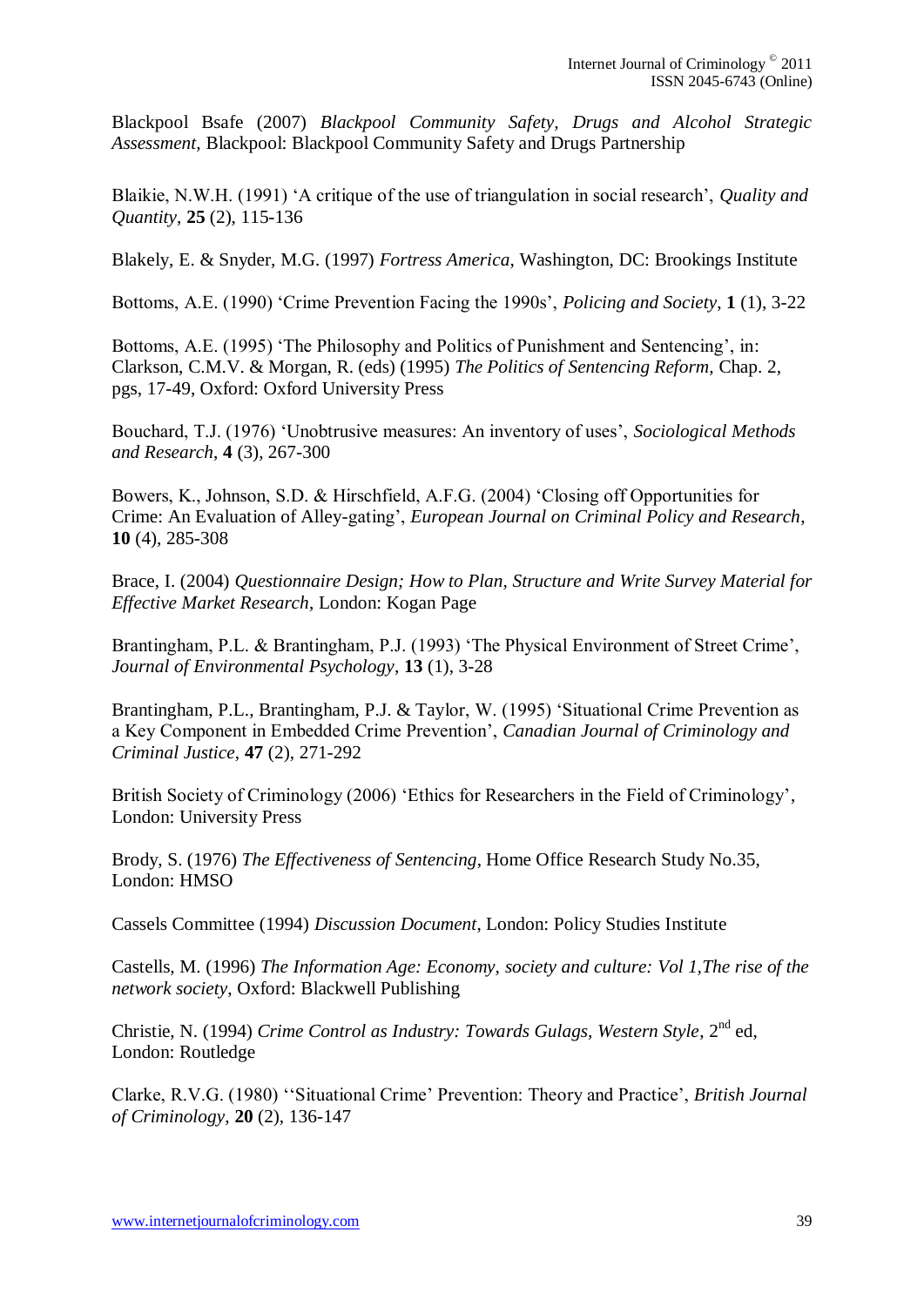Blackpool Bsafe (2007) *Blackpool Community Safety, Drugs and Alcohol Strategic Assessment*, Blackpool: Blackpool Community Safety and Drugs Partnership

Blaikie, N.W.H. (1991) 'A critique of the use of triangulation in social research', *Quality and Quantity*, **25** (2), 115-136

Blakely, E. & Snyder, M.G. (1997) *Fortress America*, Washington, DC: Brookings Institute

Bottoms, A.E. (1990) 'Crime Prevention Facing the 1990s', *Policing and Society*, **1** (1), 3-22

Bottoms, A.E. (1995) 'The Philosophy and Politics of Punishment and Sentencing', in: Clarkson, C.M.V. & Morgan, R. (eds) (1995) *The Politics of Sentencing Reform*, Chap. 2, pgs, 17-49, Oxford: Oxford University Press

Bouchard, T.J. (1976) 'Unobtrusive measures: An inventory of uses', *Sociological Methods and Research*, **4** (3), 267-300

Bowers, K., Johnson, S.D. & Hirschfield, A.F.G. (2004) 'Closing off Opportunities for Crime: An Evaluation of Alley-gating', *European Journal on Criminal Policy and Research*, **10** (4), 285-308

Brace, I. (2004) *Questionnaire Design; How to Plan, Structure and Write Survey Material for Effective Market Research*, London: Kogan Page

Brantingham, P.L. & Brantingham, P.J. (1993) 'The Physical Environment of Street Crime', *Journal of Environmental Psychology*, **13** (1), 3-28

Brantingham, P.L., Brantingham, P.J. & Taylor, W. (1995) 'Situational Crime Prevention as a Key Component in Embedded Crime Prevention', *Canadian Journal of Criminology and Criminal Justice*, **47** (2), 271-292

British Society of Criminology (2006) 'Ethics for Researchers in the Field of Criminology', London: University Press

Brody, S. (1976) *The Effectiveness of Sentencing*, Home Office Research Study No.35, London: HMSO

Cassels Committee (1994) *Discussion Document*, London: Policy Studies Institute

Castells, M. (1996) *The Information Age: Economy, society and culture: Vol 1,The rise of the network society*, Oxford: Blackwell Publishing

Christie, N. (1994) *Crime Control as Industry: Towards Gulags, Western Style*, 2nd ed, London: Routledge

Clarke, R.V.G. (1980) ''Situational Crime' Prevention: Theory and Practice', *British Journal of Criminology*, **20** (2), 136-147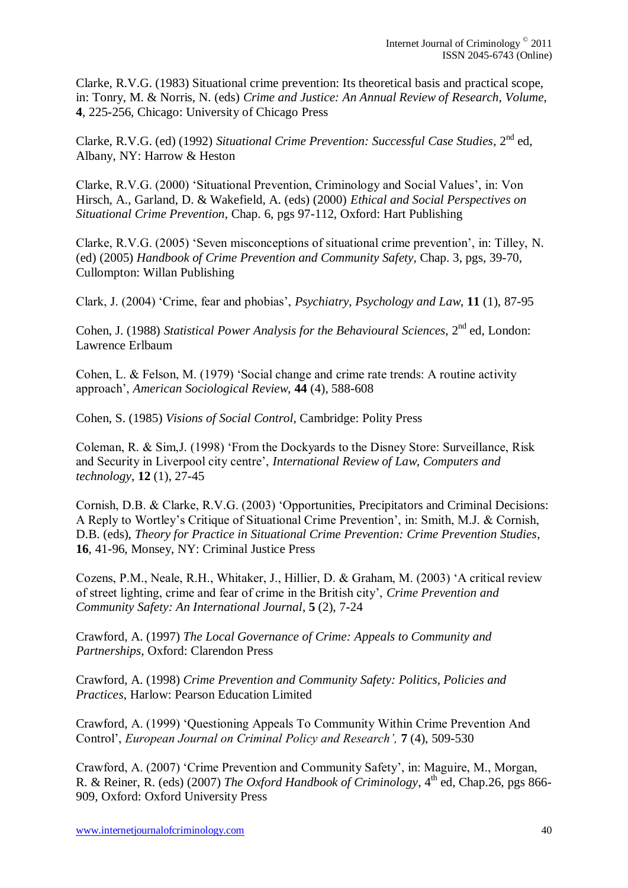Clarke, R.V.G. (1983) Situational crime prevention: Its theoretical basis and practical scope, in: Tonry, M. & Norris, N. (eds) *Crime and Justice: An Annual Review of Research, Volume*, **4**, 225-256, Chicago: University of Chicago Press

Clarke, R.V.G. (ed) (1992) *Situational Crime Prevention: Successful Case Studies*, 2nd ed, Albany, NY: Harrow & Heston

Clarke, R.V.G. (2000) 'Situational Prevention, Criminology and Social Values', in: Von Hirsch, A., Garland, D. & Wakefield, A. (eds) (2000) *Ethical and Social Perspectives on Situational Crime Prevention*, Chap. 6, pgs 97-112, Oxford: Hart Publishing

Clarke, R.V.G. (2005) 'Seven misconceptions of situational crime prevention', in: Tilley, N. (ed) (2005) *Handbook of Crime Prevention and Community Safety*, Chap. 3, pgs, 39-70, Cullompton: Willan Publishing

Clark, J. (2004) 'Crime, fear and phobias', *Psychiatry, Psychology and Law*, **11** (1), 87-95

Cohen, J. (1988) *Statistical Power Analysis for the Behavioural Sciences*, 2nd ed, London: Lawrence Erlbaum

Cohen, L. & Felson, M. (1979) 'Social change and crime rate trends: A routine activity approach', *American Sociological Review,* **44** (4), 588-608

Cohen, S. (1985) *Visions of Social Control*, Cambridge: Polity Press

Coleman, R. & Sim,J. (1998) 'From the Dockyards to the Disney Store: Surveillance, Risk and Security in Liverpool city centre', *International Review of Law, Computers and technology*, **12** (1), 27-45

Cornish, D.B. & Clarke, R.V.G. (2003) 'Opportunities, Precipitators and Criminal Decisions: A Reply to Wortley's Critique of Situational Crime Prevention', in: Smith, M.J. & Cornish, D.B. (eds), *Theory for Practice in Situational Crime Prevention: Crime Prevention Studies*, **16**, 41-96, Monsey, NY: Criminal Justice Press

Cozens, P.M., Neale, R.H., Whitaker, J., Hillier, D. & Graham, M. (2003) 'A critical review of street lighting, crime and fear of crime in the British city', *Crime Prevention and Community Safety: An International Journal*, **5** (2), 7-24

Crawford, A. (1997) *The Local Governance of Crime: Appeals to Community and Partnerships*, Oxford: Clarendon Press

Crawford, A. (1998) *Crime Prevention and Community Safety: Politics, Policies and Practices*, Harlow: Pearson Education Limited

Crawford, A. (1999) 'Questioning Appeals To Community Within Crime Prevention And Control', *European Journal on Criminal Policy and Research',* **7** (4), 509-530

Crawford, A. (2007) 'Crime Prevention and Community Safety', in: Maguire, M., Morgan, R. & Reiner, R. (eds) (2007) *The Oxford Handbook of Criminology*, 4th ed, Chap.26, pgs 866-909, Oxford: Oxford University Press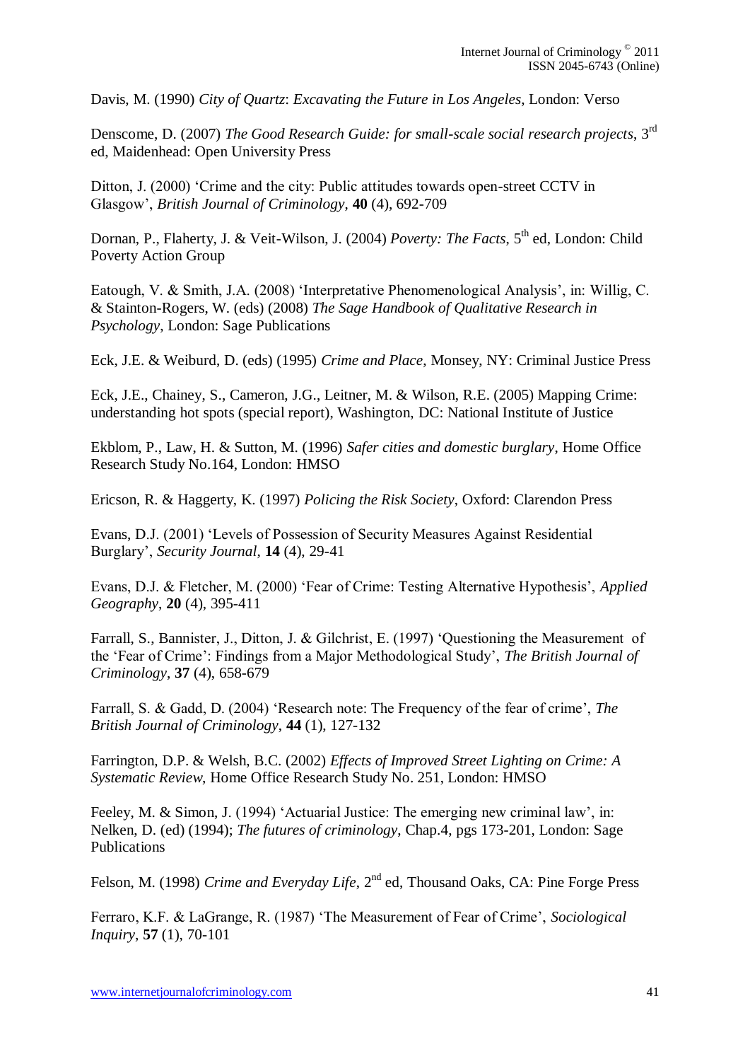Davis, M. (1990) *City of Quartz*: *Excavating the Future in Los Angeles*, London: Verso

Denscome, D. (2007) *The Good Research Guide: for small-scale social research projects*, 3rd ed, Maidenhead: Open University Press

Ditton, J. (2000) 'Crime and the city: Public attitudes towards open-street CCTV in Glasgow', *British Journal of Criminology*, **40** (4), 692-709

Dornan, P., Flaherty, J. & Veit-Wilson, J. (2004) *Poverty: The Facts*, 5th ed, London: Child Poverty Action Group

Eatough, V. & Smith, J.A. (2008) 'Interpretative Phenomenological Analysis', in: Willig, C. & Stainton-Rogers, W. (eds) (2008) *The Sage Handbook of Qualitative Research in Psychology*, London: Sage Publications

Eck, J.E. & Weiburd, D. (eds) (1995) *Crime and Place*, Monsey, NY: Criminal Justice Press

Eck, J.E., Chainey, S., Cameron, J.G., Leitner, M. & Wilson, R.E. (2005) Mapping Crime: understanding hot spots (special report), Washington, DC: National Institute of Justice

Ekblom, P., Law, H. & Sutton, M. (1996) *Safer cities and domestic burglary*, Home Office Research Study No.164, London: HMSO

Ericson, R. & Haggerty, K. (1997) *Policing the Risk Society*, Oxford: Clarendon Press

Evans, D.J. (2001) 'Levels of Possession of Security Measures Against Residential Burglary', *Security Journal*, **14** (4), 29-41

Evans, D.J. & Fletcher, M. (2000) 'Fear of Crime: Testing Alternative Hypothesis', *Applied Geography*, **20** (4), 395-411

Farrall, S., Bannister, J., Ditton, J. & Gilchrist, E. (1997) 'Questioning the Measurement of the 'Fear of Crime': Findings from a Major Methodological Study', *The British Journal of Criminology*, **37** (4), 658-679

Farrall, S. & Gadd, D. (2004) 'Research note: The Frequency of the fear of crime', *The British Journal of Criminology*, **44** (1), 127-132

Farrington, D.P. & Welsh, B.C. (2002) *Effects of Improved Street Lighting on Crime: A Systematic Review*, Home Office Research Study No. 251, London: HMSO

Feeley, M. & Simon, J. (1994) 'Actuarial Justice: The emerging new criminal law', in: Nelken, D. (ed) (1994); *The futures of criminology*, Chap.4, pgs 173-201, London: Sage Publications

Felson, M. (1998) *Crime and Everyday Life*, 2nd ed, Thousand Oaks, CA: Pine Forge Press

Ferraro, K.F. & LaGrange, R. (1987) 'The Measurement of Fear of Crime', *Sociological Inquiry*, **57** (1), 70-101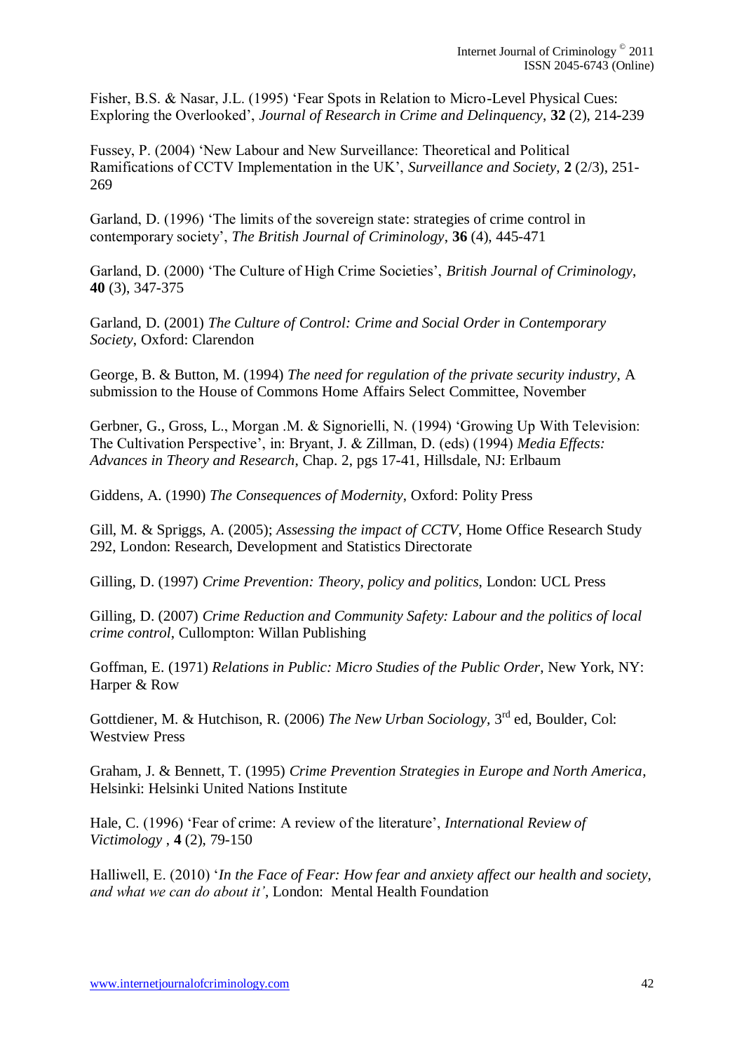Fisher, B.S. & Nasar, J.L. (1995) 'Fear Spots in Relation to Micro-Level Physical Cues: Exploring the Overlooked', *Journal of Research in Crime and Delinquency*, **32** (2), 214-239

Fussey, P. (2004) 'New Labour and New Surveillance: Theoretical and Political Ramifications of CCTV Implementation in the UK', *Surveillance and Society*, **2** (2/3), 251-269

Garland, D. (1996) 'The limits of the sovereign state: strategies of crime control in contemporary society', *The British Journal of Criminology*, **36** (4), 445-471

Garland, D. (2000) 'The Culture of High Crime Societies', *British Journal of Criminology*, **40** (3), 347-375

Garland, D. (2001) *The Culture of Control: Crime and Social Order in Contemporary Society*, Oxford: Clarendon

George, B. & Button, M. (1994) *The need for regulation of the private security industry*, A submission to the House of Commons Home Affairs Select Committee, November

Gerbner, G., Gross, L., Morgan .M. & Signorielli, N. (1994) 'Growing Up With Television: The Cultivation Perspective', in: Bryant, J. & Zillman, D. (eds) (1994) *Media Effects: Advances in Theory and Research*, Chap. 2, pgs 17-41, Hillsdale, NJ: Erlbaum

Giddens, A. (1990) *The Consequences of Modernity*, Oxford: Polity Press

Gill, M. & Spriggs, A. (2005); *Assessing the impact of CCTV*, Home Office Research Study 292, London: Research, Development and Statistics Directorate

Gilling, D. (1997) *Crime Prevention: Theory, policy and politics*, London: UCL Press

Gilling, D. (2007) *Crime Reduction and Community Safety: Labour and the politics of local crime control*, Cullompton: Willan Publishing

Goffman, E. (1971) *Relations in Public: Micro Studies of the Public Order*, New York, NY: Harper & Row

Gottdiener, M. & Hutchison, R. (2006) *The New Urban Sociology*, 3rd ed, Boulder, Col: Westview Press

Graham, J. & Bennett, T. (1995) *Crime Prevention Strategies in Europe and North America*, Helsinki: Helsinki United Nations Institute

Hale, C. (1996) 'Fear of crime: A review of the literature', *International Review of Victimology* , **4** (2), 79-150

Halliwell, E. (2010) '*In the Face of Fear: How fear and anxiety affect our health and society, and what we can do about it'*, London: Mental Health Foundation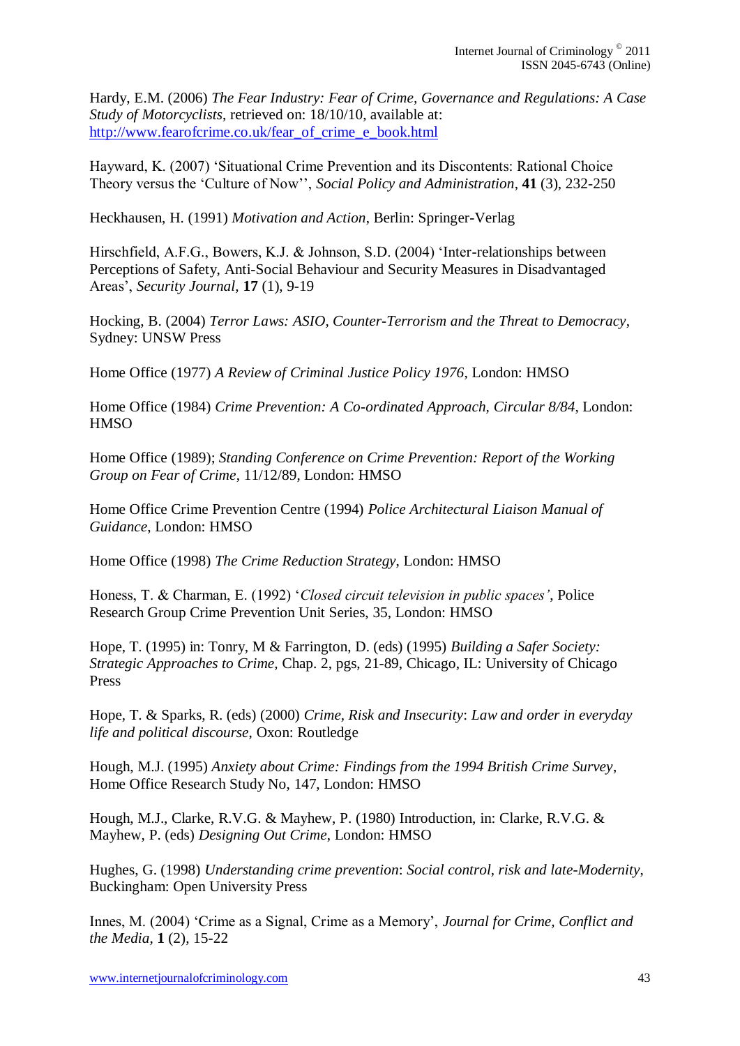Hardy, E.M. (2006) *The Fear Industry: Fear of Crime, Governance and Regulations: A Case Study of Motorcyclists*, retrieved on: 18/10/10, available at: http://www.fearofcrime.co.uk/fear_of_crime_e_book.html

Hayward, K. (2007) 'Situational Crime Prevention and its Discontents: Rational Choice Theory versus the 'Culture of Now'', *Social Policy and Administration*, **41** (3), 232-250

Heckhausen, H. (1991) *Motivation and Action*, Berlin: Springer-Verlag

Hirschfield, A.F.G., Bowers, K.J. & Johnson, S.D. (2004) 'Inter-relationships between Perceptions of Safety, Anti-Social Behaviour and Security Measures in Disadvantaged Areas', *Security Journal*, **17** (1), 9-19

Hocking, B. (2004) *Terror Laws: ASIO, Counter-Terrorism and the Threat to Democracy*, Sydney: UNSW Press

Home Office (1977) *A Review of Criminal Justice Policy 1976*, London: HMSO

Home Office (1984) *Crime Prevention: A Co-ordinated Approach, Circular 8/84*, London: HMSO

Home Office (1989); *Standing Conference on Crime Prevention: Report of the Working Group on Fear of Crime*, 11/12/89, London: HMSO

Home Office Crime Prevention Centre (1994) *Police Architectural Liaison Manual of Guidance*, London: HMSO

Home Office (1998) *The Crime Reduction Strategy*, London: HMSO

Honess, T. & Charman, E. (1992) '*Closed circuit television in public spaces'*, Police Research Group Crime Prevention Unit Series, 35, London: HMSO

Hope, T. (1995) in: Tonry, M & Farrington, D. (eds) (1995) *Building a Safer Society: Strategic Approaches to Crime,* Chap. 2, pgs, 21-89, Chicago, IL: University of Chicago Press

Hope, T. & Sparks, R. (eds) (2000) *Crime, Risk and Insecurity*: *Law and order in everyday life and political discourse*, Oxon: Routledge

Hough, M.J. (1995) *Anxiety about Crime: Findings from the 1994 British Crime Survey*, Home Office Research Study No, 147, London: HMSO

Hough, M.J., Clarke, R.V.G. & Mayhew, P. (1980) Introduction, in: Clarke, R.V.G. & Mayhew, P. (eds) *Designing Out Crime*, London: HMSO

Hughes, G. (1998) *Understanding crime prevention*: *Social control, risk and late-Modernity*, Buckingham: Open University Press

Innes, M. (2004) 'Crime as a Signal, Crime as a Memory', *Journal for Crime, Conflict and the Media*, **1** (2), 15-22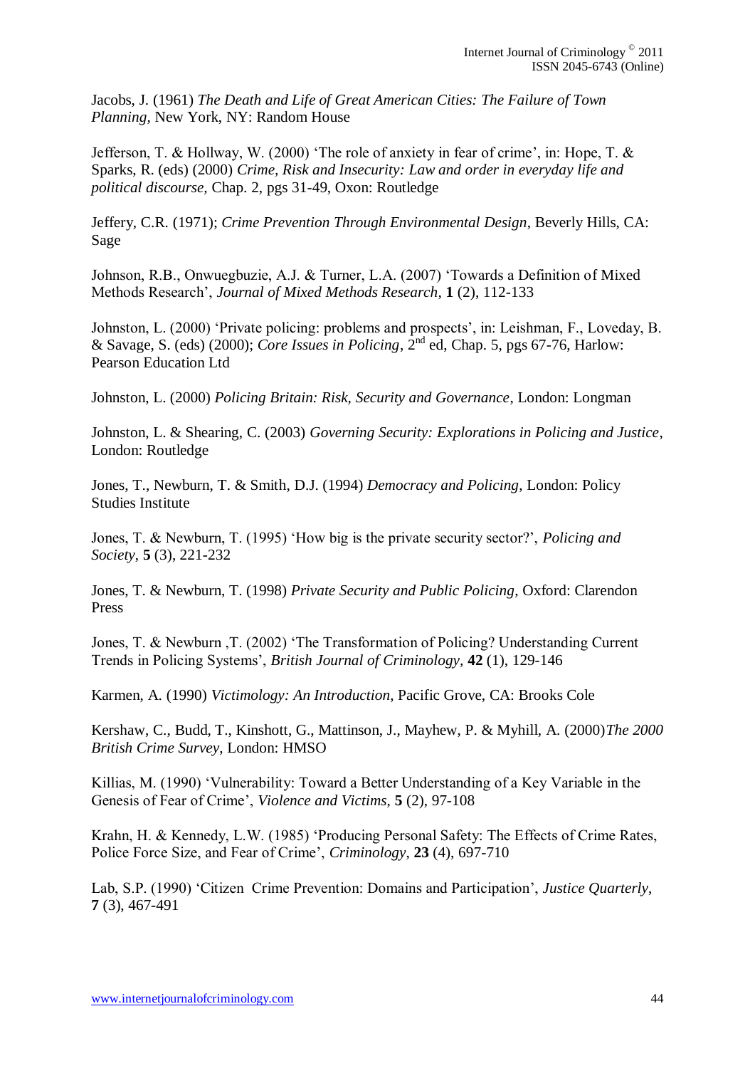Jacobs, J. (1961) *The Death and Life of Great American Cities: The Failure of Town Planning*, New York, NY: Random House

Jefferson, T. & Hollway, W. (2000) 'The role of anxiety in fear of crime', in: Hope, T. & Sparks, R. (eds) (2000) *Crime, Risk and Insecurity: Law and order in everyday life and political discourse,* Chap. 2, pgs 31-49, Oxon: Routledge

Jeffery, C.R. (1971); *Crime Prevention Through Environmental Design*, Beverly Hills, CA: Sage

Johnson, R.B., Onwuegbuzie, A.J. & Turner, L.A. (2007) 'Towards a Definition of Mixed Methods Research', *Journal of Mixed Methods Research*, **1** (2), 112-133

Johnston, L. (2000) 'Private policing: problems and prospects', in: Leishman, F., Loveday, B. & Savage, S. (eds) (2000); *Core Issues in Policing*, 2nd ed, Chap. 5, pgs 67-76, Harlow: Pearson Education Ltd

Johnston, L. (2000) *Policing Britain: Risk, Security and Governance*, London: Longman

Johnston, L. & Shearing, C. (2003) *Governing Security: Explorations in Policing and Justice*, London: Routledge

Jones, T., Newburn, T. & Smith, D.J. (1994) *Democracy and Policing*, London: Policy Studies Institute

Jones, T. & Newburn, T. (1995) 'How big is the private security sector?', *Policing and Society*, **5** (3), 221-232

Jones, T. & Newburn, T. (1998) *Private Security and Public Policing*, Oxford: Clarendon Press

Jones, T. & Newburn ,T. (2002) 'The Transformation of Policing? Understanding Current Trends in Policing Systems', *British Journal of Criminology,* **42** (1), 129-146

Karmen, A. (1990) *Victimology: An Introduction*, Pacific Grove, CA: Brooks Cole

Kershaw, C., Budd, T., Kinshott, G., Mattinson, J., Mayhew, P. & Myhill, A. (2000)*The 2000 British Crime Survey*, London: HMSO

Killias, M. (1990) 'Vulnerability: Toward a Better Understanding of a Key Variable in the Genesis of Fear of Crime', *Violence and Victims*, **5** (2), 97-108

Krahn, H. & Kennedy, L.W. (1985) 'Producing Personal Safety: The Effects of Crime Rates, Police Force Size, and Fear of Crime', *Criminology*, **23** (4), 697-710

Lab, S.P. (1990) 'Citizen Crime Prevention: Domains and Participation', *Justice Quarterly*, **7** (3), 467-491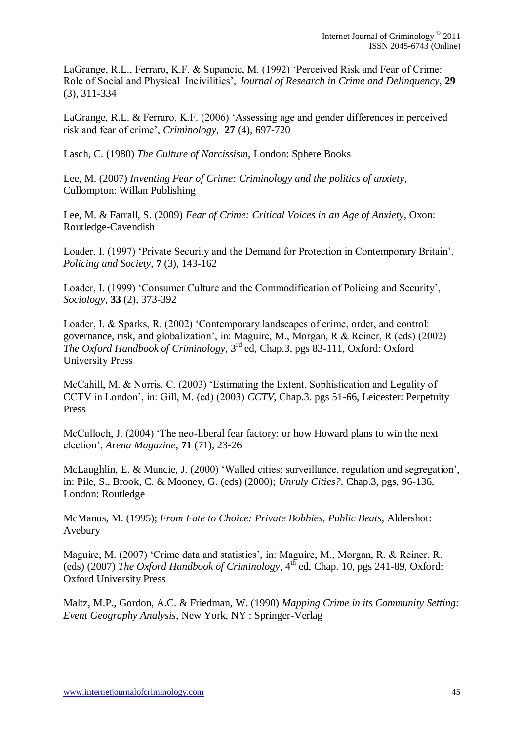LaGrange, R.L., Ferraro, K.F. & Supancic, M. (1992) 'Perceived Risk and Fear of Crime: Role of Social and Physical Incivilities', *Journal of Research in Crime and Delinquency*, **29** (3), 311-334

LaGrange, R.L. & Ferraro, K.F. (2006) 'Assessing age and gender differences in perceived risk and fear of crime', *Criminology*, **27** (4), 697-720

Lasch, C. (1980) *The Culture of Narcissism*, London: Sphere Books

Lee, M. (2007) *Inventing Fear of Crime: Criminology and the politics of anxiety*, Cullompton: Willan Publishing

Lee, M. & Farrall, S. (2009) *Fear of Crime: Critical Voices in an Age of Anxiety*, Oxon: Routledge-Cavendish

Loader, I. (1997) 'Private Security and the Demand for Protection in Contemporary Britain', *Policing and Society*, **7** (3), 143-162

Loader, I. (1999) 'Consumer Culture and the Commodification of Policing and Security', *Sociology*, **33** (2), 373-392

Loader, I. & Sparks, R. (2002) 'Contemporary landscapes of crime, order, and control: governance, risk, and globalization', in: Maguire, M., Morgan, R & Reiner, R (eds) (2002) *The Oxford Handbook of Criminology*, 3rd ed, Chap.3, pgs 83-111, Oxford: Oxford University Press

McCahill, M. & Norris, C. (2003) 'Estimating the Extent, Sophistication and Legality of CCTV in London', in: Gill, M. (ed) (2003) *CCTV*, Chap.3. pgs 51-66, Leicester: Perpetuity Press

McCulloch, J. (2004) 'The neo-liberal fear factory: or how Howard plans to win the next election', *Arena Magazine*, **71** (71), 23-26

McLaughlin, E. & Muncie, J. (2000) 'Walled cities: surveillance, regulation and segregation', in: Pile, S., Brook, C. & Mooney, G. (eds) (2000); *Unruly Cities?*, Chap.3, pgs, 96-136, London: Routledge

McManus, M. (1995); *From Fate to Choice: Private Bobbies, Public Beats*, Aldershot: Avebury

Maguire, M. (2007) 'Crime data and statistics', in: Maguire, M., Morgan, R. & Reiner, R. (eds) (2007) *The Oxford Handbook of Criminology*, 4th ed, Chap. 10, pgs 241-89, Oxford: Oxford University Press

Maltz, M.P., Gordon, A.C. & Friedman, W. (1990) *Mapping Crime in its Community Setting: Event Geography Analysis*, New York, NY : Springer-Verlag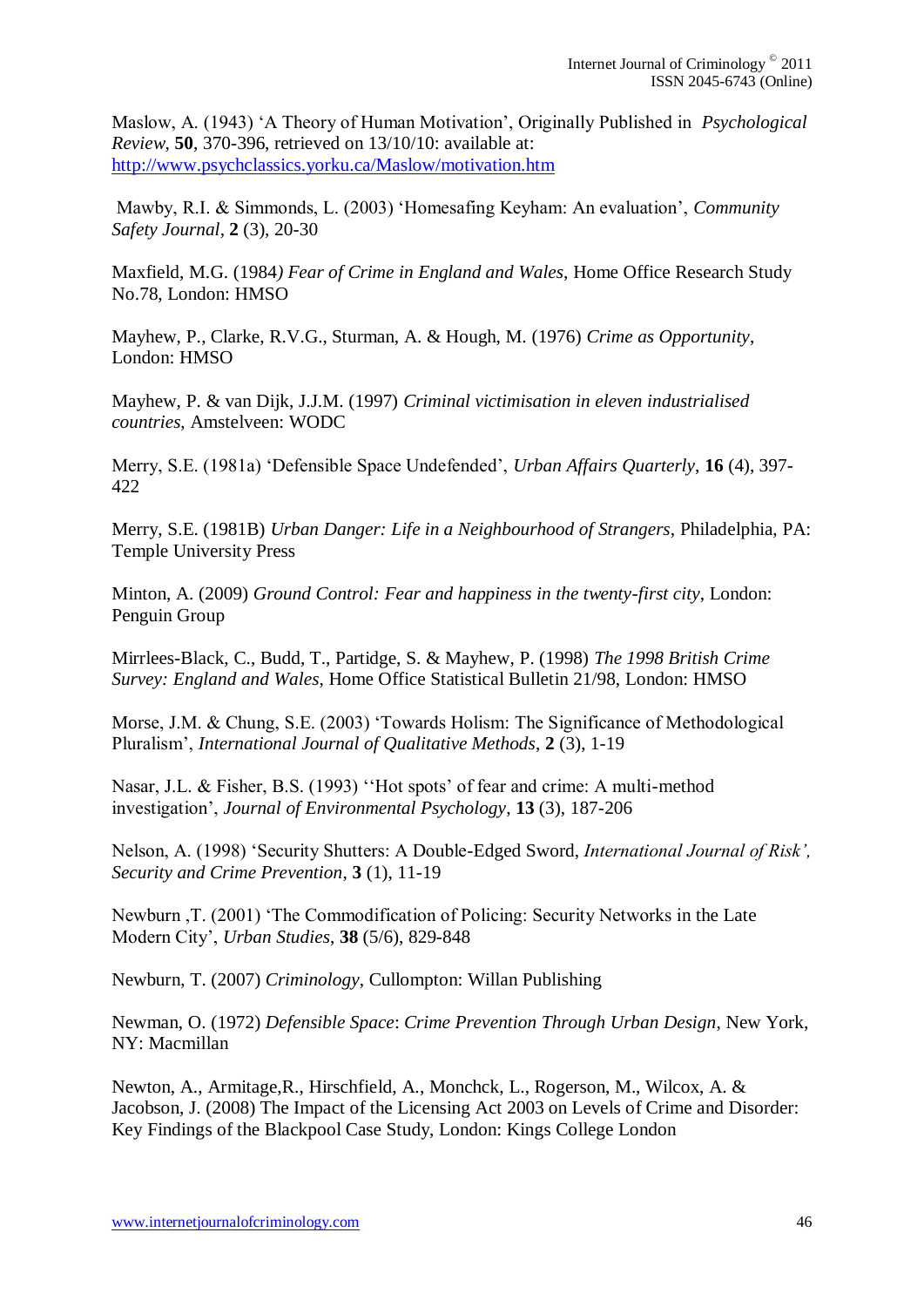Maslow, A. (1943) 'A Theory of Human Motivation', Originally Published in *Psychological Review*, **50**, 370-396, retrieved on 13/10/10: available at: http://www.psychclassics.yorku.ca/Maslow/motivation.htm

Mawby, R.I. & Simmonds, L. (2003) 'Homesafing Keyham: An evaluation', *Community Safety Journal*, **2** (3), 20-30

Maxfield, M.G. (1984*) Fear of Crime in England and Wales*, Home Office Research Study No.78, London: HMSO

Mayhew, P., Clarke, R.V.G., Sturman, A. & Hough, M. (1976) *Crime as Opportunity*, London: HMSO

Mayhew, P. & van Dijk, J.J.M. (1997) *Criminal victimisation in eleven industrialised countries*, Amstelveen: WODC

Merry, S.E. (1981a) 'Defensible Space Undefended', *Urban Affairs Quarterly*, **16** (4), 397-422

Merry, S.E. (1981B) *Urban Danger: Life in a Neighbourhood of Strangers*, Philadelphia, PA: Temple University Press

Minton, A. (2009) *Ground Control: Fear and happiness in the twenty-first city*, London: Penguin Group

Mirrlees-Black, C., Budd, T., Partidge, S. & Mayhew, P. (1998) *The 1998 British Crime Survey: England and Wales*, Home Office Statistical Bulletin 21/98, London: HMSO

Morse, J.M. & Chung, S.E. (2003) 'Towards Holism: The Significance of Methodological Pluralism', *International Journal of Qualitative Methods*, **2** (3), 1-19

Nasar, J.L. & Fisher, B.S. (1993) ''Hot spots' of fear and crime: A multi-method investigation', *Journal of Environmental Psychology*, **13** (3), 187-206

Nelson, A. (1998) 'Security Shutters: A Double-Edged Sword, *International Journal of Risk', Security and Crime Prevention*, **3** (1), 11-19

Newburn ,T. (2001) 'The Commodification of Policing: Security Networks in the Late Modern City', *Urban Studies*, **38** (5/6), 829-848

Newburn, T. (2007) *Criminology*, Cullompton: Willan Publishing

Newman, O. (1972) *Defensible Space*: *Crime Prevention Through Urban Design*, New York, NY: Macmillan

Newton, A., Armitage,R., Hirschfield, A., Monchck, L., Rogerson, M., Wilcox, A. & Jacobson, J. (2008) The Impact of the Licensing Act 2003 on Levels of Crime and Disorder: Key Findings of the Blackpool Case Study, London: Kings College London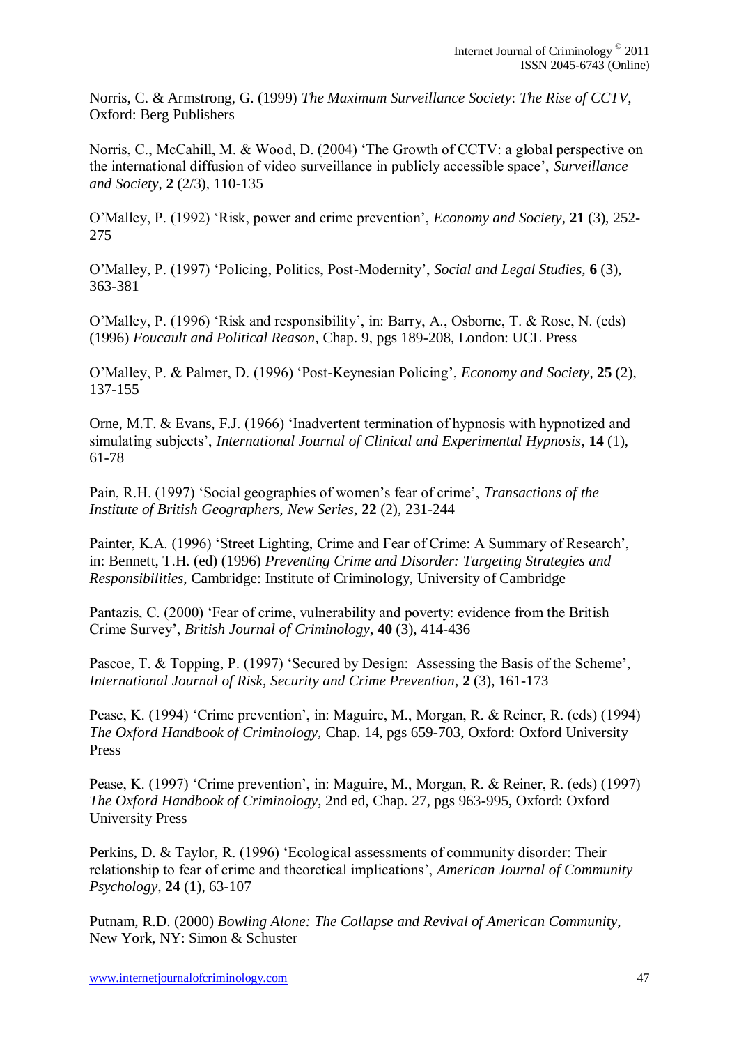Norris, C. & Armstrong, G. (1999) *The Maximum Surveillance Society*: *The Rise of CCTV*, Oxford: Berg Publishers

Norris, C., McCahill, M. & Wood, D. (2004) 'The Growth of CCTV: a global perspective on the international diffusion of video surveillance in publicly accessible space', *Surveillance and Society*, **2** (2/3), 110-135

O'Malley, P. (1992) 'Risk, power and crime prevention', *Economy and Society*, **21** (3), 252-275

O'Malley, P. (1997) 'Policing, Politics, Post-Modernity', *Social and Legal Studies*, **6** (3), 363-381

O'Malley, P. (1996) 'Risk and responsibility', in: Barry, A., Osborne, T. & Rose, N. (eds) (1996) *Foucault and Political Reason*, Chap. 9, pgs 189-208, London: UCL Press

O'Malley, P. & Palmer, D. (1996) 'Post-Keynesian Policing', *Economy and Society*, **25** (2), 137-155

Orne, M.T. & Evans, F.J. (1966) 'Inadvertent termination of hypnosis with hypnotized and simulating subjects', *International Journal of Clinical and Experimental Hypnosis*, **14** (1), 61-78

Pain, R.H. (1997) 'Social geographies of women's fear of crime', *Transactions of the Institute of British Geographers, New Series*, **22** (2), 231-244

Painter, K.A. (1996) 'Street Lighting, Crime and Fear of Crime: A Summary of Research', in: Bennett, T.H. (ed) (1996) *Preventing Crime and Disorder: Targeting Strategies and Responsibilities*, Cambridge: Institute of Criminology, University of Cambridge

Pantazis, C. (2000) 'Fear of crime, vulnerability and poverty: evidence from the British Crime Survey', *British Journal of Criminology*, **40** (3), 414-436

Pascoe, T. & Topping, P. (1997) 'Secured by Design: Assessing the Basis of the Scheme', *International Journal of Risk, Security and Crime Prevention*, **2** (3), 161-173

Pease, K. (1994) 'Crime prevention', in: Maguire, M., Morgan, R. & Reiner, R. (eds) (1994) *The Oxford Handbook of Criminology*, Chap. 14, pgs 659-703, Oxford: Oxford University Press

Pease, K. (1997) 'Crime prevention', in: Maguire, M., Morgan, R. & Reiner, R. (eds) (1997) *The Oxford Handbook of Criminology*, 2nd ed, Chap. 27, pgs 963-995, Oxford: Oxford University Press

Perkins, D. & Taylor, R. (1996) 'Ecological assessments of community disorder: Their relationship to fear of crime and theoretical implications', *American Journal of Community Psychology*, **24** (1), 63-107

Putnam, R.D. (2000) *Bowling Alone: The Collapse and Revival of American Community*, New York, NY: Simon & Schuster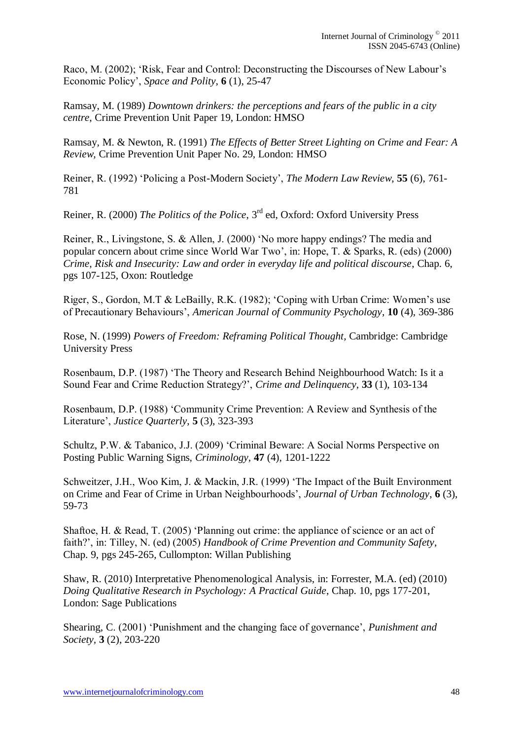Raco, M. (2002); 'Risk, Fear and Control: Deconstructing the Discourses of New Labour's Economic Policy', *Space and Polity*, **6** (1), 25-47

Ramsay, M. (1989) *Downtown drinkers: the perceptions and fears of the public in a city centre*, Crime Prevention Unit Paper 19, London: HMSO

Ramsay, M. & Newton, R. (1991) *The Effects of Better Street Lighting on Crime and Fear: A Review,* Crime Prevention Unit Paper No. 29, London: HMSO

Reiner, R. (1992) 'Policing a Post-Modern Society', *The Modern Law Review,* **55** (6), 761-781

Reiner, R. (2000) *The Politics of the Police*, 3rd ed, Oxford: Oxford University Press

Reiner, R., Livingstone, S. & Allen, J. (2000) 'No more happy endings? The media and popular concern about crime since World War Two', in: Hope, T. & Sparks, R. (eds) (2000) *Crime, Risk and Insecurity: Law and order in everyday life and political discourse*, Chap. 6, pgs 107-125, Oxon: Routledge

Riger, S., Gordon, M.T & LeBailly, R.K. (1982); 'Coping with Urban Crime: Women's use of Precautionary Behaviours', *American Journal of Community Psychology*, **10** (4), 369-386

Rose, N. (1999) *Powers of Freedom: Reframing Political Thought*, Cambridge: Cambridge University Press

Rosenbaum, D.P. (1987) 'The Theory and Research Behind Neighbourhood Watch: Is it a Sound Fear and Crime Reduction Strategy?', *Crime and Delinquency*, **33** (1), 103-134

Rosenbaum, D.P. (1988) 'Community Crime Prevention: A Review and Synthesis of the Literature', *Justice Quarterly*, **5** (3), 323-393

Schultz, P.W. & Tabanico, J.J. (2009) 'Criminal Beware: A Social Norms Perspective on Posting Public Warning Signs, *Criminology*, **47** (4), 1201-1222

Schweitzer, J.H., Woo Kim, J. & Mackin, J.R. (1999) 'The Impact of the Built Environment on Crime and Fear of Crime in Urban Neighbourhoods', *Journal of Urban Technology*, **6** (3), 59-73

Shaftoe, H. & Read, T. (2005) 'Planning out crime: the appliance of science or an act of faith?', in: Tilley, N. (ed) (2005) *Handbook of Crime Prevention and Community Safety*, Chap. 9, pgs 245-265, Cullompton: Willan Publishing

Shaw, R. (2010) Interpretative Phenomenological Analysis, in: Forrester, M.A. (ed) (2010) *Doing Qualitative Research in Psychology: A Practical Guide*, Chap. 10, pgs 177-201, London: Sage Publications

Shearing, C. (2001) 'Punishment and the changing face of governance', *Punishment and Society*, **3** (2), 203-220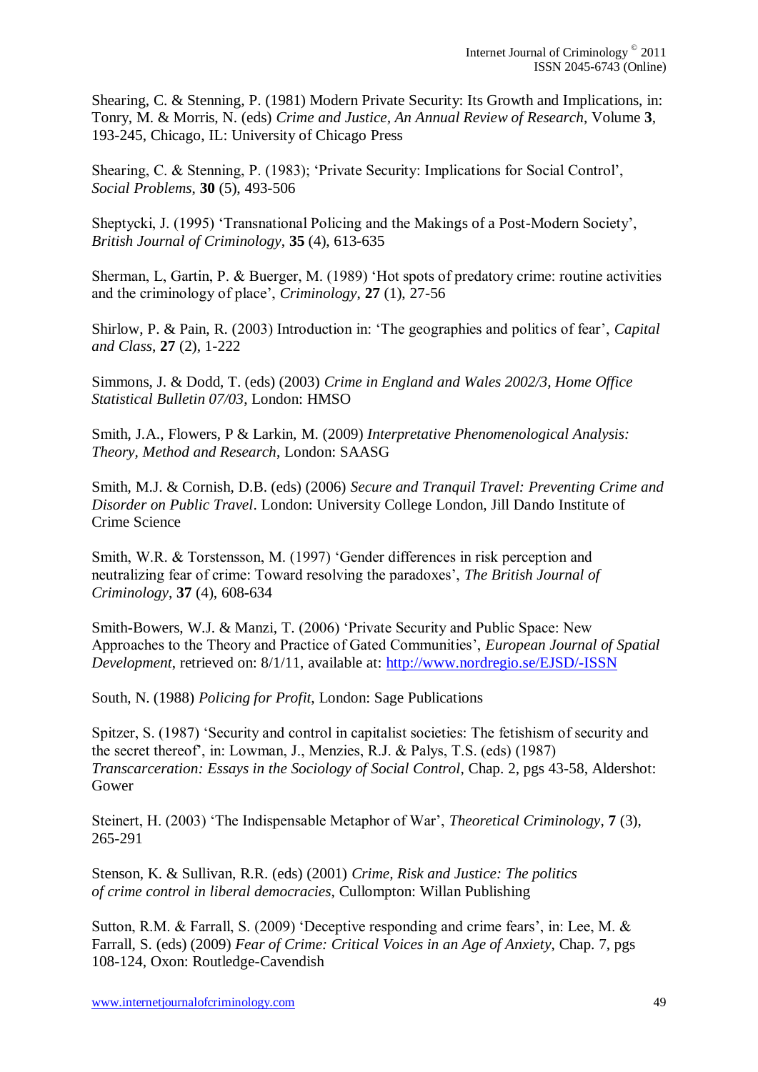Shearing, C. & Stenning, P. (1981) Modern Private Security: Its Growth and Implications, in: Tonry, M. & Morris, N. (eds) *Crime and Justice, An Annual Review of Research*, Volume **3**, 193-245, Chicago, IL: University of Chicago Press

Shearing, C. & Stenning, P. (1983); 'Private Security: Implications for Social Control', *Social Problems*, **30** (5), 493-506

Sheptycki, J. (1995) 'Transnational Policing and the Makings of a Post-Modern Society', *British Journal of Criminology*, **35** (4), 613-635

Sherman, L, Gartin, P. & Buerger, M. (1989) 'Hot spots of predatory crime: routine activities and the criminology of place', *Criminology*, **27** (1), 27-56

Shirlow, P. & Pain, R. (2003) Introduction in: 'The geographies and politics of fear', *Capital and Class*, **27** (2), 1-222

Simmons, J. & Dodd, T. (eds) (2003) *Crime in England and Wales 2002/3, Home Office Statistical Bulletin 07/03*, London: HMSO

Smith, J.A., Flowers, P & Larkin, M. (2009) *Interpretative Phenomenological Analysis: Theory, Method and Research*, London: SAASG

Smith, M.J. & Cornish, D.B. (eds) (2006) *Secure and Tranquil Travel: Preventing Crime and Disorder on Public Travel*. London: University College London, Jill Dando Institute of Crime Science

Smith, W.R. & Torstensson, M. (1997) 'Gender differences in risk perception and neutralizing fear of crime: Toward resolving the paradoxes', *The British Journal of Criminology*, **37** (4), 608-634

Smith-Bowers, W.J. & Manzi, T. (2006) 'Private Security and Public Space: New Approaches to the Theory and Practice of Gated Communities', *European Journal of Spatial Development*, retrieved on: 8/1/11, available at: http://www.nordregio.se/EJSD/-ISSN

South, N. (1988) *Policing for Profit*, London: Sage Publications

Spitzer, S. (1987) 'Security and control in capitalist societies: The fetishism of security and the secret thereof', in: Lowman, J., Menzies, R.J. & Palys, T.S. (eds) (1987) *Transcarceration: Essays in the Sociology of Social Control*, Chap. 2, pgs 43-58, Aldershot: Gower

Steinert, H. (2003) 'The Indispensable Metaphor of War', *Theoretical Criminology*, **7** (3), 265-291

Stenson, K. & Sullivan, R.R. (eds) (2001) *Crime, Risk and Justice: The politics of crime control in liberal democracies*, Cullompton: Willan Publishing

Sutton, R.M. & Farrall, S. (2009) 'Deceptive responding and crime fears', in: Lee, M. & Farrall, S. (eds) (2009) *Fear of Crime: Critical Voices in an Age of Anxiety*, Chap. 7, pgs 108-124, Oxon: Routledge-Cavendish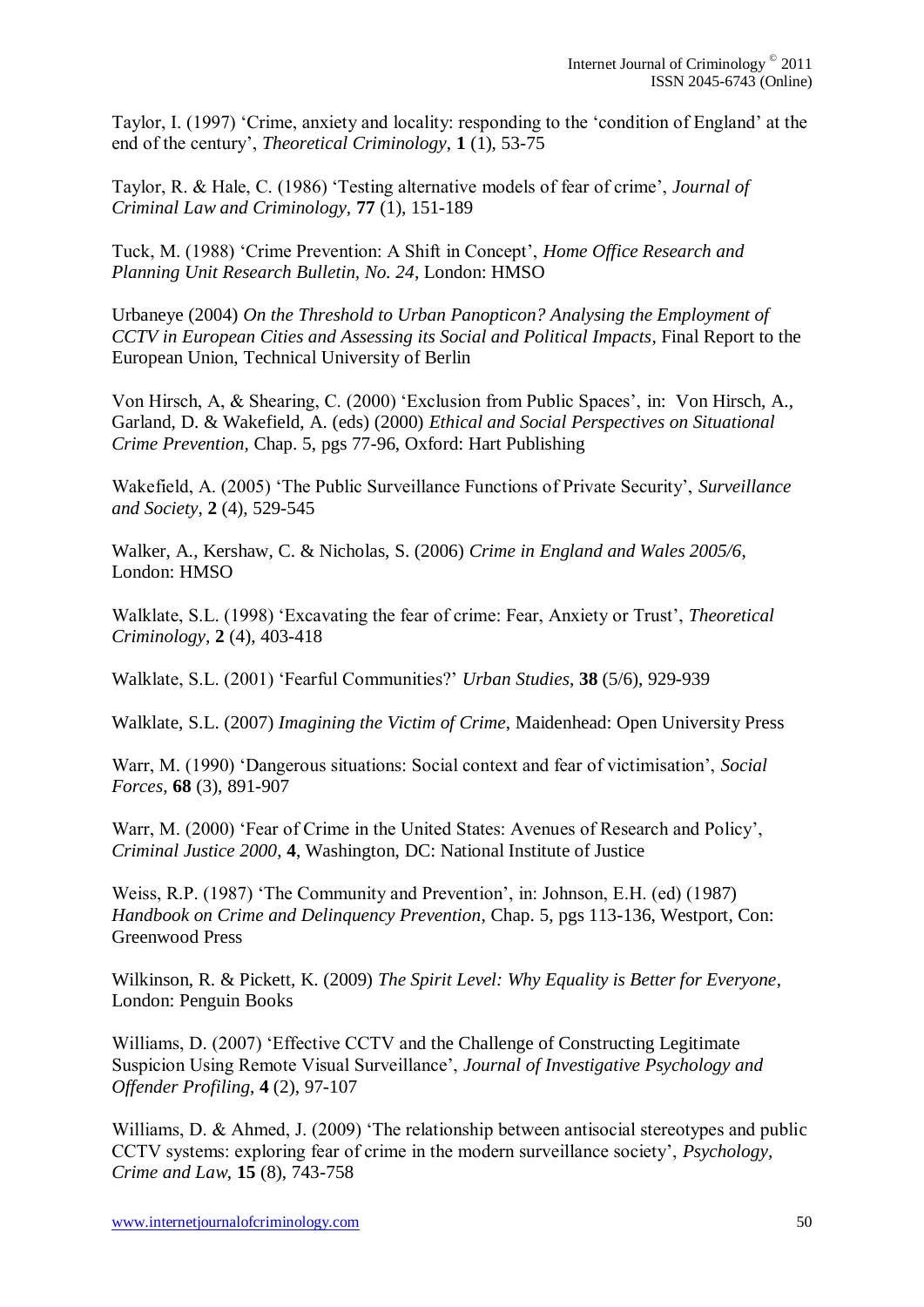Taylor, I. (1997) 'Crime, anxiety and locality: responding to the 'condition of England' at the end of the century', *Theoretical Criminology*, **1** (1), 53-75

Taylor, R. & Hale, C. (1986) 'Testing alternative models of fear of crime', *Journal of Criminal Law and Criminology*, **77** (1), 151-189

Tuck, M. (1988) 'Crime Prevention: A Shift in Concept', *Home Office Research and Planning Unit Research Bulletin, No. 24*, London: HMSO

Urbaneye (2004) *On the Threshold to Urban Panopticon? Analysing the Employment of CCTV in European Cities and Assessing its Social and Political Impacts*, Final Report to the European Union, Technical University of Berlin

Von Hirsch, A, & Shearing, C. (2000) 'Exclusion from Public Spaces', in: Von Hirsch, A., Garland, D. & Wakefield, A. (eds) (2000) *Ethical and Social Perspectives on Situational Crime Prevention*, Chap. 5, pgs 77-96, Oxford: Hart Publishing

Wakefield, A. (2005) 'The Public Surveillance Functions of Private Security', *Surveillance and Society*, **2** (4), 529-545

Walker, A., Kershaw, C. & Nicholas, S. (2006) *Crime in England and Wales 2005/6*, London: HMSO

Walklate, S.L. (1998) 'Excavating the fear of crime: Fear, Anxiety or Trust', *Theoretical Criminology*, **2** (4), 403-418

Walklate, S.L. (2001) 'Fearful Communities?' *Urban Studies*, **38** (5/6), 929-939

Walklate, S.L. (2007) *Imagining the Victim of Crime*, Maidenhead: Open University Press

Warr, M. (1990) 'Dangerous situations: Social context and fear of victimisation', *Social Forces*, **68** (3), 891-907

Warr, M. (2000) 'Fear of Crime in the United States: Avenues of Research and Policy', *Criminal Justice 2000*, **4**, Washington, DC: National Institute of Justice

Weiss, R.P. (1987) 'The Community and Prevention', in: Johnson, E.H. (ed) (1987) *Handbook on Crime and Delinquency Prevention*, Chap. 5, pgs 113-136, Westport, Con: Greenwood Press

Wilkinson, R. & Pickett, K. (2009) *The Spirit Level: Why Equality is Better for Everyone*, London: Penguin Books

Williams, D. (2007) 'Effective CCTV and the Challenge of Constructing Legitimate Suspicion Using Remote Visual Surveillance', *Journal of Investigative Psychology and Offender Profiling*, **4** (2), 97-107

Williams, D. & Ahmed, J. (2009) 'The relationship between antisocial stereotypes and public CCTV systems: exploring fear of crime in the modern surveillance society', *Psychology, Crime and Law*, **15** (8), 743-758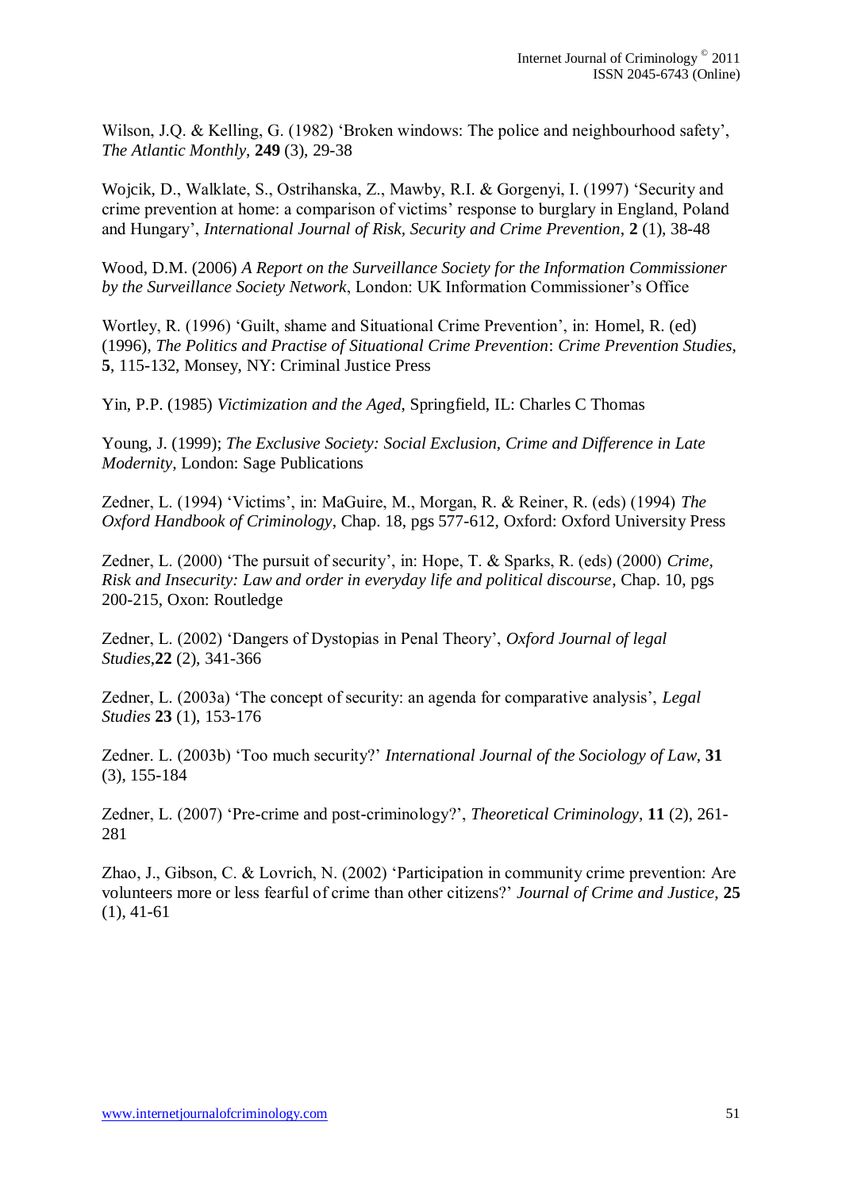Wilson, J.Q. & Kelling, G. (1982) 'Broken windows: The police and neighbourhood safety', *The Atlantic Monthly*, **249** (3), 29-38

Wojcik, D., Walklate, S., Ostrihanska, Z., Mawby, R.I. & Gorgenyi, I. (1997) 'Security and crime prevention at home: a comparison of victims' response to burglary in England, Poland and Hungary', *International Journal of Risk, Security and Crime Prevention*, **2** (1), 38-48

Wood, D.M. (2006) *A Report on the Surveillance Society for the Information Commissioner by the Surveillance Society Network*, London: UK Information Commissioner's Office

Wortley, R. (1996) 'Guilt, shame and Situational Crime Prevention', in: Homel, R. (ed) (1996), *The Politics and Practise of Situational Crime Prevention*: *Crime Prevention Studies*, **5**, 115-132, Monsey, NY: Criminal Justice Press

Yin, P.P. (1985) *Victimization and the Aged*, Springfield, IL: Charles C Thomas

Young, J. (1999); *The Exclusive Society: Social Exclusion, Crime and Difference in Late Modernity*, London: Sage Publications

Zedner, L. (1994) 'Victims', in: MaGuire, M., Morgan, R. & Reiner, R. (eds) (1994) *The Oxford Handbook of Criminology*, Chap. 18, pgs 577-612, Oxford: Oxford University Press

Zedner, L. (2000) 'The pursuit of security', in: Hope, T. & Sparks, R. (eds) (2000) *Crime, Risk and Insecurity: Law and order in everyday life and political discourse*, Chap. 10, pgs 200-215, Oxon: Routledge

Zedner, L. (2002) 'Dangers of Dystopias in Penal Theory', *Oxford Journal of legal Studies*,**22** (2), 341-366

Zedner, L. (2003a) 'The concept of security: an agenda for comparative analysis', *Legal Studies* **23** (1), 153-176

Zedner. L. (2003b) 'Too much security?' *International Journal of the Sociology of Law*, **31** (3), 155-184

Zedner, L. (2007) 'Pre-crime and post-criminology?', *Theoretical Criminology*, **11** (2), 261-281

Zhao, J., Gibson, C. & Lovrich, N. (2002) 'Participation in community crime prevention: Are volunteers more or less fearful of crime than other citizens?' *Journal of Crime and Justice*, **25** (1), 41-61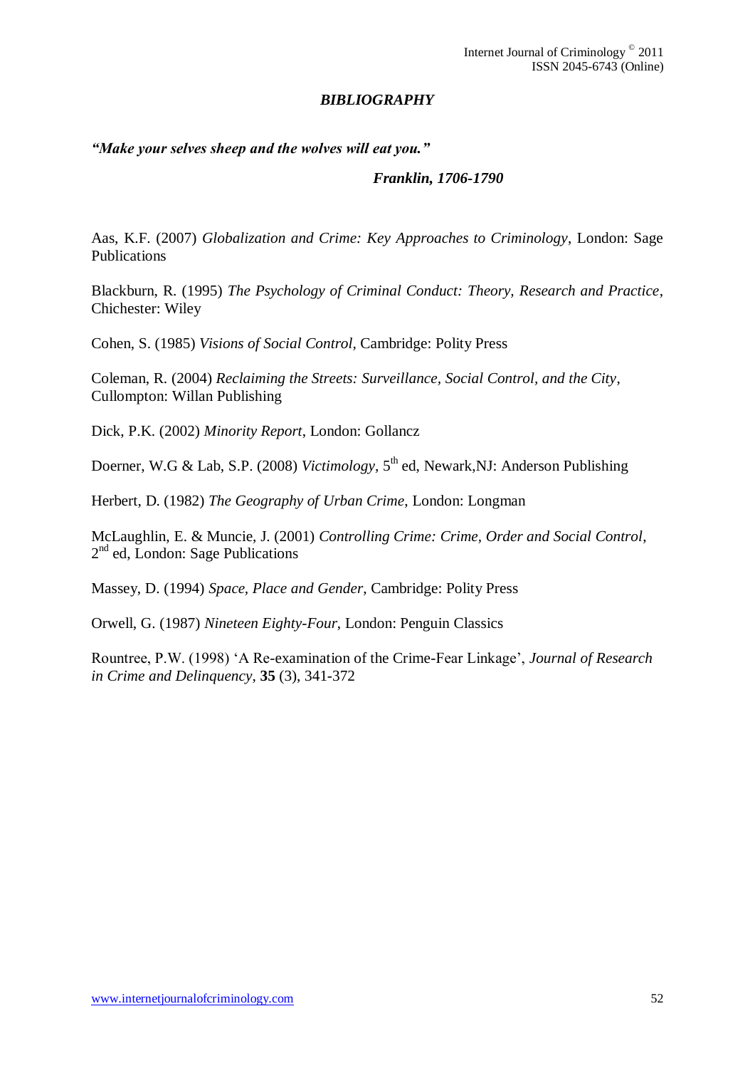## *BIBLIOGRAPHY*

***"Make your selves sheep and the wolves will eat you."***

***Franklin, 1706-1790***

Aas, K.F. (2007) *Globalization and Crime: Key Approaches to Criminology*, London: Sage Publications

Blackburn, R. (1995) *The Psychology of Criminal Conduct: Theory, Research and Practice*, Chichester: Wiley

Cohen, S. (1985) *Visions of Social Control*, Cambridge: Polity Press

Coleman, R. (2004) *Reclaiming the Streets: Surveillance, Social Control, and the City*, Cullompton: Willan Publishing

Dick, P.K. (2002) *Minority Report*, London: Gollancz

Doerner, W.G & Lab, S.P. (2008) *Victimology*, 5th ed, Newark,NJ: Anderson Publishing

Herbert, D. (1982) *The Geography of Urban Crime*, London: Longman

McLaughlin, E. & Muncie, J. (2001) *Controlling Crime: Crime, Order and Social Control*, 2nd ed, London: Sage Publications

Massey, D. (1994) *Space, Place and Gender*, Cambridge: Polity Press

Orwell, G. (1987) *Nineteen Eighty-Four*, London: Penguin Classics

Rountree, P.W. (1998) 'A Re-examination of the Crime-Fear Linkage', *Journal of Research in Crime and Delinquency*, **35** (3), 341-372